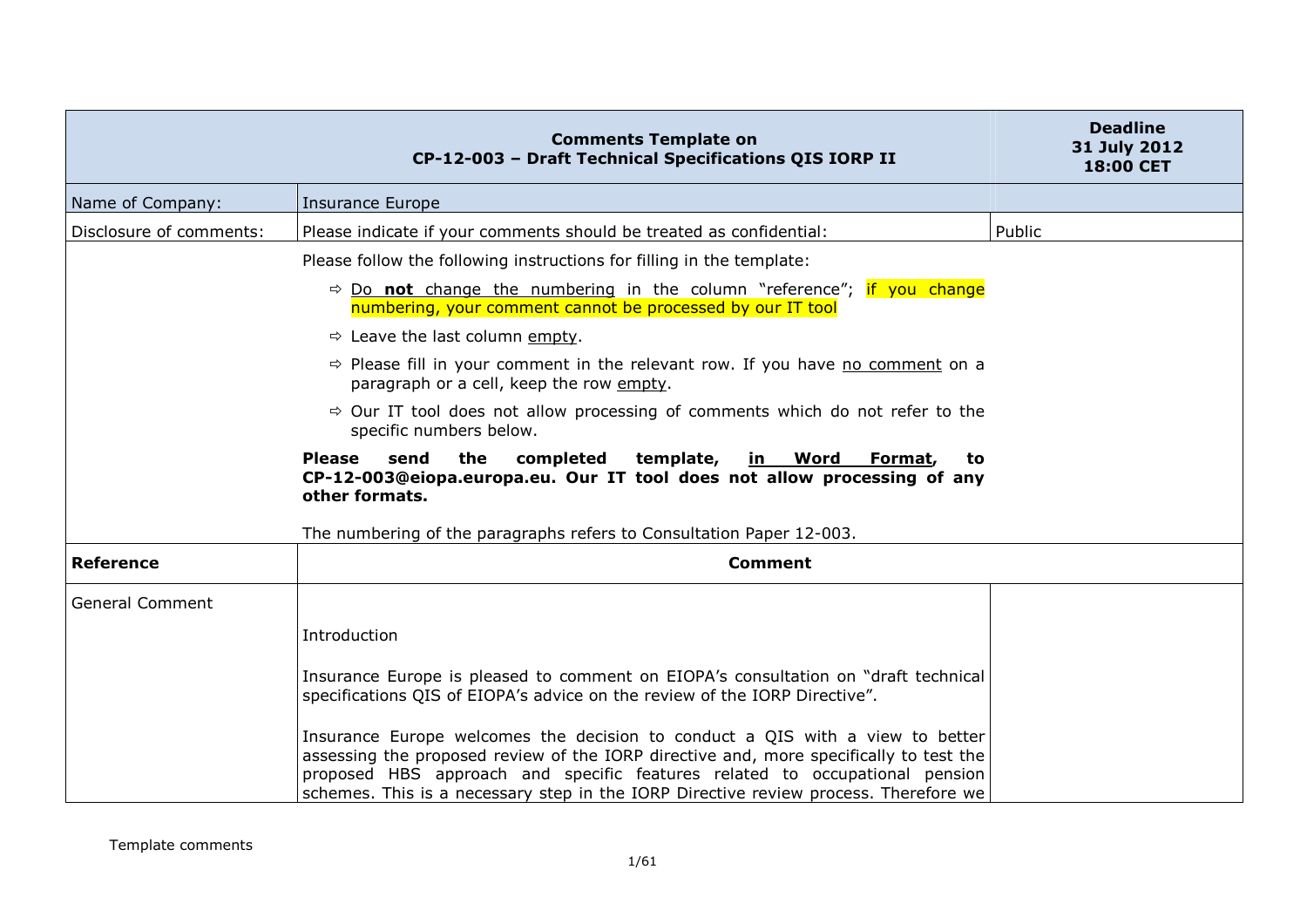| Comments Template on CP-12-003 – Draft Technical Specifications QIS IORP II | | Deadline 31 July 2012 18:00 CET |
|---|---|---|
| Name of Company: | Insurance Europe | |
| Disclosure of comments: | Please indicate if your comments should be treated as confidential: | Public |
| | Please follow the following instructions for filling in the template:<br>⇨ Do **not** change the numbering in the column "reference"; if you change numbering, your comment cannot be processed by our IT tool<br>⇨ Leave the last column empty.<br>⇨ Please fill in your comment in the relevant row. If you have no comment on a paragraph or a cell, keep the row empty.<br>⇨ Our IT tool does not allow processing of comments which do not refer to the specific numbers below.<br>**Please send the completed template, in Word Format, to CP-12-003@eiopa.europa.eu. Our IT tool does not allow processing of any other formats.**<br>The numbering of the paragraphs refers to Consultation Paper 12-003. | |
| **Reference** | **Comment** | |
| General Comment | Introduction<br><br>Insurance Europe is pleased to comment on EIOPA's consultation on "draft technical specifications QIS of EIOPA's advice on the review of the IORP Directive".<br><br>Insurance Europe welcomes the decision to conduct a QIS with a view to better assessing the proposed review of the IORP directive and, more specifically to test the proposed HBS approach and specific features related to occupational pension schemes. This is a necessary step in the IORP Directive review process. Therefore we | |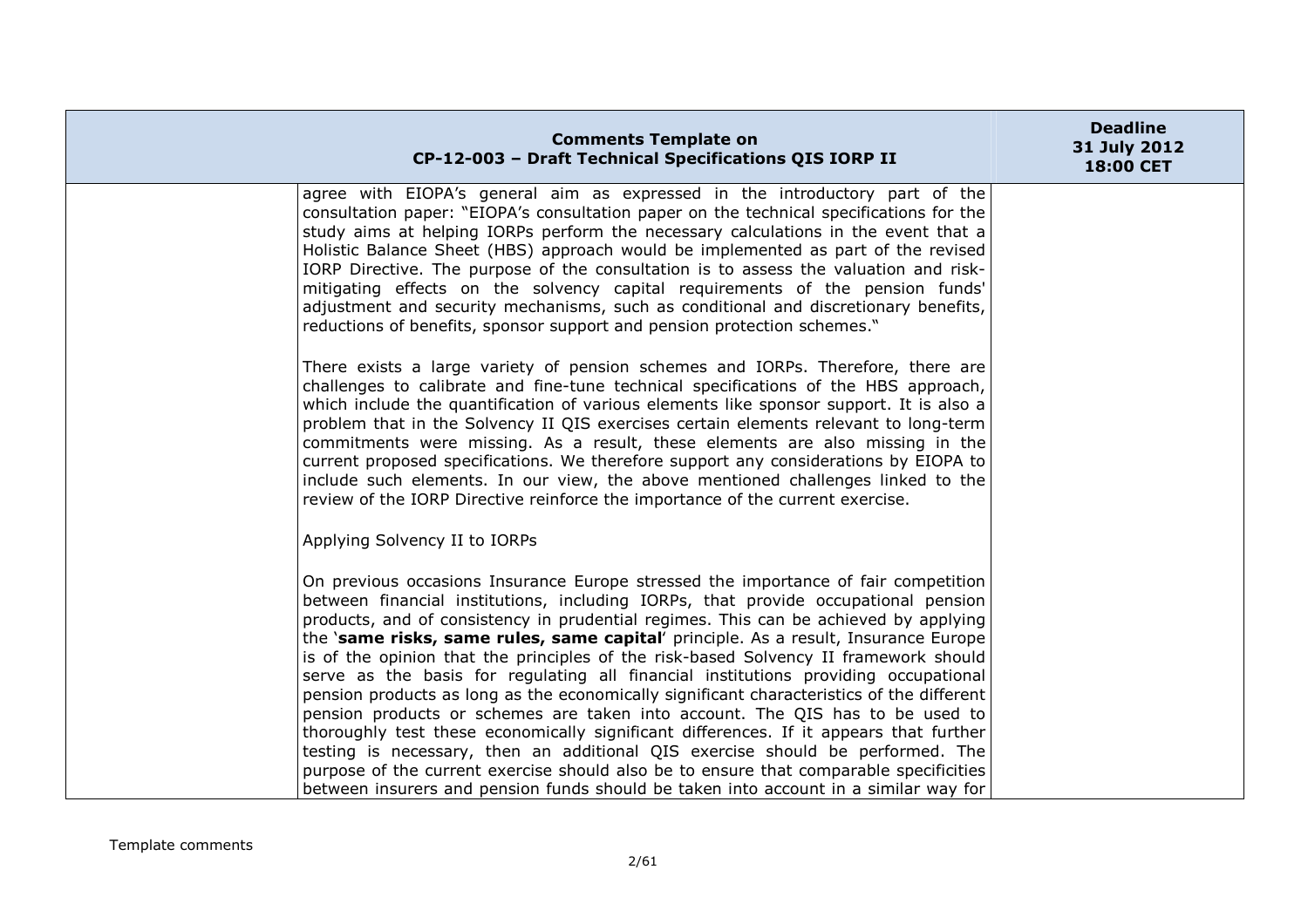agree with EIOPA's general aim as expressed in the introductory part of the consultation paper: "EIOPA's consultation paper on the technical specifications for the study aims at helping IORPs perform the necessary calculations in the event that a Holistic Balance Sheet (HBS) approach would be implemented as part of the revised IORP Directive. The purpose of the consultation is to assess the valuation and risk-mitigating effects on the solvency capital requirements of the pension funds' adjustment and security mechanisms, such as conditional and discretionary benefits, reductions of benefits, sponsor support and pension protection schemes."

There exists a large variety of pension schemes and IORPs. Therefore, there are challenges to calibrate and fine-tune technical specifications of the HBS approach, which include the quantification of various elements like sponsor support. It is also a problem that in the Solvency II QIS exercises certain elements relevant to long-term commitments were missing. As a result, these elements are also missing in the current proposed specifications. We therefore support any considerations by EIOPA to include such elements. In our view, the above mentioned challenges linked to the review of the IORP Directive reinforce the importance of the current exercise.

Applying Solvency II to IORPs

On previous occasions Insurance Europe stressed the importance of fair competition between financial institutions, including IORPs, that provide occupational pension products, and of consistency in prudential regimes. This can be achieved by applying the '**same risks, same rules, same capital**' principle. As a result, Insurance Europe is of the opinion that the principles of the risk-based Solvency II framework should serve as the basis for regulating all financial institutions providing occupational pension products as long as the economically significant characteristics of the different pension products or schemes are taken into account. The QIS has to be used to thoroughly test these economically significant differences. If it appears that further testing is necessary, then an additional QIS exercise should be performed. The purpose of the current exercise should also be to ensure that comparable specificities between insurers and pension funds should be taken into account in a similar way for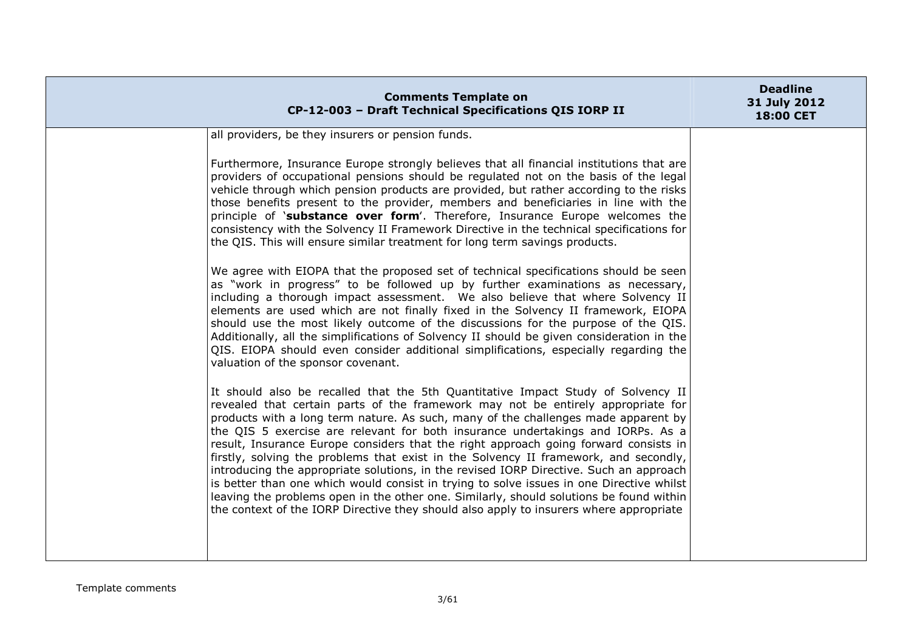| | all providers, be they insurers or pension funds.<br><br>Furthermore, Insurance Europe strongly believes that all financial institutions that are providers of occupational pensions should be regulated not on the basis of the legal vehicle through which pension products are provided, but rather according to the risks those benefits present to the provider, members and beneficiaries in line with the principle of '**substance over form**'. Therefore, Insurance Europe welcomes the consistency with the Solvency II Framework Directive in the technical specifications for the QIS. This will ensure similar treatment for long term savings products.<br><br>We agree with EIOPA that the proposed set of technical specifications should be seen as "work in progress" to be followed up by further examinations as necessary, including a thorough impact assessment. We also believe that where Solvency II elements are used which are not finally fixed in the Solvency II framework, EIOPA should use the most likely outcome of the discussions for the purpose of the QIS. Additionally, all the simplifications of Solvency II should be given consideration in the QIS. EIOPA should even consider additional simplifications, especially regarding the valuation of the sponsor covenant.<br><br>It should also be recalled that the 5th Quantitative Impact Study of Solvency II revealed that certain parts of the framework may not be entirely appropriate for products with a long term nature. As such, many of the challenges made apparent by the QIS 5 exercise are relevant for both insurance undertakings and IORPs. As a result, Insurance Europe considers that the right approach going forward consists in firstly, solving the problems that exist in the Solvency II framework, and secondly, introducing the appropriate solutions, in the revised IORP Directive. Such an approach is better than one which would consist in trying to solve issues in one Directive whilst leaving the problems open in the other one. Similarly, should solutions be found within the context of the IORP Directive they should also apply to insurers where appropriate | |
|---|---|---|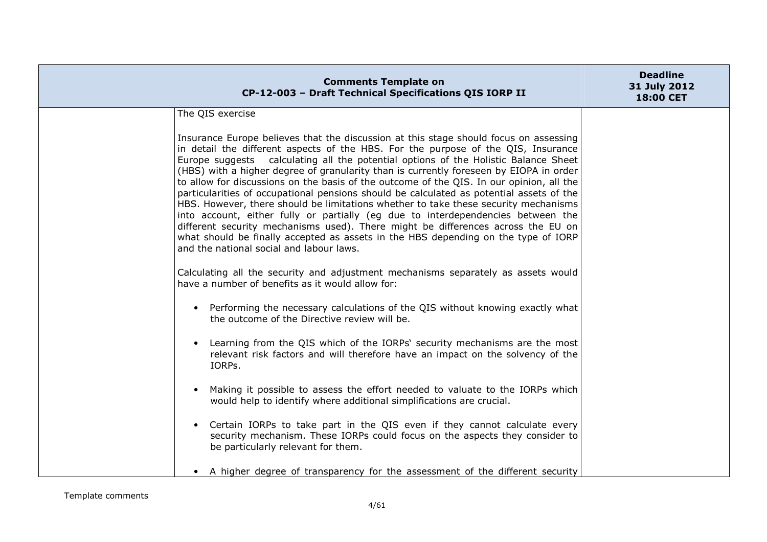| Comments Template on CP-12-003 – Draft Technical Specifications QIS IORP II | | Deadline 31 July 2012 18:00 CET |
|---|---|---|
| | The QIS exercise<br><br>Insurance Europe believes that the discussion at this stage should focus on assessing in detail the different aspects of the HBS. For the purpose of the QIS, Insurance Europe suggests calculating all the potential options of the Holistic Balance Sheet (HBS) with a higher degree of granularity than is currently foreseen by EIOPA in order to allow for discussions on the basis of the outcome of the QIS. In our opinion, all the particularities of occupational pensions should be calculated as potential assets of the HBS. However, there should be limitations whether to take these security mechanisms into account, either fully or partially (eg due to interdependencies between the different security mechanisms used). There might be differences across the EU on what should be finally accepted as assets in the HBS depending on the type of IORP and the national social and labour laws.<br><br>Calculating all the security and adjustment mechanisms separately as assets would have a number of benefits as it would allow for:<br><br>• Performing the necessary calculations of the QIS without knowing exactly what the outcome of the Directive review will be.<br><br>• Learning from the QIS which of the IORPs' security mechanisms are the most relevant risk factors and will therefore have an impact on the solvency of the IORPs.<br><br>• Making it possible to assess the effort needed to valuate to the IORPs which would help to identify where additional simplifications are crucial.<br><br>• Certain IORPs to take part in the QIS even if they cannot calculate every security mechanism. These IORPs could focus on the aspects they consider to be particularly relevant for them.<br><br>• A higher degree of transparency for the assessment of the different security | |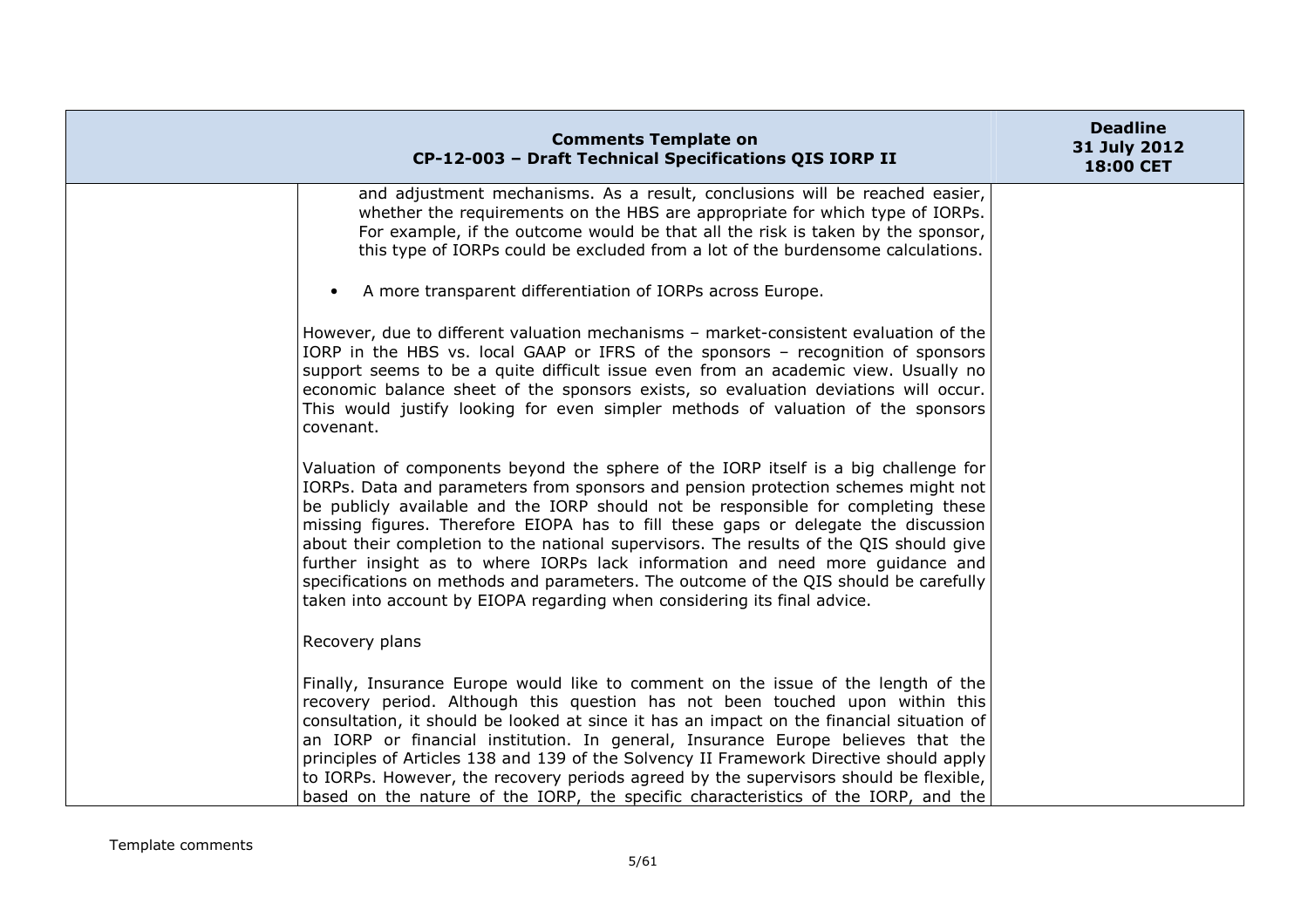and adjustment mechanisms. As a result, conclusions will be reached easier, whether the requirements on the HBS are appropriate for which type of IORPs. For example, if the outcome would be that all the risk is taken by the sponsor, this type of IORPs could be excluded from a lot of the burdensome calculations.

- A more transparent differentiation of IORPs across Europe.

However, due to different valuation mechanisms – market-consistent evaluation of the IORP in the HBS vs. local GAAP or IFRS of the sponsors – recognition of sponsors support seems to be a quite difficult issue even from an academic view. Usually no economic balance sheet of the sponsors exists, so evaluation deviations will occur. This would justify looking for even simpler methods of valuation of the sponsors covenant.

Valuation of components beyond the sphere of the IORP itself is a big challenge for IORPs. Data and parameters from sponsors and pension protection schemes might not be publicly available and the IORP should not be responsible for completing these missing figures. Therefore EIOPA has to fill these gaps or delegate the discussion about their completion to the national supervisors. The results of the QIS should give further insight as to where IORPs lack information and need more guidance and specifications on methods and parameters. The outcome of the QIS should be carefully taken into account by EIOPA regarding when considering its final advice.

Recovery plans

Finally, Insurance Europe would like to comment on the issue of the length of the recovery period. Although this question has not been touched upon within this consultation, it should be looked at since it has an impact on the financial situation of an IORP or financial institution. In general, Insurance Europe believes that the principles of Articles 138 and 139 of the Solvency II Framework Directive should apply to IORPs. However, the recovery periods agreed by the supervisors should be flexible, based on the nature of the IORP, the specific characteristics of the IORP, and the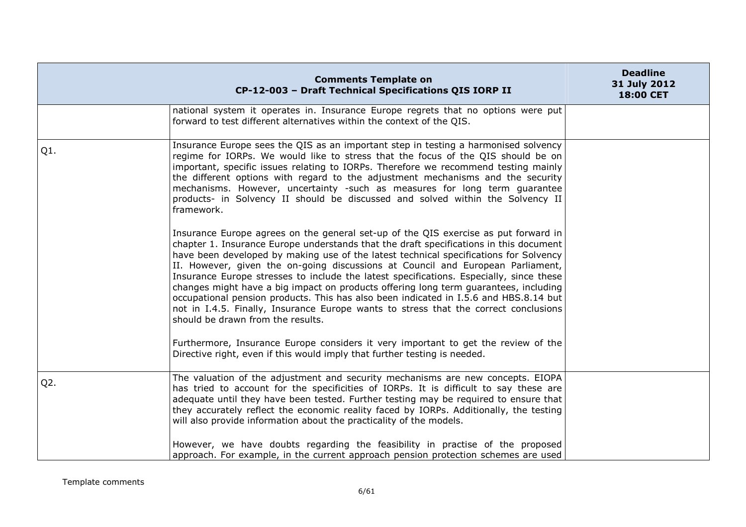| Comments Template on CP-12-003 – Draft Technical Specifications QIS IORP II | | Deadline 31 July 2012 18:00 CET |
|---|---|---|
| | national system it operates in. Insurance Europe regrets that no options were put forward to test different alternatives within the context of the QIS. | |
| Q1. | Insurance Europe sees the QIS as an important step in testing a harmonised solvency regime for IORPs. We would like to stress that the focus of the QIS should be on important, specific issues relating to IORPs. Therefore we recommend testing mainly the different options with regard to the adjustment mechanisms and the security mechanisms. However, uncertainty -such as measures for long term guarantee products- in Solvency II should be discussed and solved within the Solvency II framework.<br><br>Insurance Europe agrees on the general set-up of the QIS exercise as put forward in chapter 1. Insurance Europe understands that the draft specifications in this document have been developed by making use of the latest technical specifications for Solvency II. However, given the on-going discussions at Council and European Parliament, Insurance Europe stresses to include the latest specifications. Especially, since these changes might have a big impact on products offering long term guarantees, including occupational pension products. This has also been indicated in I.5.6 and HBS.8.14 but not in I.4.5. Finally, Insurance Europe wants to stress that the correct conclusions should be drawn from the results.<br><br>Furthermore, Insurance Europe considers it very important to get the review of the Directive right, even if this would imply that further testing is needed. | |
| Q2. | The valuation of the adjustment and security mechanisms are new concepts. EIOPA has tried to account for the specificities of IORPs. It is difficult to say these are adequate until they have been tested. Further testing may be required to ensure that they accurately reflect the economic reality faced by IORPs. Additionally, the testing will also provide information about the practicality of the models.<br><br>However, we have doubts regarding the feasibility in practise of the proposed approach. For example, in the current approach pension protection schemes are used | |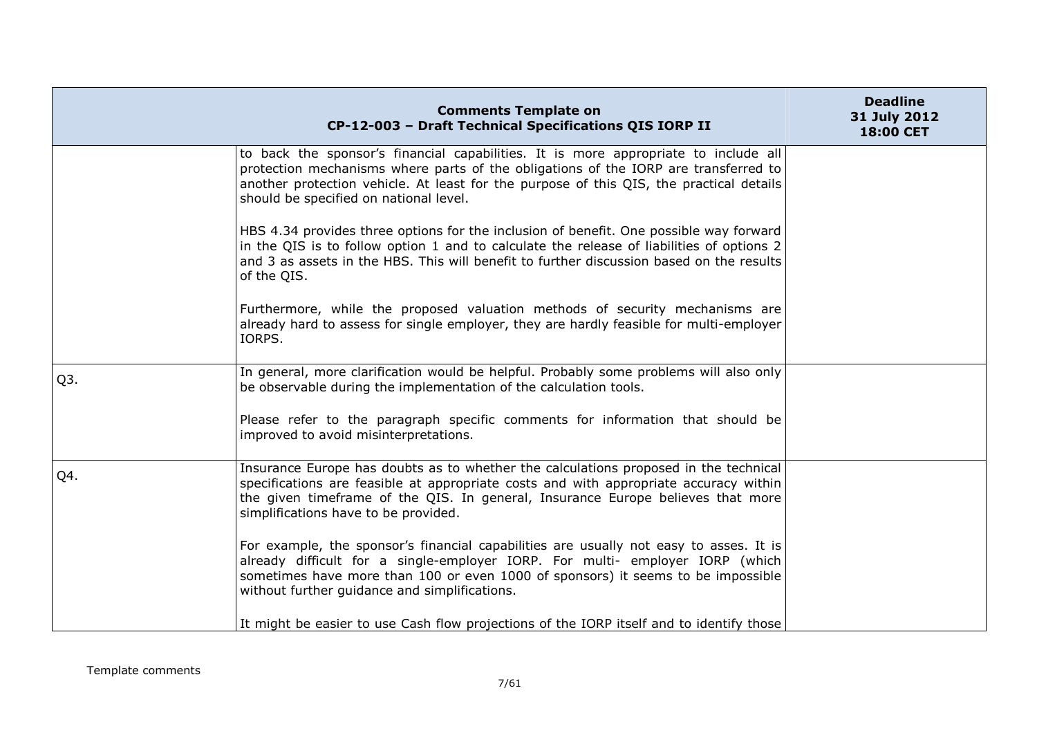| Comments Template on CP-12-003 – Draft Technical Specifications QIS IORP II | | Deadline 31 July 2012 18:00 CET |
|---|---|---|
| | to back the sponsor's financial capabilities. It is more appropriate to include all protection mechanisms where parts of the obligations of the IORP are transferred to another protection vehicle. At least for the purpose of this QIS, the practical details should be specified on national level.<br><br>HBS 4.34 provides three options for the inclusion of benefit. One possible way forward in the QIS is to follow option 1 and to calculate the release of liabilities of options 2 and 3 as assets in the HBS. This will benefit to further discussion based on the results of the QIS.<br><br>Furthermore, while the proposed valuation methods of security mechanisms are already hard to assess for single employer, they are hardly feasible for multi-employer IORPS. | |
| Q3. | In general, more clarification would be helpful. Probably some problems will also only be observable during the implementation of the calculation tools.<br><br>Please refer to the paragraph specific comments for information that should be improved to avoid misinterpretations. | |
| Q4. | Insurance Europe has doubts as to whether the calculations proposed in the technical specifications are feasible at appropriate costs and with appropriate accuracy within the given timeframe of the QIS. In general, Insurance Europe believes that more simplifications have to be provided.<br><br>For example, the sponsor's financial capabilities are usually not easy to asses. It is already difficult for a single-employer IORP. For multi- employer IORP (which sometimes have more than 100 or even 1000 of sponsors) it seems to be impossible without further guidance and simplifications.<br><br>It might be easier to use Cash flow projections of the IORP itself and to identify those | |

Template comments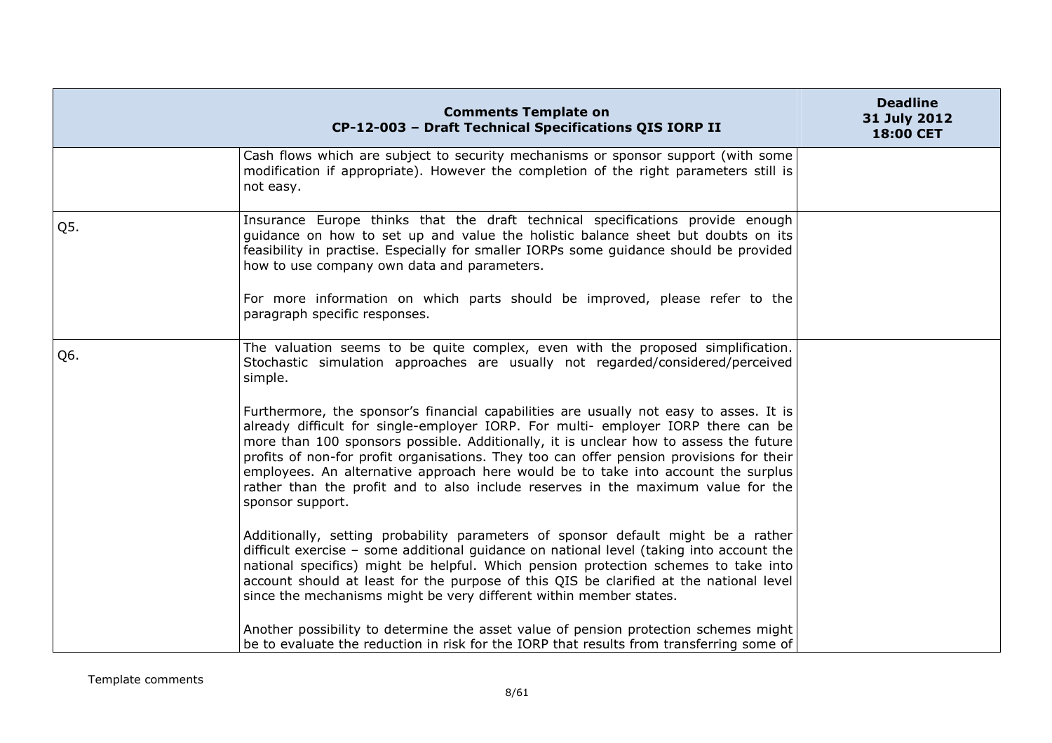| Comments Template on CP-12-003 – Draft Technical Specifications QIS IORP II | | Deadline 31 July 2012 18:00 CET |
|---|---|---|
| | Cash flows which are subject to security mechanisms or sponsor support (with some modification if appropriate). However the completion of the right parameters still is not easy. | |
| Q5. | Insurance Europe thinks that the draft technical specifications provide enough guidance on how to set up and value the holistic balance sheet but doubts on its feasibility in practise. Especially for smaller IORPs some guidance should be provided how to use company own data and parameters.<br><br>For more information on which parts should be improved, please refer to the paragraph specific responses. | |
| Q6. | The valuation seems to be quite complex, even with the proposed simplification. Stochastic simulation approaches are usually not regarded/considered/perceived simple.<br><br>Furthermore, the sponsor's financial capabilities are usually not easy to asses. It is already difficult for single-employer IORP. For multi- employer IORP there can be more than 100 sponsors possible. Additionally, it is unclear how to assess the future profits of non-for profit organisations. They too can offer pension provisions for their employees. An alternative approach here would be to take into account the surplus rather than the profit and to also include reserves in the maximum value for the sponsor support.<br><br>Additionally, setting probability parameters of sponsor default might be a rather difficult exercise – some additional guidance on national level (taking into account the national specifics) might be helpful. Which pension protection schemes to take into account should at least for the purpose of this QIS be clarified at the national level since the mechanisms might be very different within member states.<br><br>Another possibility to determine the asset value of pension protection schemes might be to evaluate the reduction in risk for the IORP that results from transferring some of | |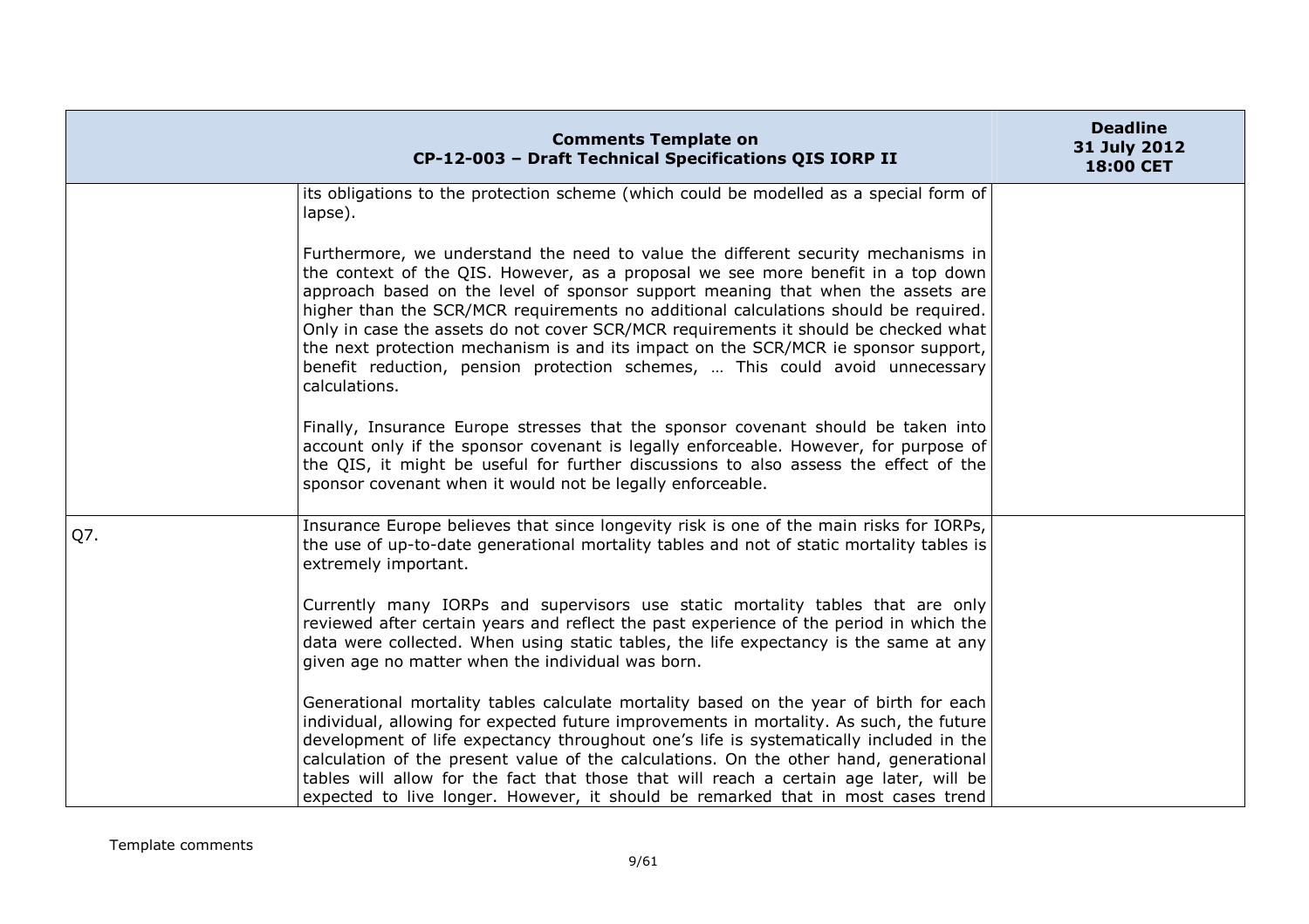| | | |
|---|---|---|
| | its obligations to the protection scheme (which could be modelled as a special form of lapse).<br><br>Furthermore, we understand the need to value the different security mechanisms in the context of the QIS. However, as a proposal we see more benefit in a top down approach based on the level of sponsor support meaning that when the assets are higher than the SCR/MCR requirements no additional calculations should be required. Only in case the assets do not cover SCR/MCR requirements it should be checked what the next protection mechanism is and its impact on the SCR/MCR ie sponsor support, benefit reduction, pension protection schemes, … This could avoid unnecessary calculations.<br><br>Finally, Insurance Europe stresses that the sponsor covenant should be taken into account only if the sponsor covenant is legally enforceable. However, for purpose of the QIS, it might be useful for further discussions to also assess the effect of the sponsor covenant when it would not be legally enforceable. | |
| Q7. | Insurance Europe believes that since longevity risk is one of the main risks for IORPs, the use of up-to-date generational mortality tables and not of static mortality tables is extremely important.<br><br>Currently many IORPs and supervisors use static mortality tables that are only reviewed after certain years and reflect the past experience of the period in which the data were collected. When using static tables, the life expectancy is the same at any given age no matter when the individual was born.<br><br>Generational mortality tables calculate mortality based on the year of birth for each individual, allowing for expected future improvements in mortality. As such, the future development of life expectancy throughout one's life is systematically included in the calculation of the present value of the calculations. On the other hand, generational tables will allow for the fact that those that will reach a certain age later, will be expected to live longer. However, it should be remarked that in most cases trend | |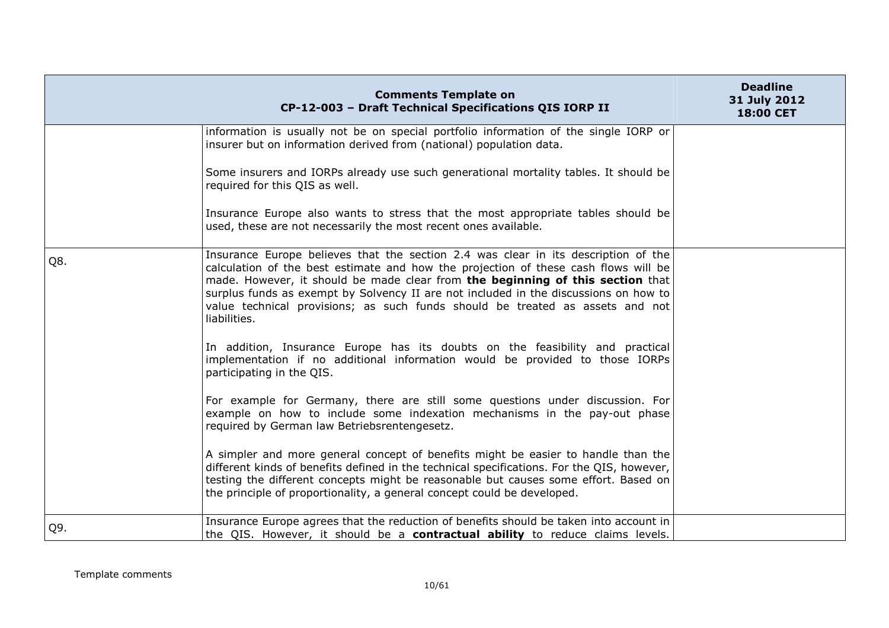| Comments Template on CP-12-003 – Draft Technical Specifications QIS IORP II | | Deadline 31 July 2012 18:00 CET |
|---|---|---|
| | information is usually not be on special portfolio information of the single IORP or insurer but on information derived from (national) population data.<br><br>Some insurers and IORPs already use such generational mortality tables. It should be required for this QIS as well.<br><br>Insurance Europe also wants to stress that the most appropriate tables should be used, these are not necessarily the most recent ones available. | |
| Q8. | Insurance Europe believes that the section 2.4 was clear in its description of the calculation of the best estimate and how the projection of these cash flows will be made. However, it should be made clear from **the beginning of this section** that surplus funds as exempt by Solvency II are not included in the discussions on how to value technical provisions; as such funds should be treated as assets and not liabilities.<br><br>In addition, Insurance Europe has its doubts on the feasibility and practical implementation if no additional information would be provided to those IORPs participating in the QIS.<br><br>For example for Germany, there are still some questions under discussion. For example on how to include some indexation mechanisms in the pay-out phase required by German law Betriebsrentengesetz.<br><br>A simpler and more general concept of benefits might be easier to handle than the different kinds of benefits defined in the technical specifications. For the QIS, however, testing the different concepts might be reasonable but causes some effort. Based on the principle of proportionality, a general concept could be developed. | |
| Q9. | Insurance Europe agrees that the reduction of benefits should be taken into account in the QIS. However, it should be a **contractual ability** to reduce claims levels. | |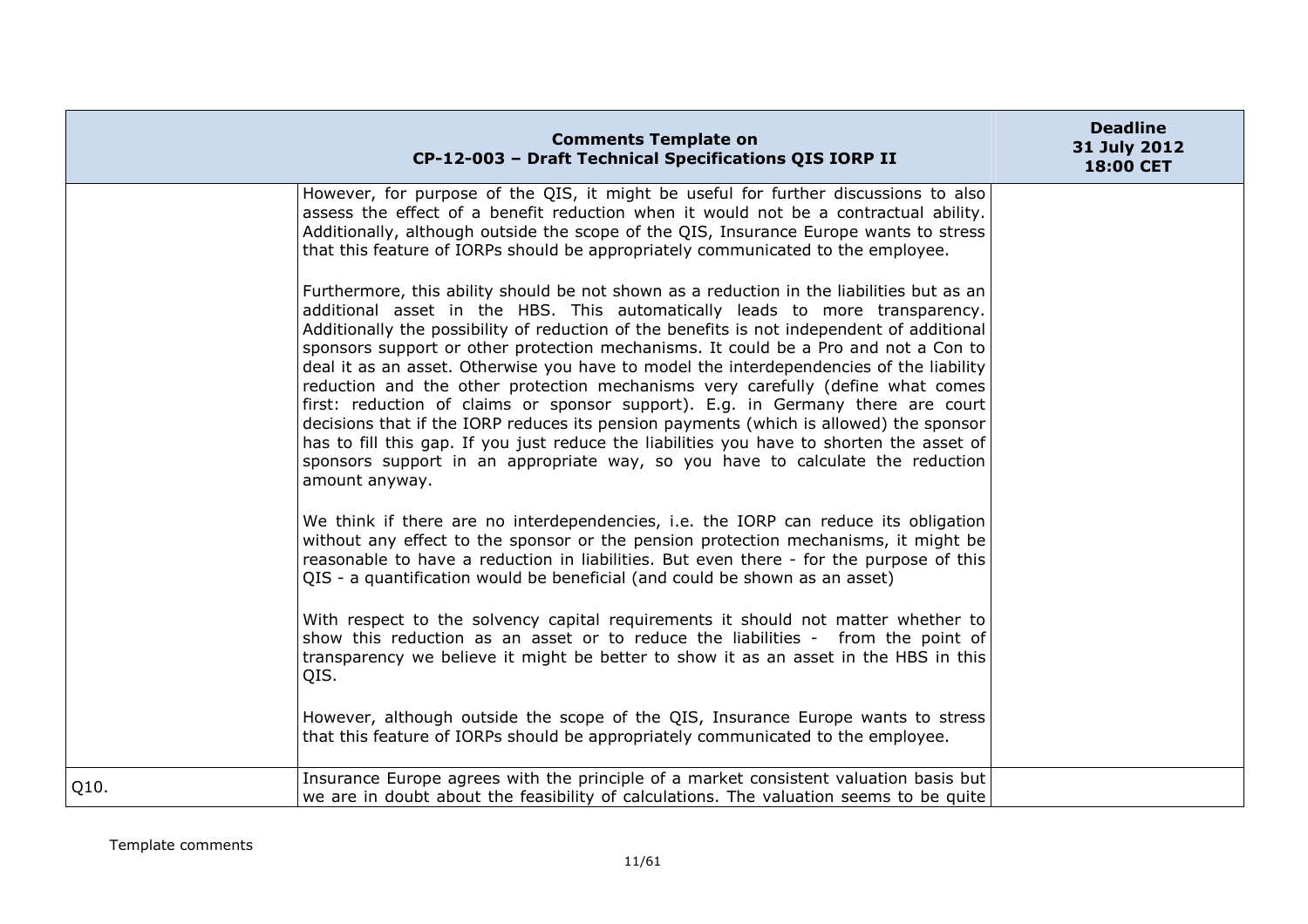| Comments Template on CP-12-003 – Draft Technical Specifications QIS IORP II | | Deadline 31 July 2012 18:00 CET |
|---|---|---|
| | However, for purpose of the QIS, it might be useful for further discussions to also assess the effect of a benefit reduction when it would not be a contractual ability. Additionally, although outside the scope of the QIS, Insurance Europe wants to stress that this feature of IORPs should be appropriately communicated to the employee.<br><br>Furthermore, this ability should be not shown as a reduction in the liabilities but as an additional asset in the HBS. This automatically leads to more transparency. Additionally the possibility of reduction of the benefits is not independent of additional sponsors support or other protection mechanisms. It could be a Pro and not a Con to deal it as an asset. Otherwise you have to model the interdependencies of the liability reduction and the other protection mechanisms very carefully (define what comes first: reduction of claims or sponsor support). E.g. in Germany there are court decisions that if the IORP reduces its pension payments (which is allowed) the sponsor has to fill this gap. If you just reduce the liabilities you have to shorten the asset of sponsors support in an appropriate way, so you have to calculate the reduction amount anyway.<br><br>We think if there are no interdependencies, i.e. the IORP can reduce its obligation without any effect to the sponsor or the pension protection mechanisms, it might be reasonable to have a reduction in liabilities. But even there - for the purpose of this QIS - a quantification would be beneficial (and could be shown as an asset)<br><br>With respect to the solvency capital requirements it should not matter whether to show this reduction as an asset or to reduce the liabilities - from the point of transparency we believe it might be better to show it as an asset in the HBS in this QIS.<br><br>However, although outside the scope of the QIS, Insurance Europe wants to stress that this feature of IORPs should be appropriately communicated to the employee. | |
| Q10. | Insurance Europe agrees with the principle of a market consistent valuation basis but we are in doubt about the feasibility of calculations. The valuation seems to be quite | |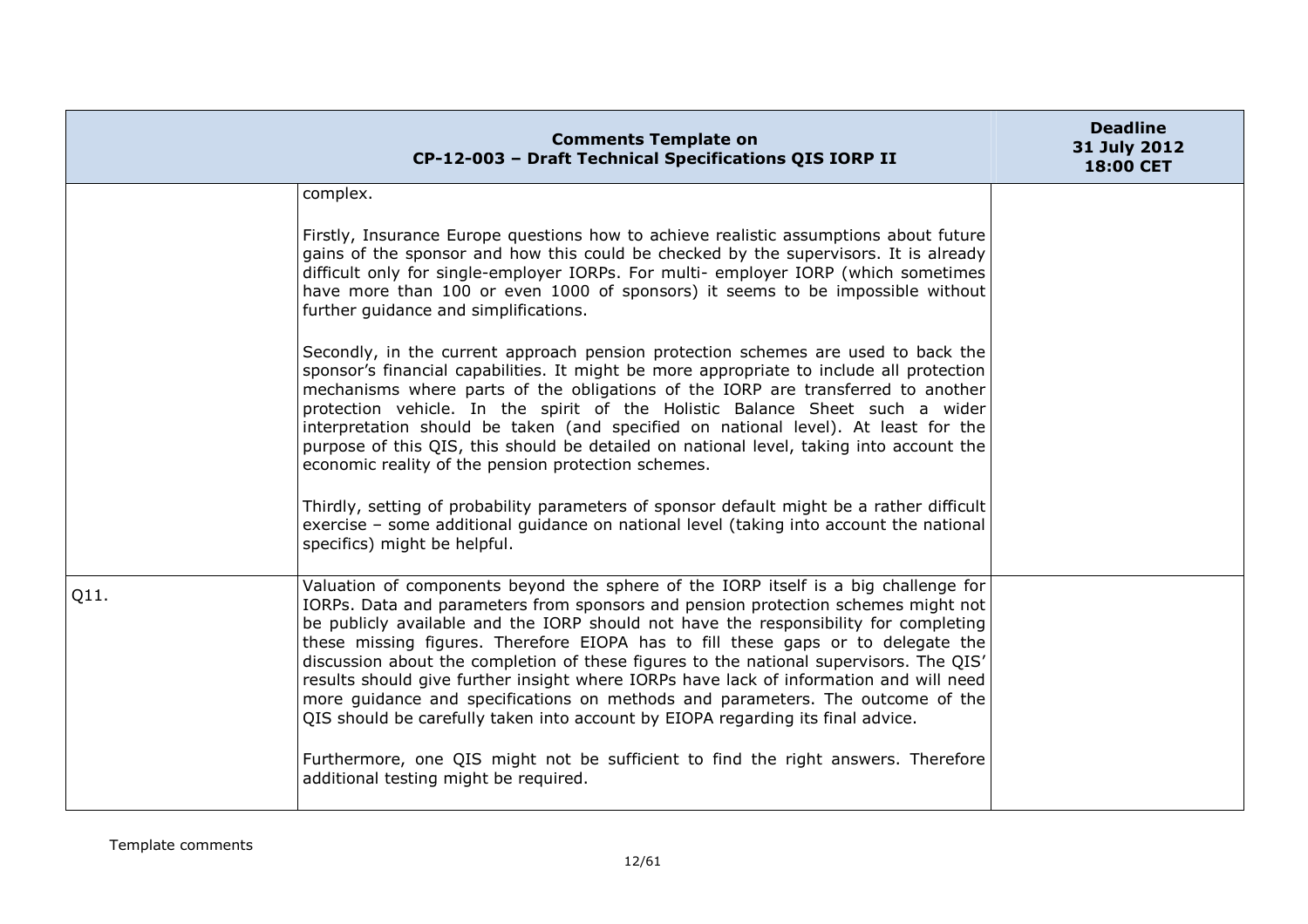| Comments Template on CP-12-003 – Draft Technical Specifications QIS IORP II | | Deadline 31 July 2012 18:00 CET |
|---|---|---|
| | complex.<br><br>Firstly, Insurance Europe questions how to achieve realistic assumptions about future gains of the sponsor and how this could be checked by the supervisors. It is already difficult only for single-employer IORPs. For multi- employer IORP (which sometimes have more than 100 or even 1000 of sponsors) it seems to be impossible without further guidance and simplifications.<br><br>Secondly, in the current approach pension protection schemes are used to back the sponsor's financial capabilities. It might be more appropriate to include all protection mechanisms where parts of the obligations of the IORP are transferred to another protection vehicle. In the spirit of the Holistic Balance Sheet such a wider interpretation should be taken (and specified on national level). At least for the purpose of this QIS, this should be detailed on national level, taking into account the economic reality of the pension protection schemes.<br><br>Thirdly, setting of probability parameters of sponsor default might be a rather difficult exercise – some additional guidance on national level (taking into account the national specifics) might be helpful. | |
| Q11. | Valuation of components beyond the sphere of the IORP itself is a big challenge for IORPs. Data and parameters from sponsors and pension protection schemes might not be publicly available and the IORP should not have the responsibility for completing these missing figures. Therefore EIOPA has to fill these gaps or to delegate the discussion about the completion of these figures to the national supervisors. The QIS' results should give further insight where IORPs have lack of information and will need more guidance and specifications on methods and parameters. The outcome of the QIS should be carefully taken into account by EIOPA regarding its final advice.<br><br>Furthermore, one QIS might not be sufficient to find the right answers. Therefore additional testing might be required. | |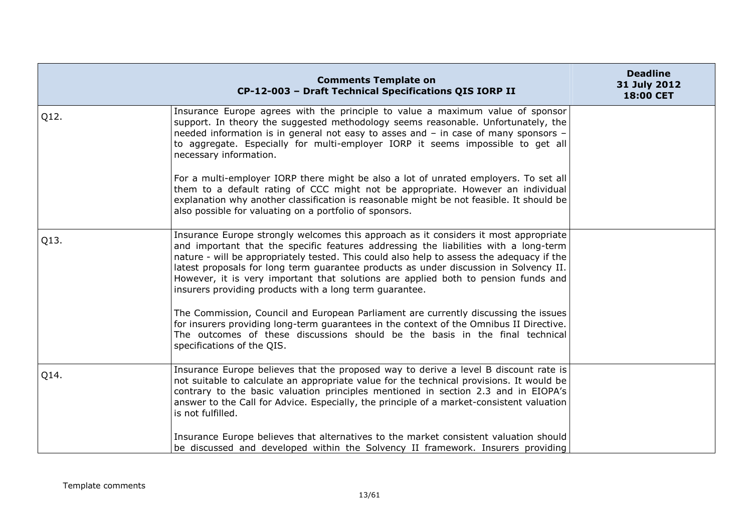| | Comments Template on CP-12-003 – Draft Technical Specifications QIS IORP II | Deadline 31 July 2012 18:00 CET |
|---|---|---|
| Q12. | Insurance Europe agrees with the principle to value a maximum value of sponsor support. In theory the suggested methodology seems reasonable. Unfortunately, the needed information is in general not easy to asses and – in case of many sponsors – to aggregate. Especially for multi-employer IORP it seems impossible to get all necessary information.<br><br>For a multi-employer IORP there might be also a lot of unrated employers. To set all them to a default rating of CCC might not be appropriate. However an individual explanation why another classification is reasonable might be not feasible. It should be also possible for valuating on a portfolio of sponsors. | |
| Q13. | Insurance Europe strongly welcomes this approach as it considers it most appropriate and important that the specific features addressing the liabilities with a long-term nature - will be appropriately tested. This could also help to assess the adequacy if the latest proposals for long term guarantee products as under discussion in Solvency II. However, it is very important that solutions are applied both to pension funds and insurers providing products with a long term guarantee.<br><br>The Commission, Council and European Parliament are currently discussing the issues for insurers providing long-term guarantees in the context of the Omnibus II Directive. The outcomes of these discussions should be the basis in the final technical specifications of the QIS. | |
| Q14. | Insurance Europe believes that the proposed way to derive a level B discount rate is not suitable to calculate an appropriate value for the technical provisions. It would be contrary to the basic valuation principles mentioned in section 2.3 and in EIOPA's answer to the Call for Advice. Especially, the principle of a market-consistent valuation is not fulfilled.<br><br>Insurance Europe believes that alternatives to the market consistent valuation should be discussed and developed within the Solvency II framework. Insurers providing | |

Template comments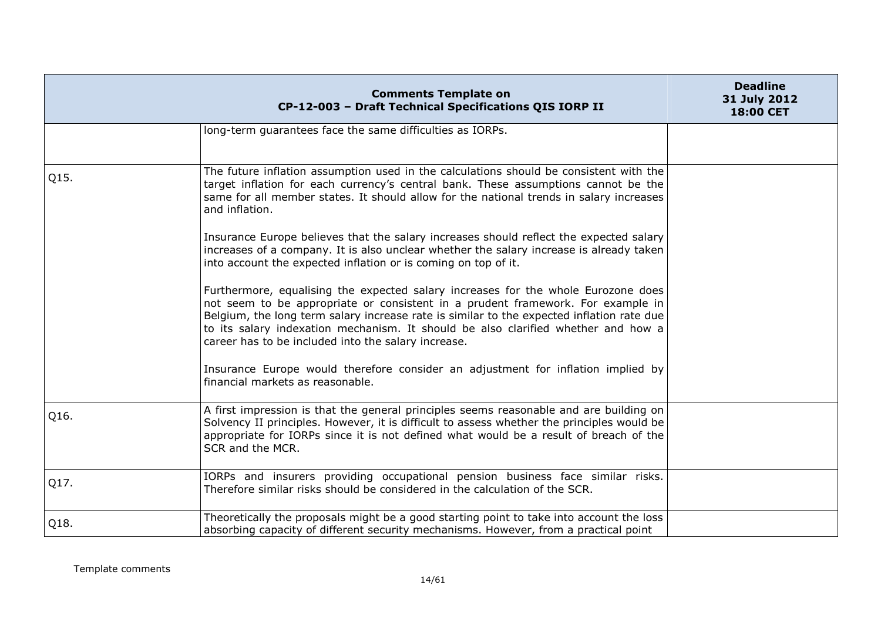| Comments Template on CP-12-003 – Draft Technical Specifications QIS IORP II | | Deadline 31 July 2012 18:00 CET |
|---|---|---|
| | long-term guarantees face the same difficulties as IORPs. | |
| Q15. | The future inflation assumption used in the calculations should be consistent with the target inflation for each currency's central bank. These assumptions cannot be the same for all member states. It should allow for the national trends in salary increases and inflation.<br><br>Insurance Europe believes that the salary increases should reflect the expected salary increases of a company. It is also unclear whether the salary increase is already taken into account the expected inflation or is coming on top of it.<br><br>Furthermore, equalising the expected salary increases for the whole Eurozone does not seem to be appropriate or consistent in a prudent framework. For example in Belgium, the long term salary increase rate is similar to the expected inflation rate due to its salary indexation mechanism. It should be also clarified whether and how a career has to be included into the salary increase.<br><br>Insurance Europe would therefore consider an adjustment for inflation implied by financial markets as reasonable. | |
| Q16. | A first impression is that the general principles seems reasonable and are building on Solvency II principles. However, it is difficult to assess whether the principles would be appropriate for IORPs since it is not defined what would be a result of breach of the SCR and the MCR. | |
| Q17. | IORPs and insurers providing occupational pension business face similar risks. Therefore similar risks should be considered in the calculation of the SCR. | |
| Q18. | Theoretically the proposals might be a good starting point to take into account the loss absorbing capacity of different security mechanisms. However, from a practical point | |

Template comments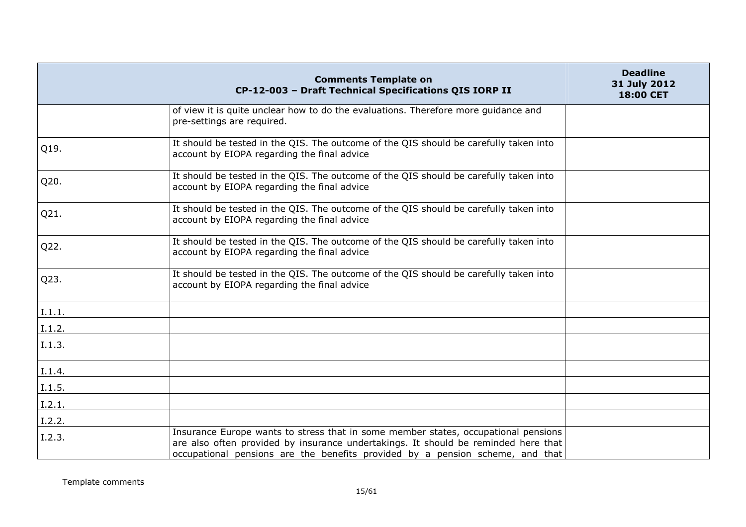| Comments Template on CP-12-003 – Draft Technical Specifications QIS IORP II | | Deadline 31 July 2012 18:00 CET |
|---|---|---|
| | of view it is quite unclear how to do the evaluations. Therefore more guidance and pre-settings are required. | |
| Q19. | It should be tested in the QIS. The outcome of the QIS should be carefully taken into account by EIOPA regarding the final advice | |
| Q20. | It should be tested in the QIS. The outcome of the QIS should be carefully taken into account by EIOPA regarding the final advice | |
| Q21. | It should be tested in the QIS. The outcome of the QIS should be carefully taken into account by EIOPA regarding the final advice | |
| Q22. | It should be tested in the QIS. The outcome of the QIS should be carefully taken into account by EIOPA regarding the final advice | |
| Q23. | It should be tested in the QIS. The outcome of the QIS should be carefully taken into account by EIOPA regarding the final advice | |
| I.1.1. | | |
| I.1.2. | | |
| I.1.3. | | |
| I.1.4. | | |
| I.1.5. | | |
| I.2.1. | | |
| I.2.2. | | |
| I.2.3. | Insurance Europe wants to stress that in some member states, occupational pensions are also often provided by insurance undertakings. It should be reminded here that occupational pensions are the benefits provided by a pension scheme, and that | |

Template comments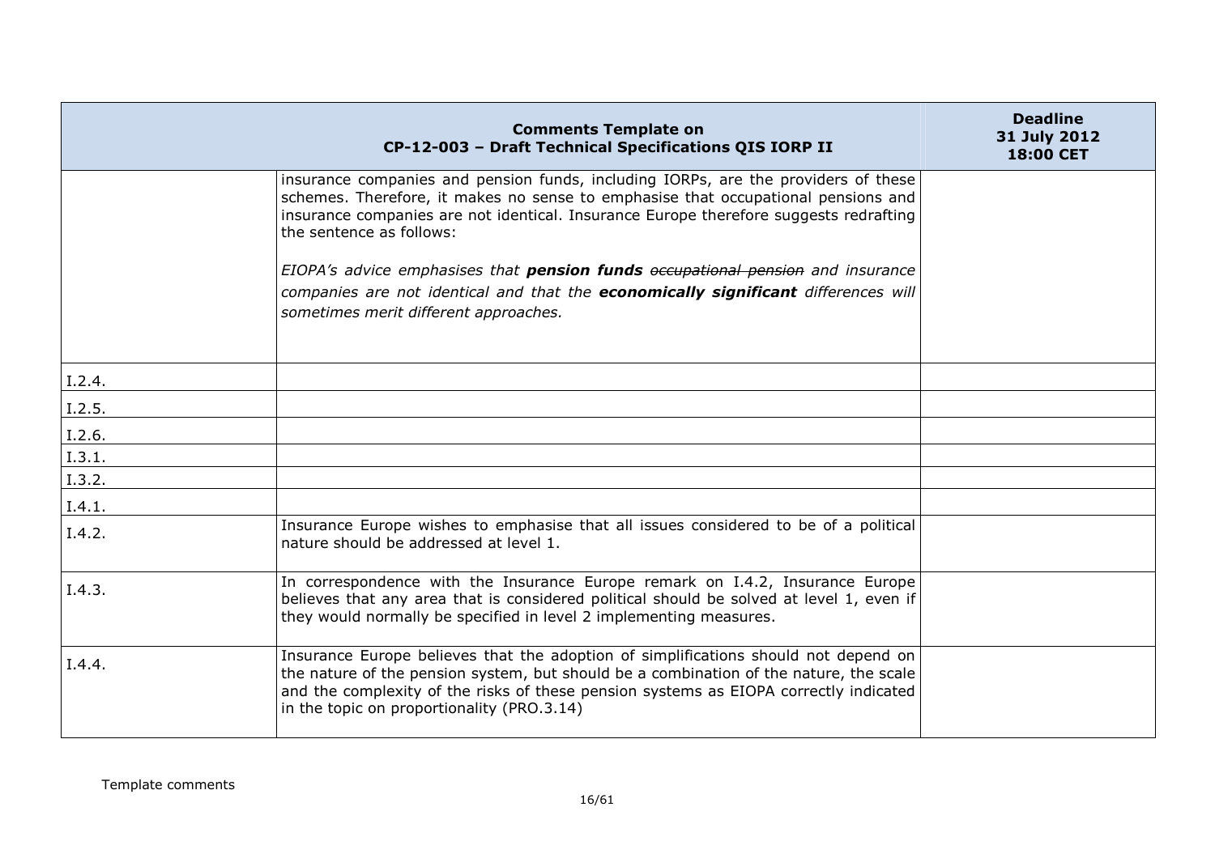| Comments Template on CP-12-003 – Draft Technical Specifications QIS IORP II | | Deadline 31 July 2012 18:00 CET |
|---|---|---|
| | insurance companies and pension funds, including IORPs, are the providers of these schemes. Therefore, it makes no sense to emphasise that occupational pensions and insurance companies are not identical. Insurance Europe therefore suggests redrafting the sentence as follows:<br><br>*EIOPA's advice emphasises that* ***pension funds*** *~~occupational pension~~ and insurance companies are not identical and that the* ***economically significant*** *differences will sometimes merit different approaches.* | |
| I.2.4. | | |
| I.2.5. | | |
| I.2.6. | | |
| I.3.1. | | |
| I.3.2. | | |
| I.4.1. | | |
| I.4.2. | Insurance Europe wishes to emphasise that all issues considered to be of a political nature should be addressed at level 1. | |
| I.4.3. | In correspondence with the Insurance Europe remark on I.4.2, Insurance Europe believes that any area that is considered political should be solved at level 1, even if they would normally be specified in level 2 implementing measures. | |
| I.4.4. | Insurance Europe believes that the adoption of simplifications should not depend on the nature of the pension system, but should be a combination of the nature, the scale and the complexity of the risks of these pension systems as EIOPA correctly indicated in the topic on proportionality (PRO.3.14) | |

Template comments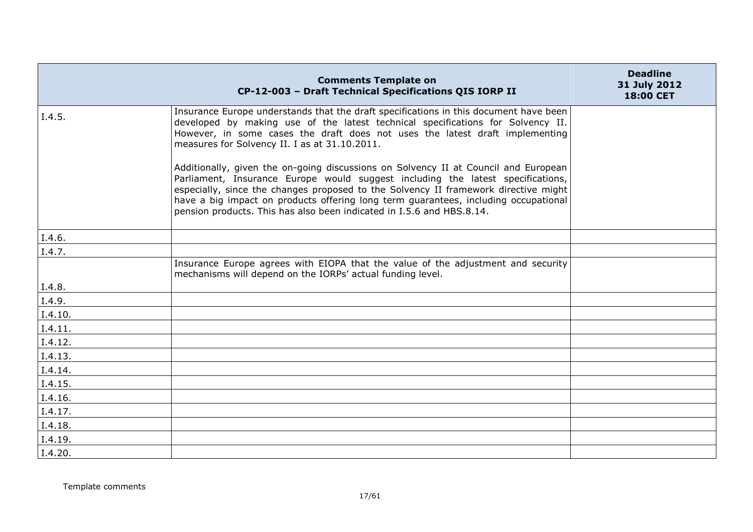| | Comments Template on CP-12-003 – Draft Technical Specifications QIS IORP II | Deadline 31 July 2012 18:00 CET |
|---|---|---|
| I.4.5. | Insurance Europe understands that the draft specifications in this document have been developed by making use of the latest technical specifications for Solvency II. However, in some cases the draft does not uses the latest draft implementing measures for Solvency II. I as at 31.10.2011.<br><br>Additionally, given the on-going discussions on Solvency II at Council and European Parliament, Insurance Europe would suggest including the latest specifications, especially, since the changes proposed to the Solvency II framework directive might have a big impact on products offering long term guarantees, including occupational pension products. This has also been indicated in I.5.6 and HBS.8.14. | |
| I.4.6. | | |
| I.4.7. | | |
| I.4.8. | Insurance Europe agrees with EIOPA that the value of the adjustment and security mechanisms will depend on the IORPs' actual funding level. | |
| I.4.9. | | |
| I.4.10. | | |
| I.4.11. | | |
| I.4.12. | | |
| I.4.13. | | |
| I.4.14. | | |
| I.4.15. | | |
| I.4.16. | | |
| I.4.17. | | |
| I.4.18. | | |
| I.4.19. | | |
| I.4.20. | | |

Template comments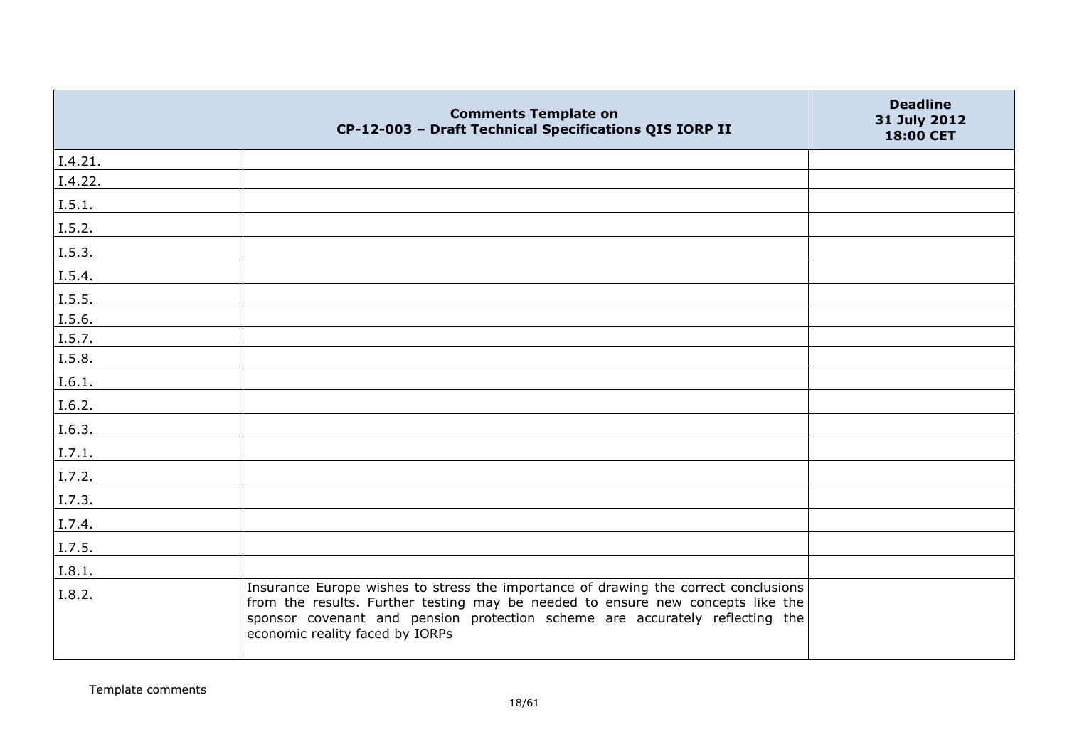| | Comments Template on CP-12-003 – Draft Technical Specifications QIS IORP II | Deadline 31 July 2012 18:00 CET |
|---|---|---|
| I.4.21. | | |
| I.4.22. | | |
| I.5.1. | | |
| I.5.2. | | |
| I.5.3. | | |
| I.5.4. | | |
| I.5.5. | | |
| I.5.6. | | |
| I.5.7. | | |
| I.5.8. | | |
| I.6.1. | | |
| I.6.2. | | |
| I.6.3. | | |
| I.7.1. | | |
| I.7.2. | | |
| I.7.3. | | |
| I.7.4. | | |
| I.7.5. | | |
| I.8.1. | | |
| I.8.2. | Insurance Europe wishes to stress the importance of drawing the correct conclusions from the results. Further testing may be needed to ensure new concepts like the sponsor covenant and pension protection scheme are accurately reflecting the economic reality faced by IORPs | |

Template comments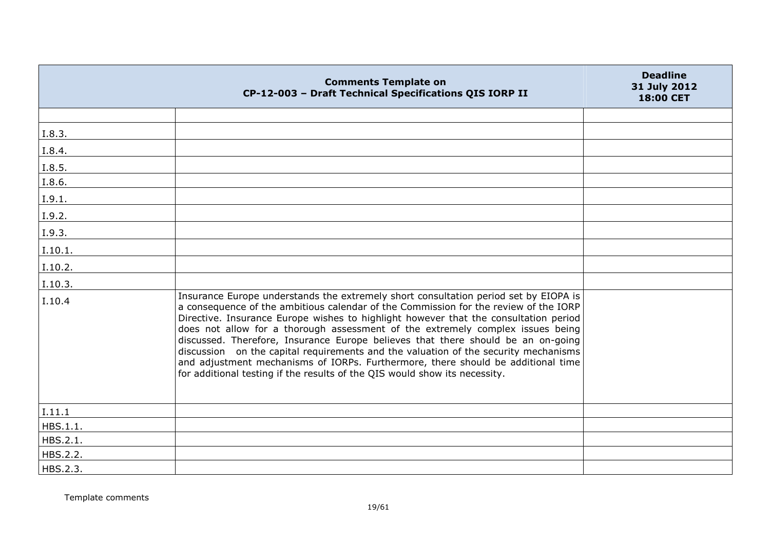| Comments Template on CP-12-003 – Draft Technical Specifications QIS IORP II | | Deadline 31 July 2012 18:00 CET |
|---|---|---|
| | | |
| I.8.3. | | |
| I.8.4. | | |
| I.8.5. | | |
| I.8.6. | | |
| I.9.1. | | |
| I.9.2. | | |
| I.9.3. | | |
| I.10.1. | | |
| I.10.2. | | |
| I.10.3. | | |
| I.10.4 | Insurance Europe understands the extremely short consultation period set by EIOPA is a consequence of the ambitious calendar of the Commission for the review of the IORP Directive. Insurance Europe wishes to highlight however that the consultation period does not allow for a thorough assessment of the extremely complex issues being discussed. Therefore, Insurance Europe believes that there should be an on-going discussion on the capital requirements and the valuation of the security mechanisms and adjustment mechanisms of IORPs. Furthermore, there should be additional time for additional testing if the results of the QIS would show its necessity. | |
| I.11.1 | | |
| HBS.1.1. | | |
| HBS.2.1. | | |
| HBS.2.2. | | |
| HBS.2.3. | | |

Template comments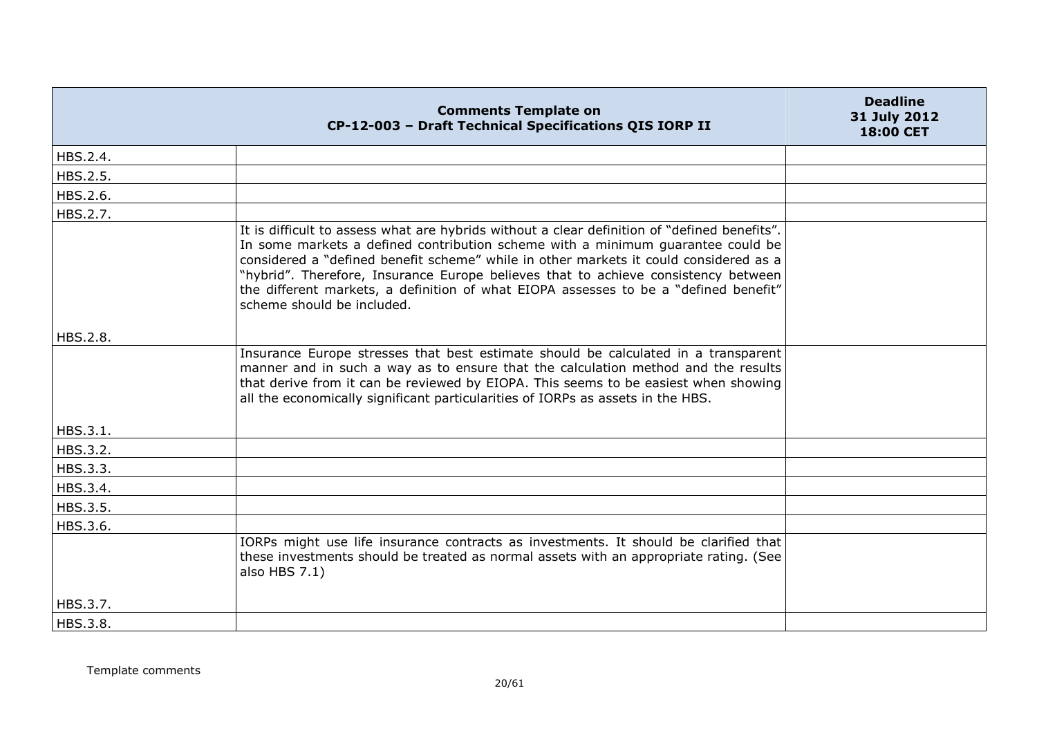| Comments Template on CP-12-003 – Draft Technical Specifications QIS IORP II | | Deadline 31 July 2012 18:00 CET |
|---|---|---|
| HBS.2.4. | | |
| HBS.2.5. | | |
| HBS.2.6. | | |
| HBS.2.7. | | |
| HBS.2.8. | It is difficult to assess what are hybrids without a clear definition of "defined benefits". In some markets a defined contribution scheme with a minimum guarantee could be considered a "defined benefit scheme" while in other markets it could considered as a "hybrid". Therefore, Insurance Europe believes that to achieve consistency between the different markets, a definition of what EIOPA assesses to be a "defined benefit" scheme should be included. | |
| HBS.3.1. | Insurance Europe stresses that best estimate should be calculated in a transparent manner and in such a way as to ensure that the calculation method and the results that derive from it can be reviewed by EIOPA. This seems to be easiest when showing all the economically significant particularities of IORPs as assets in the HBS. | |
| HBS.3.2. | | |
| HBS.3.3. | | |
| HBS.3.4. | | |
| HBS.3.5. | | |
| HBS.3.6. | | |
| HBS.3.7. | IORPs might use life insurance contracts as investments. It should be clarified that these investments should be treated as normal assets with an appropriate rating. (See also HBS 7.1) | |
| HBS.3.8. | | |

Template comments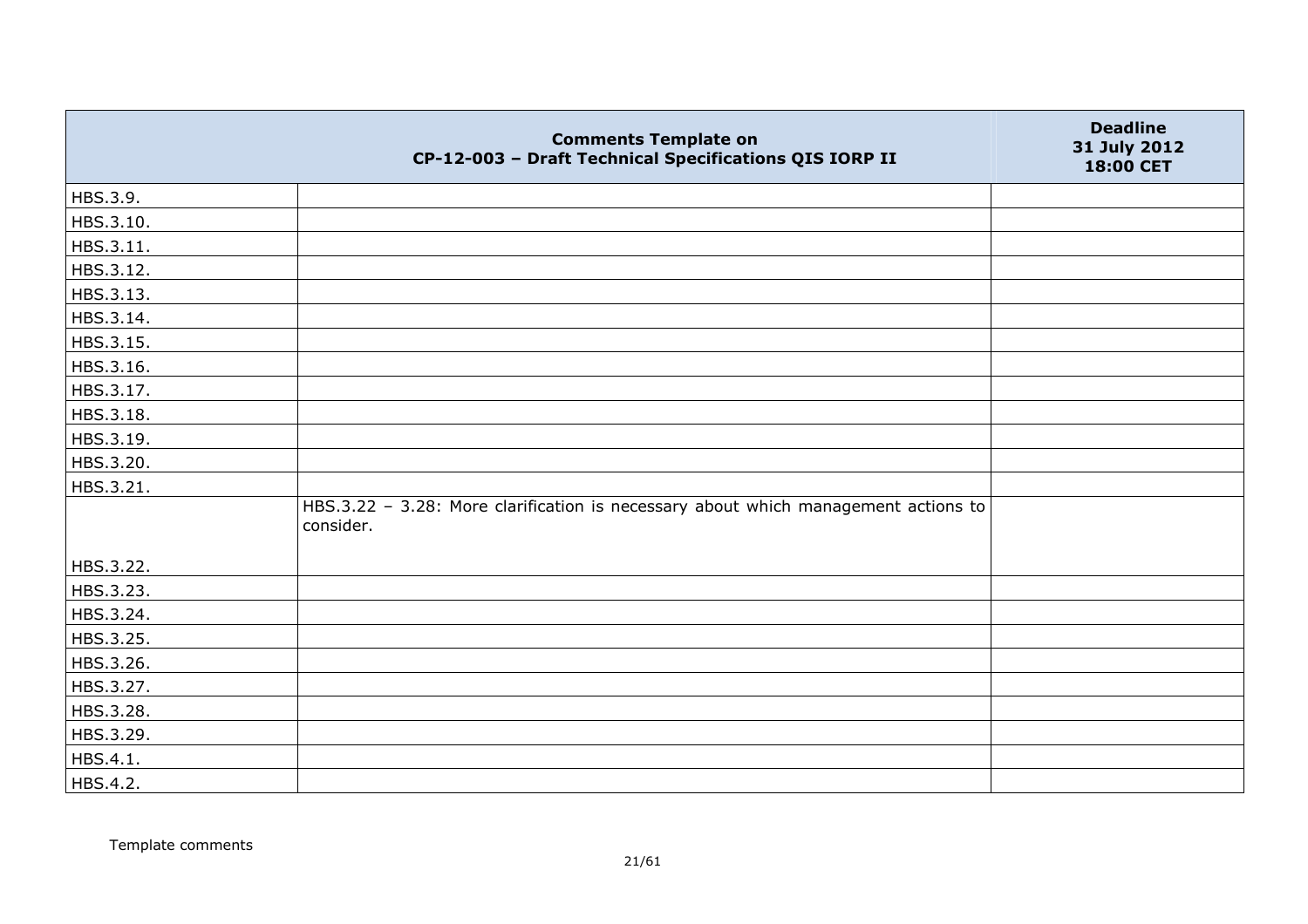| Comments Template on CP-12-003 – Draft Technical Specifications QIS IORP II | | Deadline 31 July 2012 18:00 CET |
|---|---|---|
| HBS.3.9. | | |
| HBS.3.10. | | |
| HBS.3.11. | | |
| HBS.3.12. | | |
| HBS.3.13. | | |
| HBS.3.14. | | |
| HBS.3.15. | | |
| HBS.3.16. | | |
| HBS.3.17. | | |
| HBS.3.18. | | |
| HBS.3.19. | | |
| HBS.3.20. | | |
| HBS.3.21. | | |
| HBS.3.22. | HBS.3.22 – 3.28: More clarification is necessary about which management actions to consider. | |
| HBS.3.23. | | |
| HBS.3.24. | | |
| HBS.3.25. | | |
| HBS.3.26. | | |
| HBS.3.27. | | |
| HBS.3.28. | | |
| HBS.3.29. | | |
| HBS.4.1. | | |
| HBS.4.2. | | |

Template comments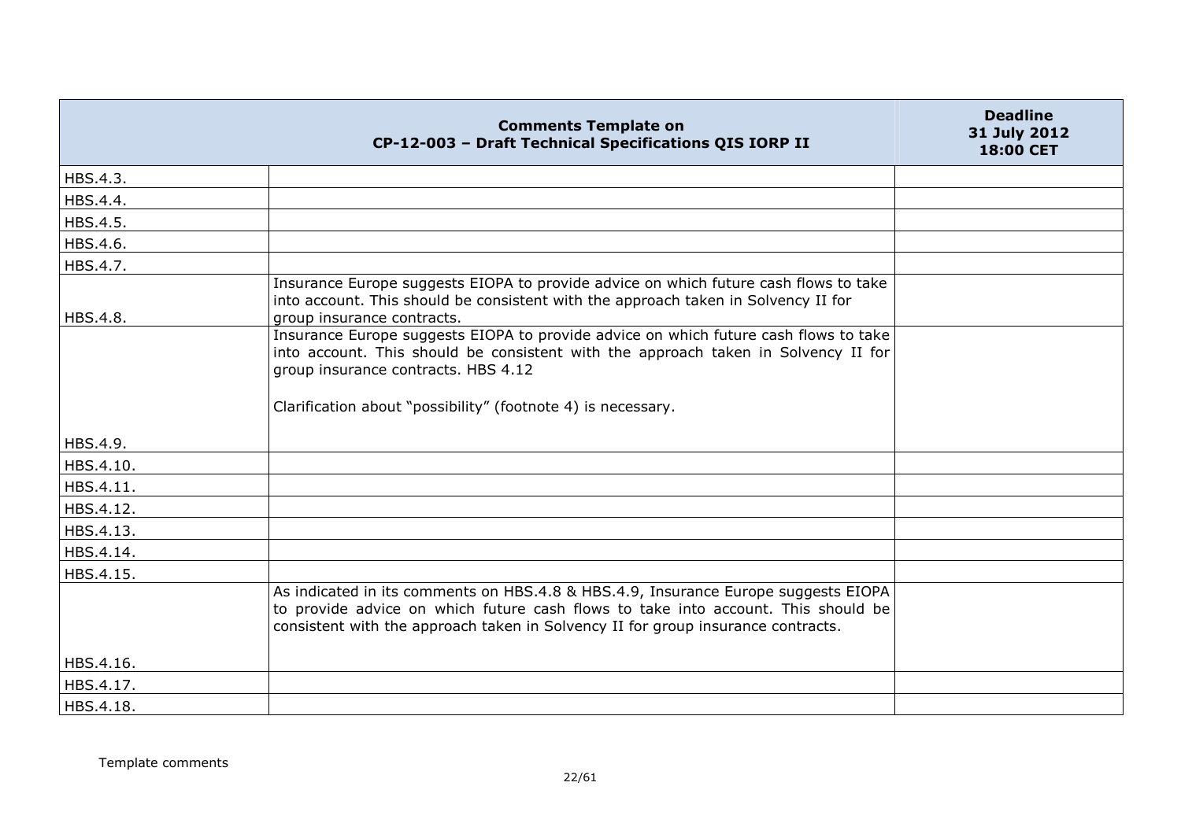| | Comments Template on CP-12-003 – Draft Technical Specifications QIS IORP II | Deadline 31 July 2012 18:00 CET |
|---|---|---|
| HBS.4.3. | | |
| HBS.4.4. | | |
| HBS.4.5. | | |
| HBS.4.6. | | |
| HBS.4.7. | | |
| HBS.4.8. | Insurance Europe suggests EIOPA to provide advice on which future cash flows to take into account. This should be consistent with the approach taken in Solvency II for group insurance contracts. | |
| HBS.4.9. | Insurance Europe suggests EIOPA to provide advice on which future cash flows to take into account. This should be consistent with the approach taken in Solvency II for group insurance contracts. HBS 4.12<br><br>Clarification about "possibility" (footnote 4) is necessary. | |
| HBS.4.10. | | |
| HBS.4.11. | | |
| HBS.4.12. | | |
| HBS.4.13. | | |
| HBS.4.14. | | |
| HBS.4.15. | | |
| HBS.4.16. | As indicated in its comments on HBS.4.8 & HBS.4.9, Insurance Europe suggests EIOPA to provide advice on which future cash flows to take into account. This should be consistent with the approach taken in Solvency II for group insurance contracts. | |
| HBS.4.17. | | |
| HBS.4.18. | | |

Template comments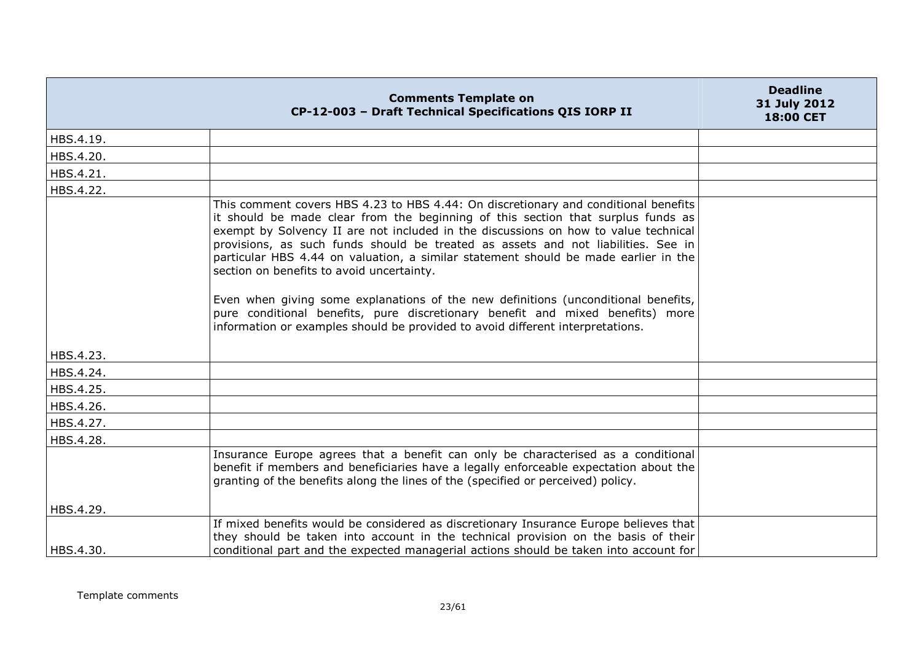| | Comments Template on CP-12-003 – Draft Technical Specifications QIS IORP II | Deadline 31 July 2012 18:00 CET |
|---|---|---|
| HBS.4.19. | | |
| HBS.4.20. | | |
| HBS.4.21. | | |
| HBS.4.22. | | |
| HBS.4.23. | This comment covers HBS 4.23 to HBS 4.44: On discretionary and conditional benefits it should be made clear from the beginning of this section that surplus funds as exempt by Solvency II are not included in the discussions on how to value technical provisions, as such funds should be treated as assets and not liabilities. See in particular HBS 4.44 on valuation, a similar statement should be made earlier in the section on benefits to avoid uncertainty.<br><br>Even when giving some explanations of the new definitions (unconditional benefits, pure conditional benefits, pure discretionary benefit and mixed benefits) more information or examples should be provided to avoid different interpretations. | |
| HBS.4.24. | | |
| HBS.4.25. | | |
| HBS.4.26. | | |
| HBS.4.27. | | |
| HBS.4.28. | | |
| HBS.4.29. | Insurance Europe agrees that a benefit can only be characterised as a conditional benefit if members and beneficiaries have a legally enforceable expectation about the granting of the benefits along the lines of the (specified or perceived) policy. | |
| HBS.4.30. | If mixed benefits would be considered as discretionary Insurance Europe believes that they should be taken into account in the technical provision on the basis of their conditional part and the expected managerial actions should be taken into account for | |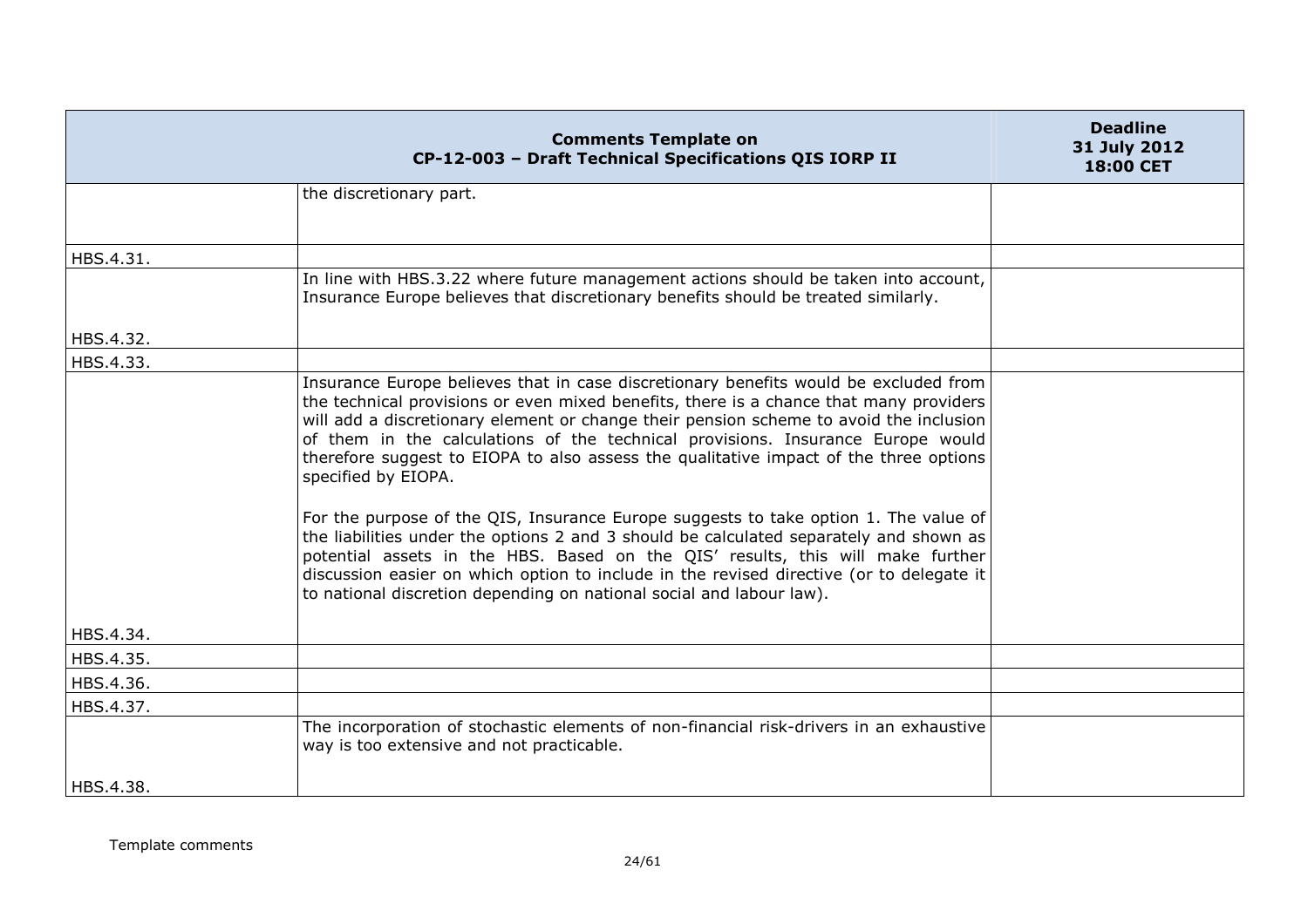| Comments Template on CP-12-003 – Draft Technical Specifications QIS IORP II | | Deadline 31 July 2012 18:00 CET |
|---|---|---|
| | the discretionary part. | |
| HBS.4.31. | | |
| HBS.4.32. | In line with HBS.3.22 where future management actions should be taken into account, Insurance Europe believes that discretionary benefits should be treated similarly. | |
| HBS.4.33. | | |
| HBS.4.34. | Insurance Europe believes that in case discretionary benefits would be excluded from the technical provisions or even mixed benefits, there is a chance that many providers will add a discretionary element or change their pension scheme to avoid the inclusion of them in the calculations of the technical provisions. Insurance Europe would therefore suggest to EIOPA to also assess the qualitative impact of the three options specified by EIOPA.<br><br>For the purpose of the QIS, Insurance Europe suggests to take option 1. The value of the liabilities under the options 2 and 3 should be calculated separately and shown as potential assets in the HBS. Based on the QIS' results, this will make further discussion easier on which option to include in the revised directive (or to delegate it to national discretion depending on national social and labour law). | |
| HBS.4.35. | | |
| HBS.4.36. | | |
| HBS.4.37. | | |
| HBS.4.38. | The incorporation of stochastic elements of non-financial risk-drivers in an exhaustive way is too extensive and not practicable. | |

Template comments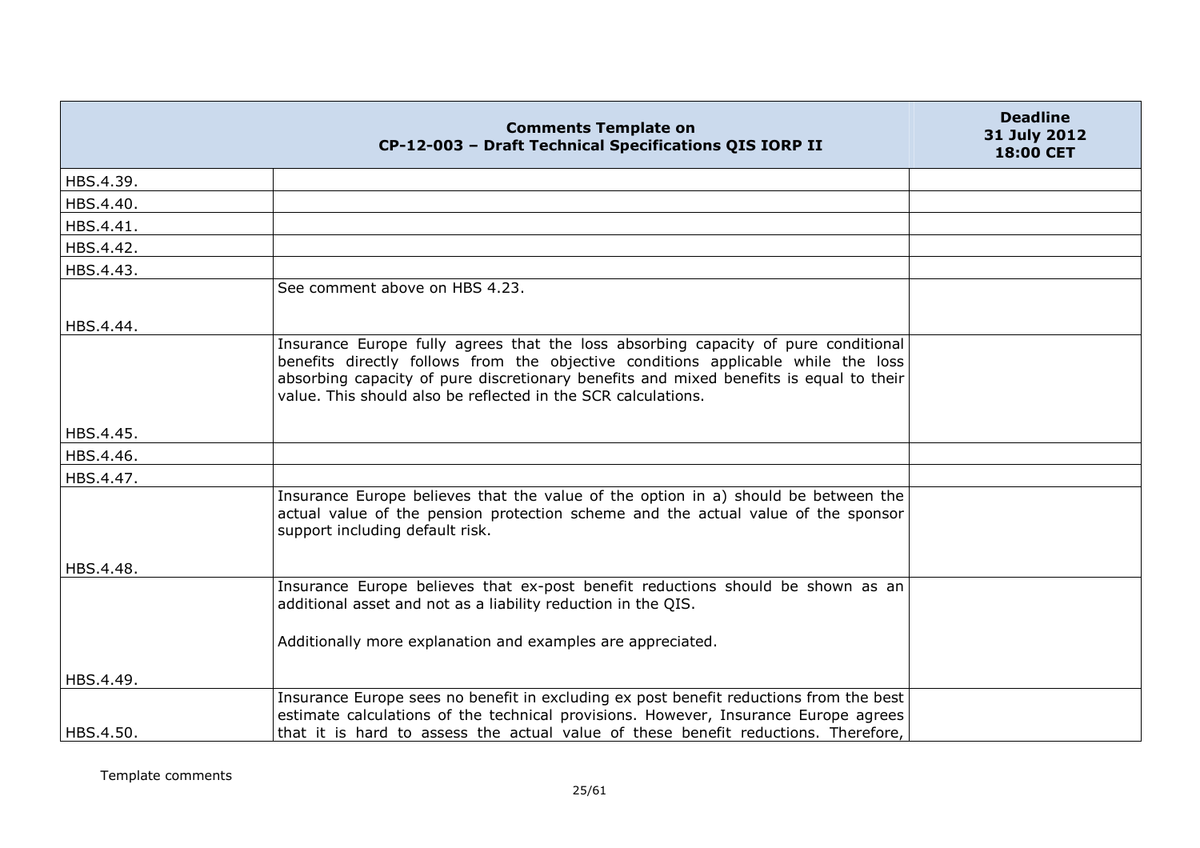| | Comments Template on CP-12-003 – Draft Technical Specifications QIS IORP II | Deadline 31 July 2012 18:00 CET |
|---|---|---|
| HBS.4.39. | | |
| HBS.4.40. | | |
| HBS.4.41. | | |
| HBS.4.42. | | |
| HBS.4.43. | | |
| HBS.4.44. | See comment above on HBS 4.23. | |
| HBS.4.45. | Insurance Europe fully agrees that the loss absorbing capacity of pure conditional benefits directly follows from the objective conditions applicable while the loss absorbing capacity of pure discretionary benefits and mixed benefits is equal to their value. This should also be reflected in the SCR calculations. | |
| HBS.4.46. | | |
| HBS.4.47. | | |
| HBS.4.48. | Insurance Europe believes that the value of the option in a) should be between the actual value of the pension protection scheme and the actual value of the sponsor support including default risk. | |
| HBS.4.49. | Insurance Europe believes that ex-post benefit reductions should be shown as an additional asset and not as a liability reduction in the QIS.<br><br>Additionally more explanation and examples are appreciated. | |
| HBS.4.50. | Insurance Europe sees no benefit in excluding ex post benefit reductions from the best estimate calculations of the technical provisions. However, Insurance Europe agrees that it is hard to assess the actual value of these benefit reductions. Therefore, | |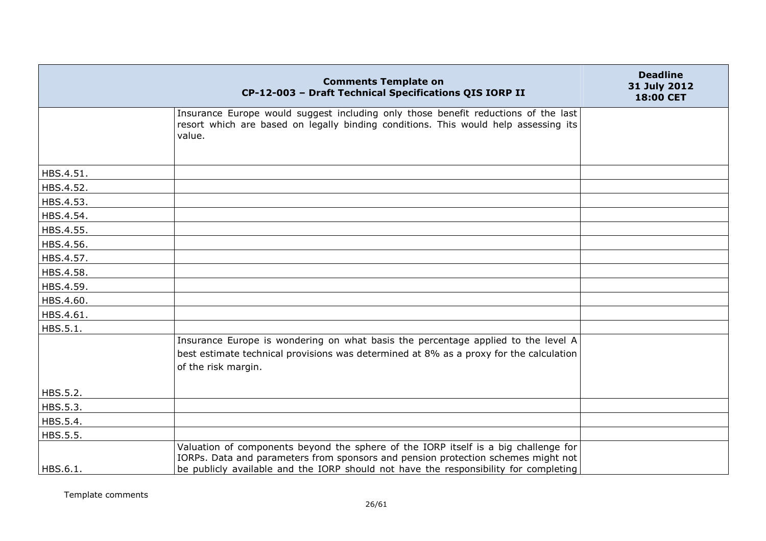| Comments Template on CP-12-003 – Draft Technical Specifications QIS IORP II | | Deadline 31 July 2012 18:00 CET |
|---|---|---|
| | Insurance Europe would suggest including only those benefit reductions of the last resort which are based on legally binding conditions. This would help assessing its value. | |
| HBS.4.51. | | |
| HBS.4.52. | | |
| HBS.4.53. | | |
| HBS.4.54. | | |
| HBS.4.55. | | |
| HBS.4.56. | | |
| HBS.4.57. | | |
| HBS.4.58. | | |
| HBS.4.59. | | |
| HBS.4.60. | | |
| HBS.4.61. | | |
| HBS.5.1. | | |
| HBS.5.2. | Insurance Europe is wondering on what basis the percentage applied to the level A best estimate technical provisions was determined at 8% as a proxy for the calculation of the risk margin. | |
| HBS.5.3. | | |
| HBS.5.4. | | |
| HBS.5.5. | | |
| HBS.6.1. | Valuation of components beyond the sphere of the IORP itself is a big challenge for IORPs. Data and parameters from sponsors and pension protection schemes might not be publicly available and the IORP should not have the responsibility for completing | |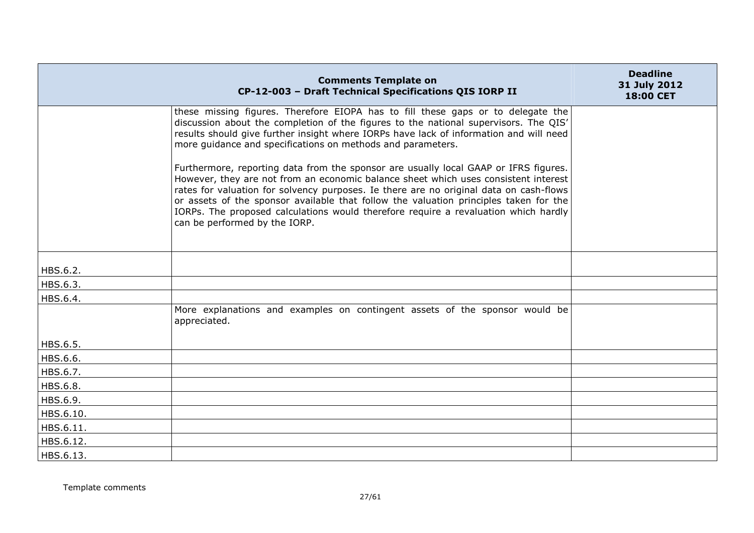| Comments Template on CP-12-003 – Draft Technical Specifications QIS IORP II | | Deadline 31 July 2012 18:00 CET |
|---|---|---|
| | these missing figures. Therefore EIOPA has to fill these gaps or to delegate the discussion about the completion of the figures to the national supervisors. The QIS' results should give further insight where IORPs have lack of information and will need more guidance and specifications on methods and parameters.<br><br>Furthermore, reporting data from the sponsor are usually local GAAP or IFRS figures. However, they are not from an economic balance sheet which uses consistent interest rates for valuation for solvency purposes. Ie there are no original data on cash-flows or assets of the sponsor available that follow the valuation principles taken for the IORPs. The proposed calculations would therefore require a revaluation which hardly can be performed by the IORP. | |
| HBS.6.2. | | |
| HBS.6.3. | | |
| HBS.6.4. | | |
| HBS.6.5. | More explanations and examples on contingent assets of the sponsor would be appreciated. | |
| HBS.6.6. | | |
| HBS.6.7. | | |
| HBS.6.8. | | |
| HBS.6.9. | | |
| HBS.6.10. | | |
| HBS.6.11. | | |
| HBS.6.12. | | |
| HBS.6.13. | | |

Template comments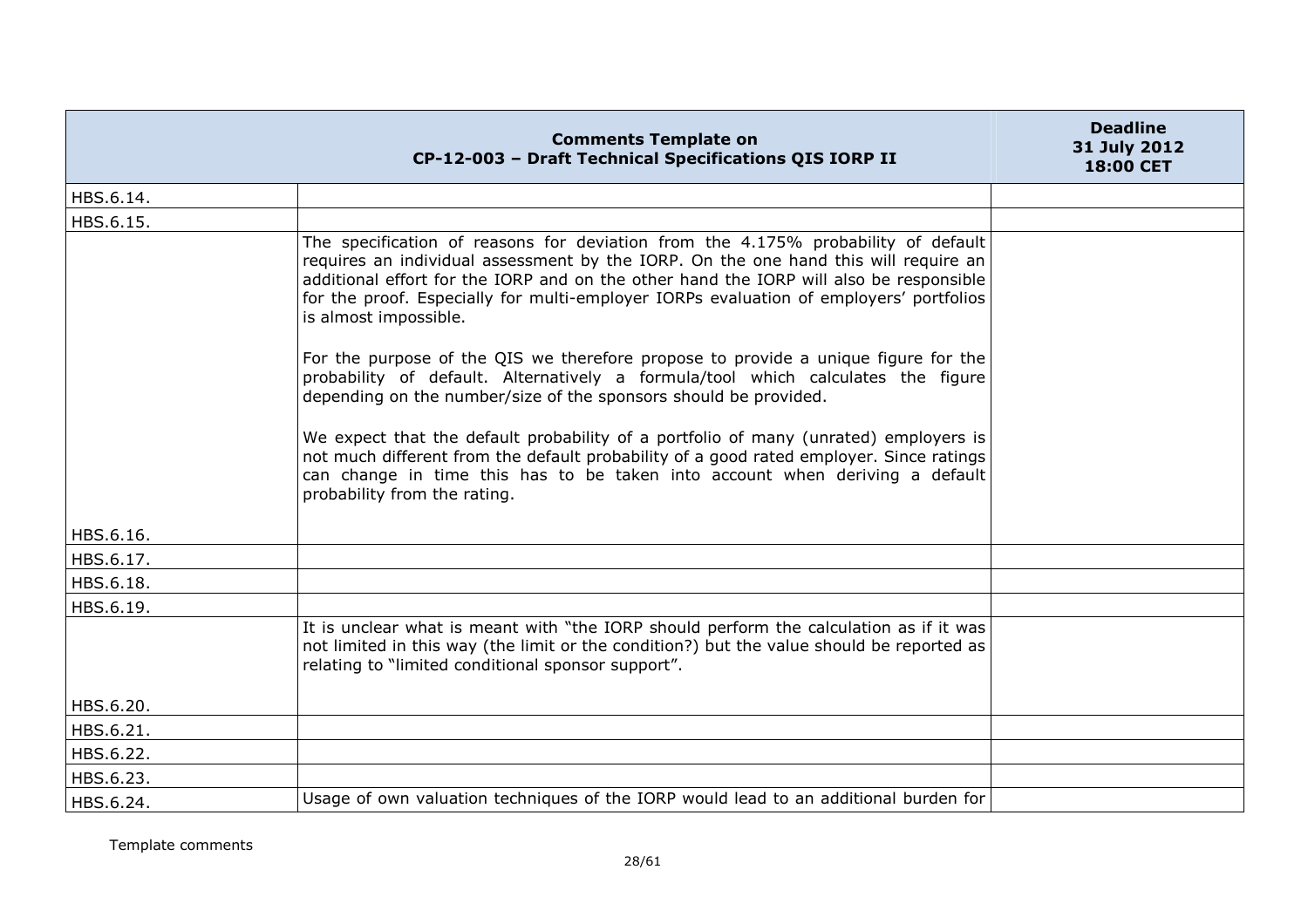| | Comments Template on CP-12-003 – Draft Technical Specifications QIS IORP II | Deadline 31 July 2012 18:00 CET |
|---|---|---|
| HBS.6.14. | | |
| HBS.6.15. | | |
| HBS.6.16. | The specification of reasons for deviation from the 4.175% probability of default requires an individual assessment by the IORP. On the one hand this will require an additional effort for the IORP and on the other hand the IORP will also be responsible for the proof. Especially for multi-employer IORPs evaluation of employers' portfolios is almost impossible.<br><br>For the purpose of the QIS we therefore propose to provide a unique figure for the probability of default. Alternatively a formula/tool which calculates the figure depending on the number/size of the sponsors should be provided.<br><br>We expect that the default probability of a portfolio of many (unrated) employers is not much different from the default probability of a good rated employer. Since ratings can change in time this has to be taken into account when deriving a default probability from the rating. | |
| HBS.6.17. | | |
| HBS.6.18. | | |
| HBS.6.19. | | |
| HBS.6.20. | It is unclear what is meant with "the IORP should perform the calculation as if it was not limited in this way (the limit or the condition?) but the value should be reported as relating to "limited conditional sponsor support". | |
| HBS.6.21. | | |
| HBS.6.22. | | |
| HBS.6.23. | | |
| HBS.6.24. | Usage of own valuation techniques of the IORP would lead to an additional burden for | |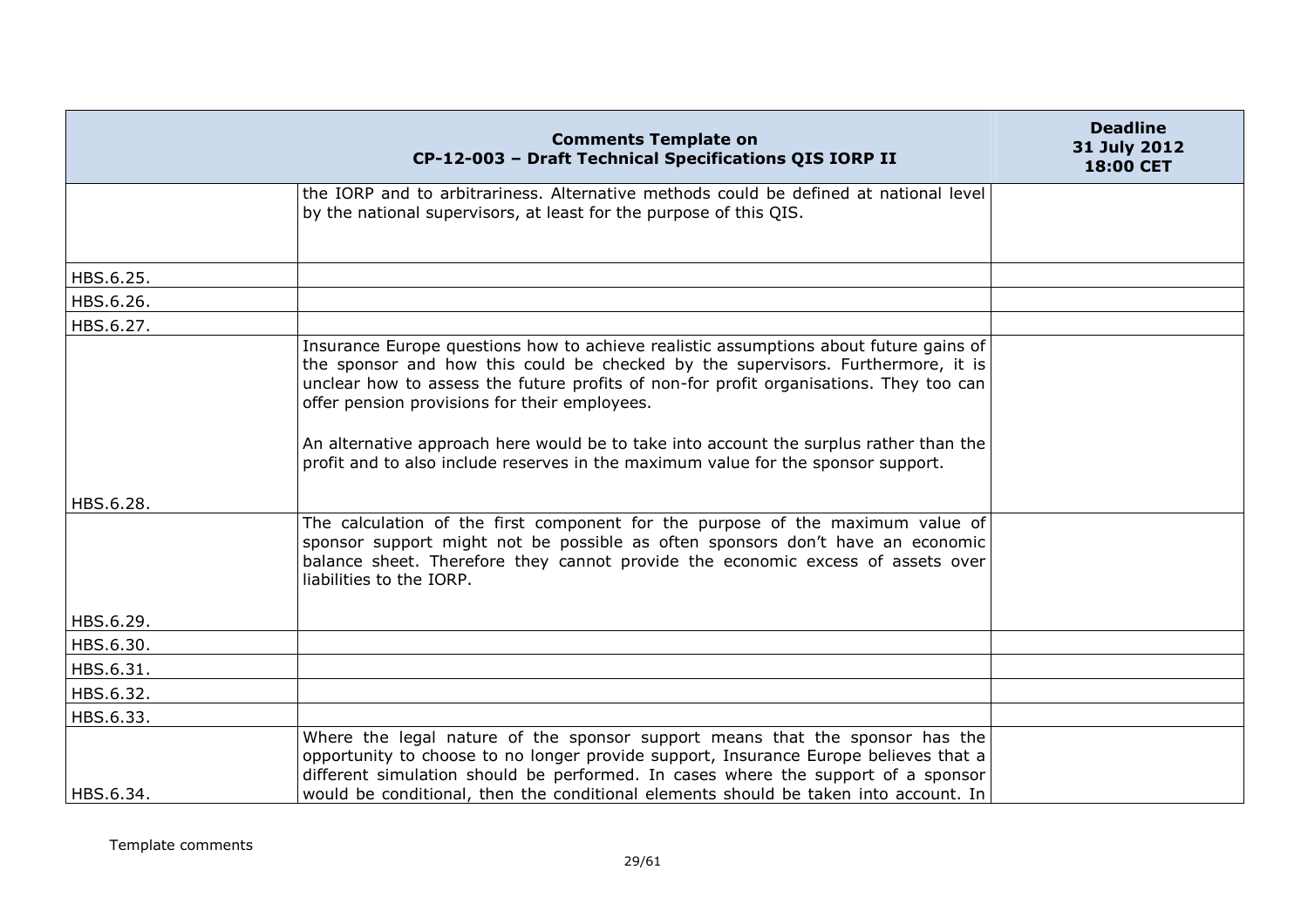| Comments Template on CP-12-003 – Draft Technical Specifications QIS IORP II | | Deadline 31 July 2012 18:00 CET |
|---|---|---|
| | the IORP and to arbitrariness. Alternative methods could be defined at national level by the national supervisors, at least for the purpose of this QIS. | |
| HBS.6.25. | | |
| HBS.6.26. | | |
| HBS.6.27. | | |
| HBS.6.28. | Insurance Europe questions how to achieve realistic assumptions about future gains of the sponsor and how this could be checked by the supervisors. Furthermore, it is unclear how to assess the future profits of non-for profit organisations. They too can offer pension provisions for their employees.<br><br>An alternative approach here would be to take into account the surplus rather than the profit and to also include reserves in the maximum value for the sponsor support. | |
| HBS.6.29. | The calculation of the first component for the purpose of the maximum value of sponsor support might not be possible as often sponsors don't have an economic balance sheet. Therefore they cannot provide the economic excess of assets over liabilities to the IORP. | |
| HBS.6.30. | | |
| HBS.6.31. | | |
| HBS.6.32. | | |
| HBS.6.33. | | |
| HBS.6.34. | Where the legal nature of the sponsor support means that the sponsor has the opportunity to choose to no longer provide support, Insurance Europe believes that a different simulation should be performed. In cases where the support of a sponsor would be conditional, then the conditional elements should be taken into account. In | |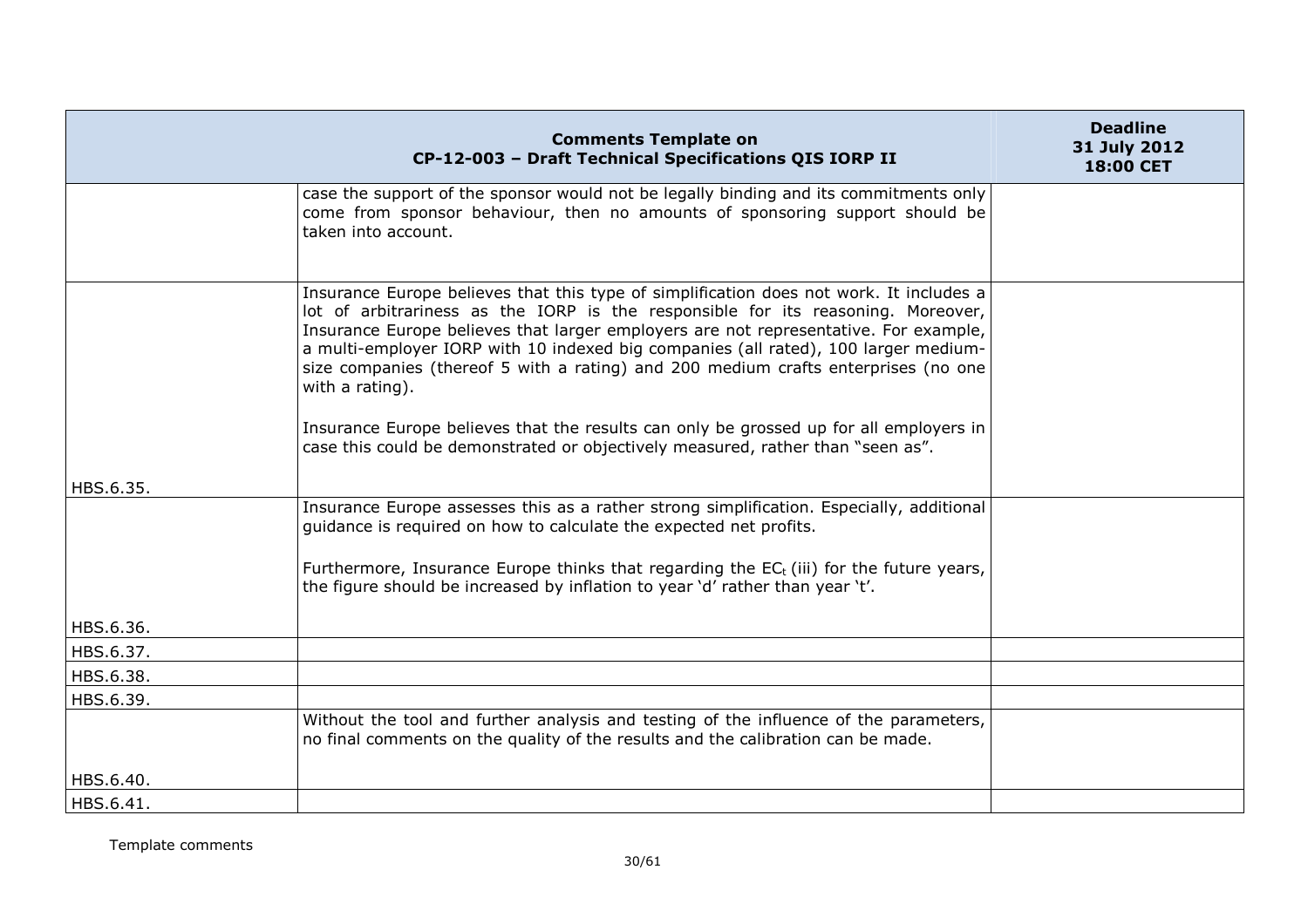| | **Comments Template on CP-12-003 – Draft Technical Specifications QIS IORP II** | **Deadline 31 July 2012 18:00 CET** |
|---|---|---|
| | case the support of the sponsor would not be legally binding and its commitments only come from sponsor behaviour, then no amounts of sponsoring support should be taken into account. | |
| HBS.6.35. | Insurance Europe believes that this type of simplification does not work. It includes a lot of arbitrariness as the IORP is the responsible for its reasoning. Moreover, Insurance Europe believes that larger employers are not representative. For example, a multi-employer IORP with 10 indexed big companies (all rated), 100 larger medium-size companies (thereof 5 with a rating) and 200 medium crafts enterprises (no one with a rating).<br><br>Insurance Europe believes that the results can only be grossed up for all employers in case this could be demonstrated or objectively measured, rather than "seen as". | |
| HBS.6.36. | Insurance Europe assesses this as a rather strong simplification. Especially, additional guidance is required on how to calculate the expected net profits.<br><br>Furthermore, Insurance Europe thinks that regarding the $EC_t$ (iii) for the future years, the figure should be increased by inflation to year 'd' rather than year 't'. | |
| HBS.6.37. | | |
| HBS.6.38. | | |
| HBS.6.39. | | |
| HBS.6.40. | Without the tool and further analysis and testing of the influence of the parameters, no final comments on the quality of the results and the calibration can be made. | |
| HBS.6.41. | | |

Template comments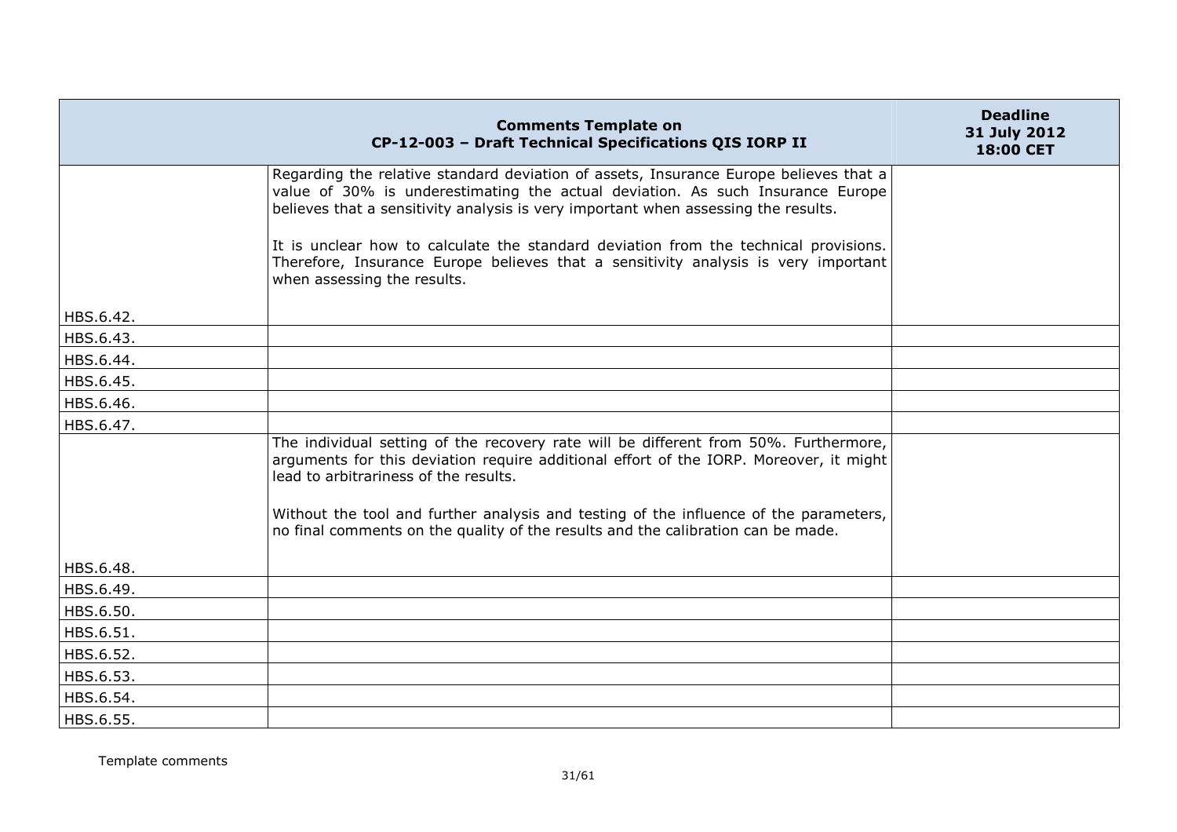| | Comments Template on CP-12-003 – Draft Technical Specifications QIS IORP II | Deadline 31 July 2012 18:00 CET |
|---|---|---|
| HBS.6.42. | Regarding the relative standard deviation of assets, Insurance Europe believes that a value of 30% is underestimating the actual deviation. As such Insurance Europe believes that a sensitivity analysis is very important when assessing the results.<br><br>It is unclear how to calculate the standard deviation from the technical provisions. Therefore, Insurance Europe believes that a sensitivity analysis is very important when assessing the results. | |
| HBS.6.43. | | |
| HBS.6.44. | | |
| HBS.6.45. | | |
| HBS.6.46. | | |
| HBS.6.47. | | |
| HBS.6.48. | The individual setting of the recovery rate will be different from 50%. Furthermore, arguments for this deviation require additional effort of the IORP. Moreover, it might lead to arbitrariness of the results.<br><br>Without the tool and further analysis and testing of the influence of the parameters, no final comments on the quality of the results and the calibration can be made. | |
| HBS.6.49. | | |
| HBS.6.50. | | |
| HBS.6.51. | | |
| HBS.6.52. | | |
| HBS.6.53. | | |
| HBS.6.54. | | |
| HBS.6.55. | | |

Template comments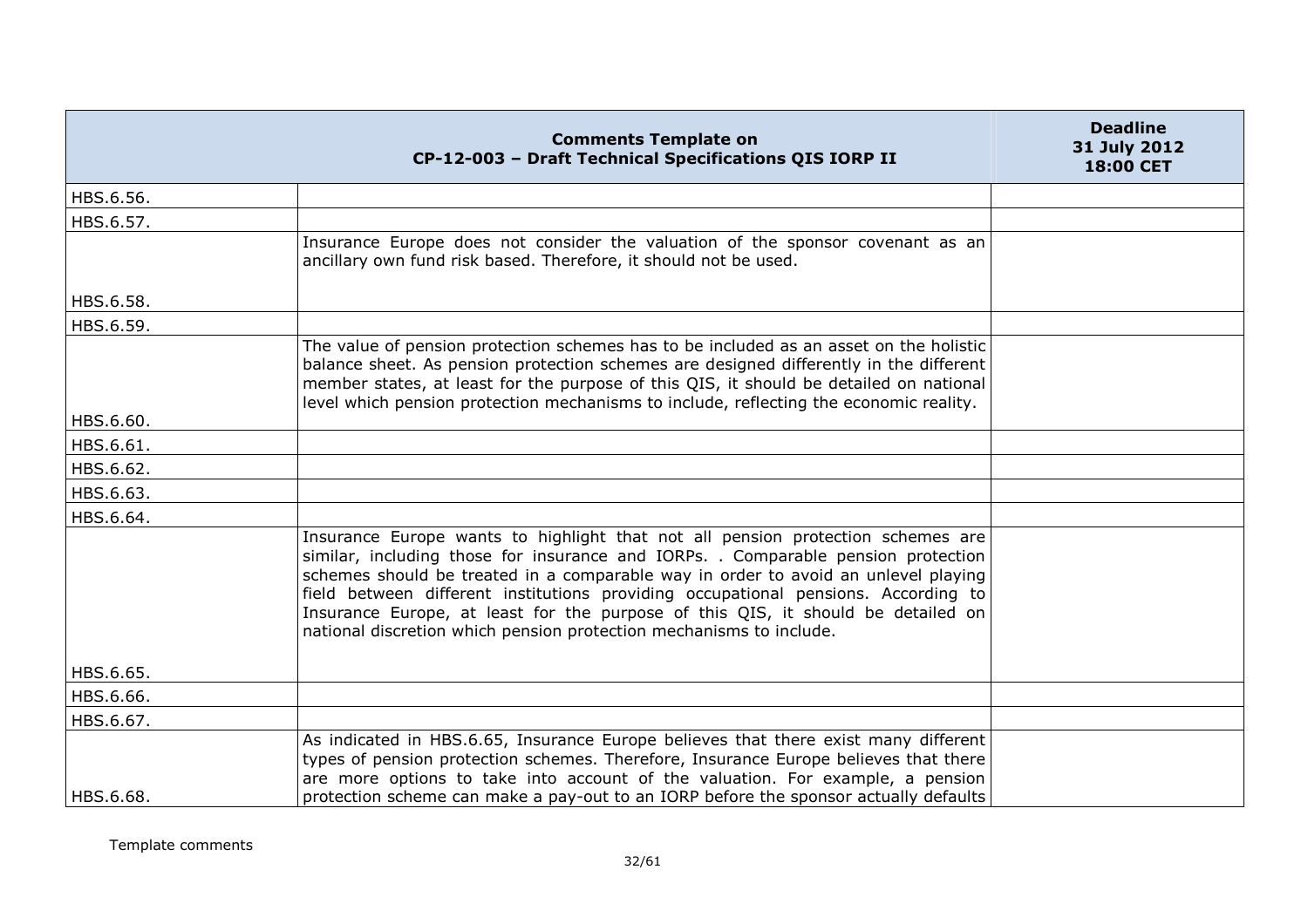| | Comments Template on CP-12-003 – Draft Technical Specifications QIS IORP II | Deadline 31 July 2012 18:00 CET |
|---|---|---|
| HBS.6.56. | | |
| HBS.6.57. | | |
| HBS.6.58. | Insurance Europe does not consider the valuation of the sponsor covenant as an ancillary own fund risk based. Therefore, it should not be used. | |
| HBS.6.59. | | |
| HBS.6.60. | The value of pension protection schemes has to be included as an asset on the holistic balance sheet. As pension protection schemes are designed differently in the different member states, at least for the purpose of this QIS, it should be detailed on national level which pension protection mechanisms to include, reflecting the economic reality. | |
| HBS.6.61. | | |
| HBS.6.62. | | |
| HBS.6.63. | | |
| HBS.6.64. | | |
| HBS.6.65. | Insurance Europe wants to highlight that not all pension protection schemes are similar, including those for insurance and IORPs. . Comparable pension protection schemes should be treated in a comparable way in order to avoid an unlevel playing field between different institutions providing occupational pensions. According to Insurance Europe, at least for the purpose of this QIS, it should be detailed on national discretion which pension protection mechanisms to include. | |
| HBS.6.66. | | |
| HBS.6.67. | | |
| HBS.6.68. | As indicated in HBS.6.65, Insurance Europe believes that there exist many different types of pension protection schemes. Therefore, Insurance Europe believes that there are more options to take into account of the valuation. For example, a pension protection scheme can make a pay-out to an IORP before the sponsor actually defaults | |

Template comments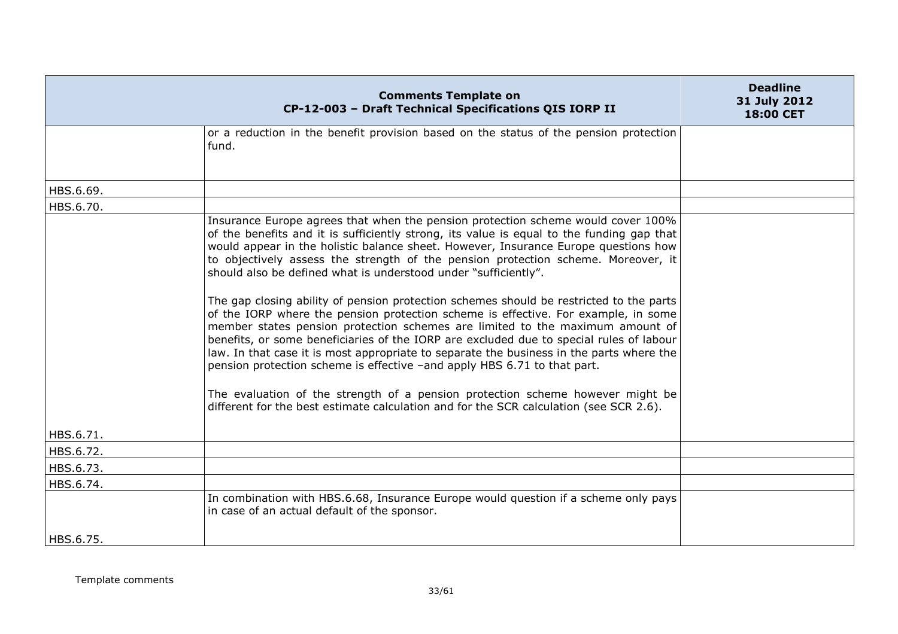| | Comments Template on CP-12-003 – Draft Technical Specifications QIS IORP II | Deadline 31 July 2012 18:00 CET |
|---|---|---|
| | or a reduction in the benefit provision based on the status of the pension protection fund. | |
| HBS.6.69. | | |
| HBS.6.70. | | |
| HBS.6.71. | Insurance Europe agrees that when the pension protection scheme would cover 100% of the benefits and it is sufficiently strong, its value is equal to the funding gap that would appear in the holistic balance sheet. However, Insurance Europe questions how to objectively assess the strength of the pension protection scheme. Moreover, it should also be defined what is understood under "sufficiently".<br><br>The gap closing ability of pension protection schemes should be restricted to the parts of the IORP where the pension protection scheme is effective. For example, in some member states pension protection schemes are limited to the maximum amount of benefits, or some beneficiaries of the IORP are excluded due to special rules of labour law. In that case it is most appropriate to separate the business in the parts where the pension protection scheme is effective –and apply HBS 6.71 to that part.<br><br>The evaluation of the strength of a pension protection scheme however might be different for the best estimate calculation and for the SCR calculation (see SCR 2.6). | |
| HBS.6.72. | | |
| HBS.6.73. | | |
| HBS.6.74. | | |
| HBS.6.75. | In combination with HBS.6.68, Insurance Europe would question if a scheme only pays in case of an actual default of the sponsor. | |

Template comments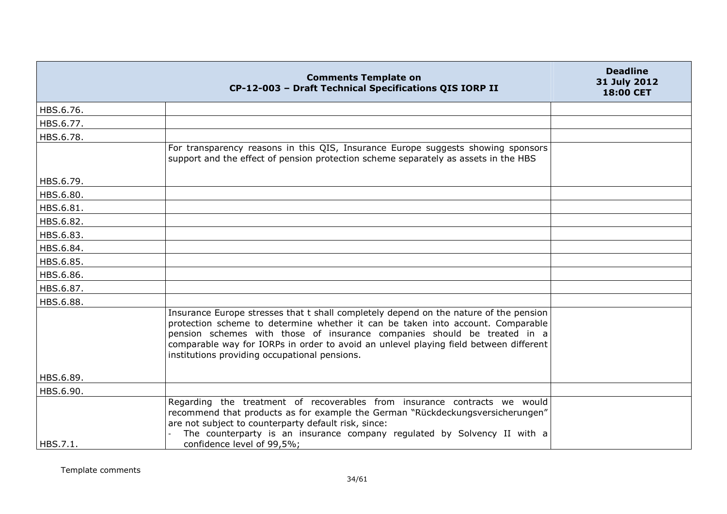| | Comments Template on CP-12-003 – Draft Technical Specifications QIS IORP II | Deadline 31 July 2012 18:00 CET |
|---|---|---|
| HBS.6.76. | | |
| HBS.6.77. | | |
| HBS.6.78. | | |
| HBS.6.79. | For transparency reasons in this QIS, Insurance Europe suggests showing sponsors support and the effect of pension protection scheme separately as assets in the HBS | |
| HBS.6.80. | | |
| HBS.6.81. | | |
| HBS.6.82. | | |
| HBS.6.83. | | |
| HBS.6.84. | | |
| HBS.6.85. | | |
| HBS.6.86. | | |
| HBS.6.87. | | |
| HBS.6.88. | | |
| HBS.6.89. | Insurance Europe stresses that t shall completely depend on the nature of the pension protection scheme to determine whether it can be taken into account. Comparable pension schemes with those of insurance companies should be treated in a comparable way for IORPs in order to avoid an unlevel playing field between different institutions providing occupational pensions. | |
| HBS.6.90. | | |
| HBS.7.1. | Regarding the treatment of recoverables from insurance contracts we would recommend that products as for example the German "Rückdeckungsversicherungen" are not subject to counterparty default risk, since:<br>- The counterparty is an insurance company regulated by Solvency II with a confidence level of 99,5%; | |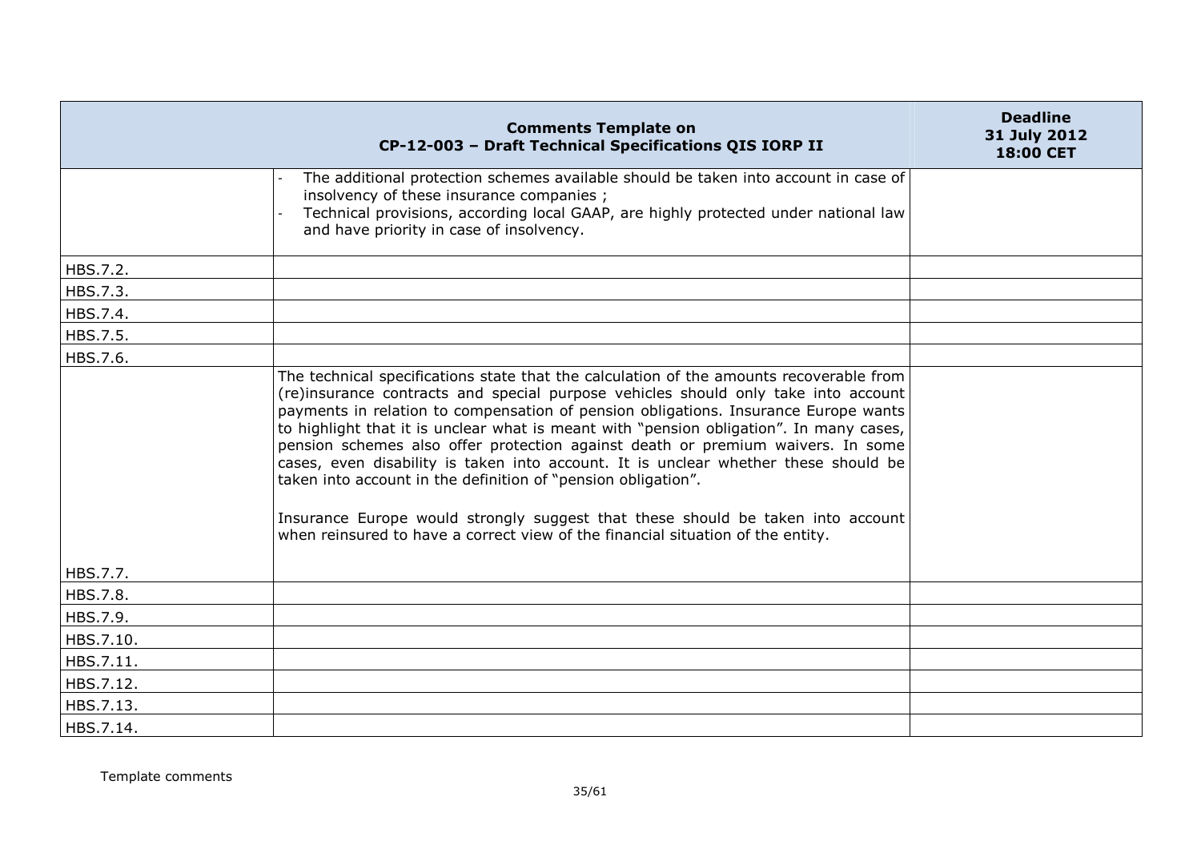| | Comments Template on CP-12-003 – Draft Technical Specifications QIS IORP II | Deadline 31 July 2012 18:00 CET |
|---|---|---|
| | - The additional protection schemes available should be taken into account in case of insolvency of these insurance companies ;<br>- Technical provisions, according local GAAP, are highly protected under national law and have priority in case of insolvency. | |
| HBS.7.2. | | |
| HBS.7.3. | | |
| HBS.7.4. | | |
| HBS.7.5. | | |
| HBS.7.6. | | |
| HBS.7.7. | The technical specifications state that the calculation of the amounts recoverable from (re)insurance contracts and special purpose vehicles should only take into account payments in relation to compensation of pension obligations. Insurance Europe wants to highlight that it is unclear what is meant with "pension obligation". In many cases, pension schemes also offer protection against death or premium waivers. In some cases, even disability is taken into account. It is unclear whether these should be taken into account in the definition of "pension obligation".<br><br>Insurance Europe would strongly suggest that these should be taken into account when reinsured to have a correct view of the financial situation of the entity. | |
| HBS.7.8. | | |
| HBS.7.9. | | |
| HBS.7.10. | | |
| HBS.7.11. | | |
| HBS.7.12. | | |
| HBS.7.13. | | |
| HBS.7.14. | | |

Template comments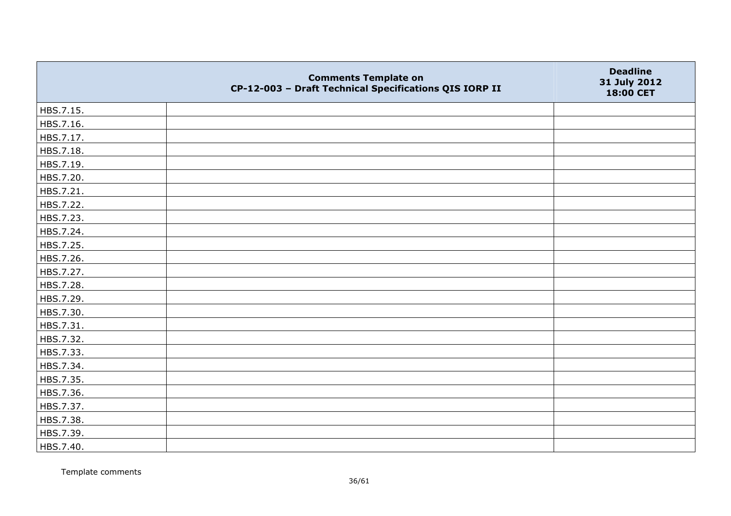| | Comments Template on CP-12-003 – Draft Technical Specifications QIS IORP II | Deadline 31 July 2012 18:00 CET |
|---|---|---|
| HBS.7.15. | | |
| HBS.7.16. | | |
| HBS.7.17. | | |
| HBS.7.18. | | |
| HBS.7.19. | | |
| HBS.7.20. | | |
| HBS.7.21. | | |
| HBS.7.22. | | |
| HBS.7.23. | | |
| HBS.7.24. | | |
| HBS.7.25. | | |
| HBS.7.26. | | |
| HBS.7.27. | | |
| HBS.7.28. | | |
| HBS.7.29. | | |
| HBS.7.30. | | |
| HBS.7.31. | | |
| HBS.7.32. | | |
| HBS.7.33. | | |
| HBS.7.34. | | |
| HBS.7.35. | | |
| HBS.7.36. | | |
| HBS.7.37. | | |
| HBS.7.38. | | |
| HBS.7.39. | | |
| HBS.7.40. | | |

Template comments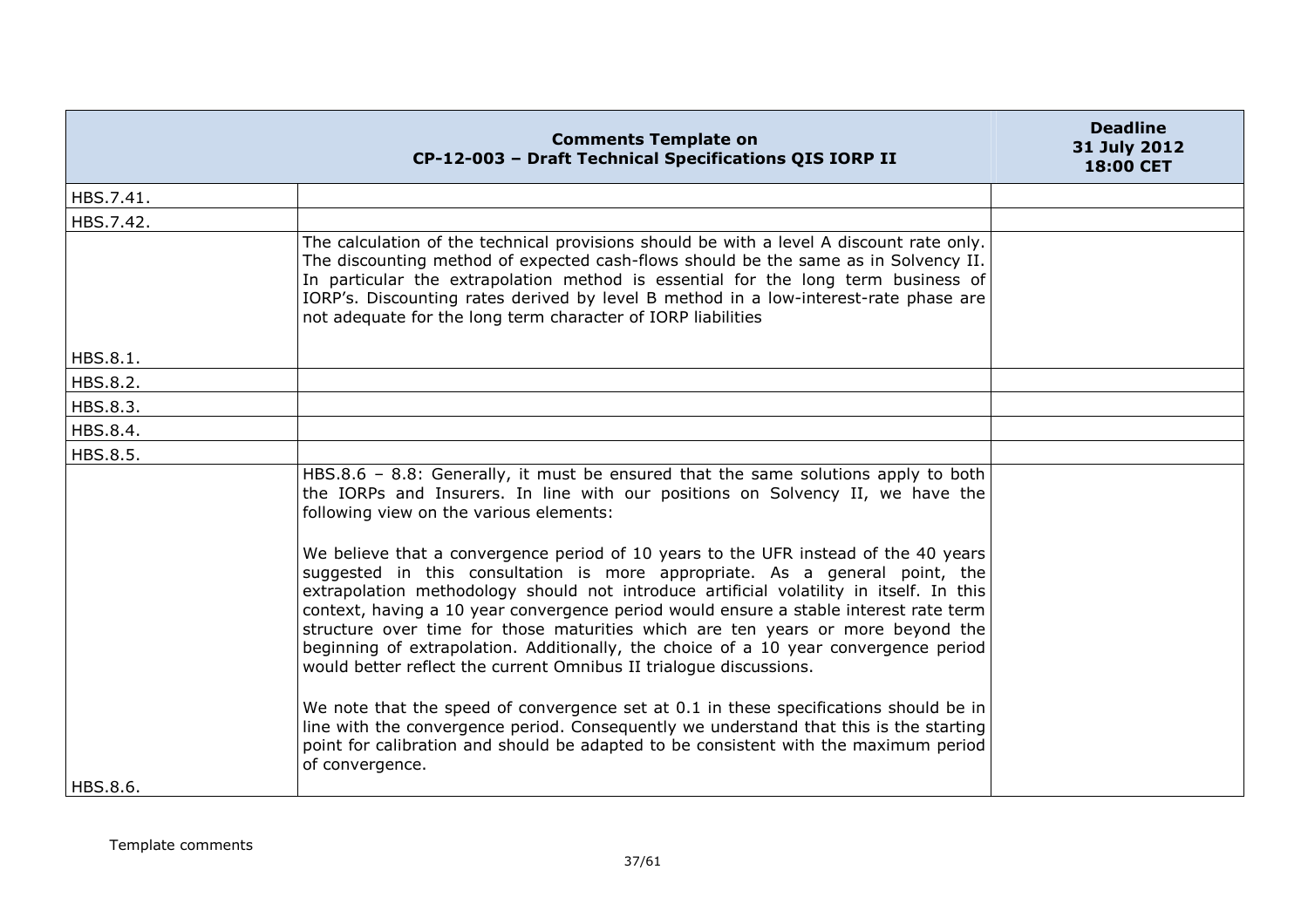| | Comments Template on CP-12-003 – Draft Technical Specifications QIS IORP II | Deadline 31 July 2012 18:00 CET |
|---|---|---|
| HBS.7.41. | | |
| HBS.7.42. | | |
| HBS.8.1. | The calculation of the technical provisions should be with a level A discount rate only. The discounting method of expected cash-flows should be the same as in Solvency II. In particular the extrapolation method is essential for the long term business of IORP's. Discounting rates derived by level B method in a low-interest-rate phase are not adequate for the long term character of IORP liabilities | |
| HBS.8.2. | | |
| HBS.8.3. | | |
| HBS.8.4. | | |
| HBS.8.5. | | |
| HBS.8.6. | HBS.8.6 – 8.8: Generally, it must be ensured that the same solutions apply to both the IORPs and Insurers. In line with our positions on Solvency II, we have the following view on the various elements:<br><br>We believe that a convergence period of 10 years to the UFR instead of the 40 years suggested in this consultation is more appropriate. As a general point, the extrapolation methodology should not introduce artificial volatility in itself. In this context, having a 10 year convergence period would ensure a stable interest rate term structure over time for those maturities which are ten years or more beyond the beginning of extrapolation. Additionally, the choice of a 10 year convergence period would better reflect the current Omnibus II trialogue discussions.<br><br>We note that the speed of convergence set at 0.1 in these specifications should be in line with the convergence period. Consequently we understand that this is the starting point for calibration and should be adapted to be consistent with the maximum period of convergence. | |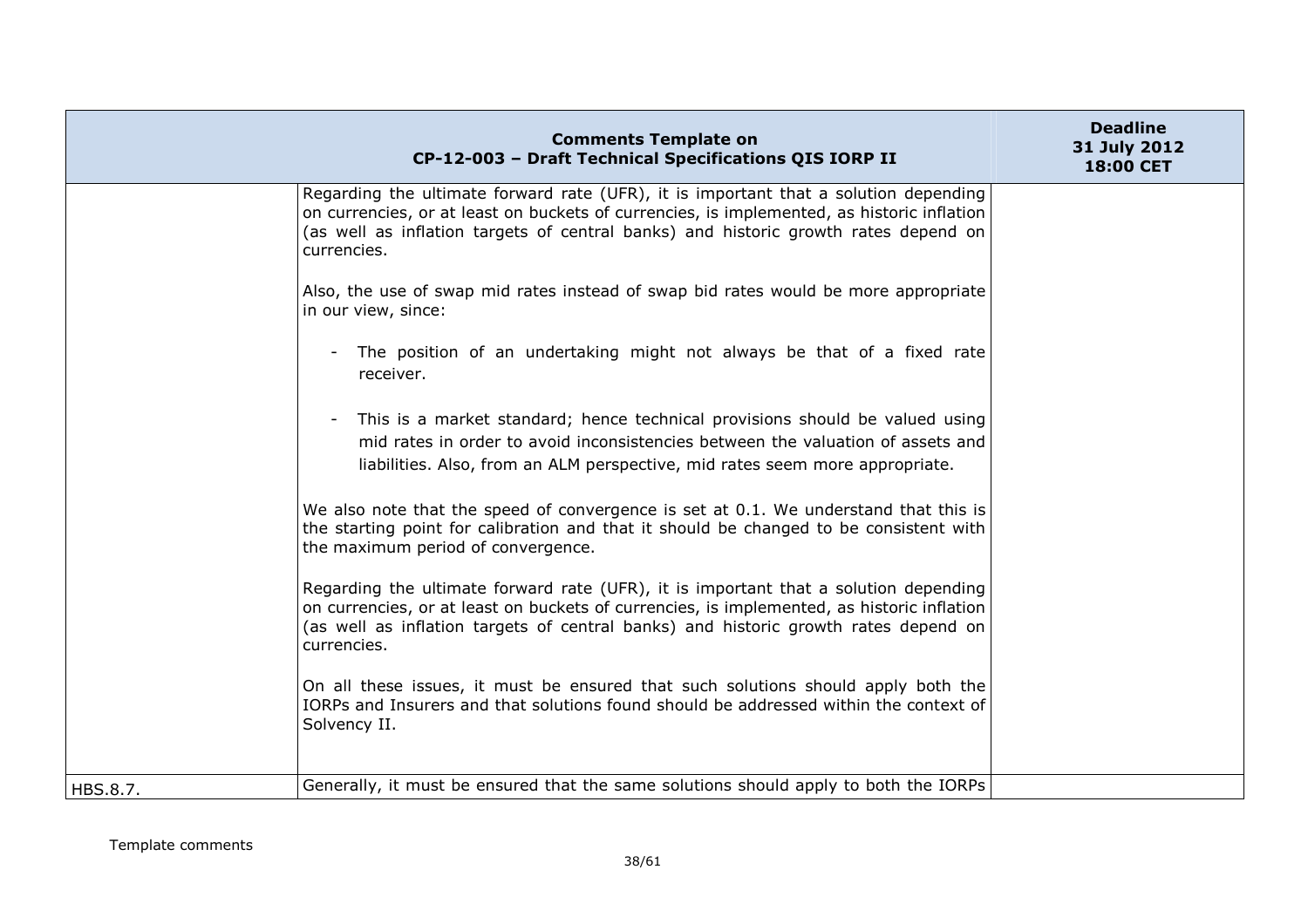| Comments Template on CP-12-003 – Draft Technical Specifications QIS IORP II | | Deadline 31 July 2012 18:00 CET |
|---|---|---|
| | Regarding the ultimate forward rate (UFR), it is important that a solution depending on currencies, or at least on buckets of currencies, is implemented, as historic inflation (as well as inflation targets of central banks) and historic growth rates depend on currencies.<br><br>Also, the use of swap mid rates instead of swap bid rates would be more appropriate in our view, since:<br><br>- The position of an undertaking might not always be that of a fixed rate receiver.<br><br>- This is a market standard; hence technical provisions should be valued using mid rates in order to avoid inconsistencies between the valuation of assets and liabilities. Also, from an ALM perspective, mid rates seem more appropriate.<br><br>We also note that the speed of convergence is set at 0.1. We understand that this is the starting point for calibration and that it should be changed to be consistent with the maximum period of convergence.<br><br>Regarding the ultimate forward rate (UFR), it is important that a solution depending on currencies, or at least on buckets of currencies, is implemented, as historic inflation (as well as inflation targets of central banks) and historic growth rates depend on currencies.<br><br>On all these issues, it must be ensured that such solutions should apply both the IORPs and Insurers and that solutions found should be addressed within the context of Solvency II. | |
| HBS.8.7. | Generally, it must be ensured that the same solutions should apply to both the IORPs | |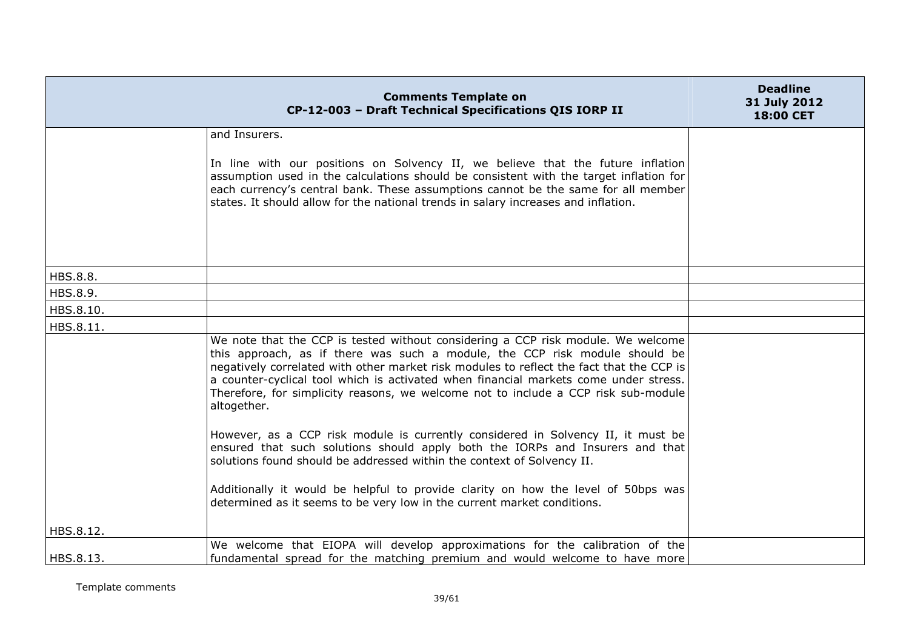| Comments Template on CP-12-003 – Draft Technical Specifications QIS IORP II | | Deadline 31 July 2012 18:00 CET |
|---|---|---|
| | and Insurers.<br><br>In line with our positions on Solvency II, we believe that the future inflation assumption used in the calculations should be consistent with the target inflation for each currency's central bank. These assumptions cannot be the same for all member states. It should allow for the national trends in salary increases and inflation. | |
| HBS.8.8. | | |
| HBS.8.9. | | |
| HBS.8.10. | | |
| HBS.8.11. | | |
| HBS.8.12. | We note that the CCP is tested without considering a CCP risk module. We welcome this approach, as if there was such a module, the CCP risk module should be negatively correlated with other market risk modules to reflect the fact that the CCP is a counter-cyclical tool which is activated when financial markets come under stress. Therefore, for simplicity reasons, we welcome not to include a CCP risk sub-module altogether.<br><br>However, as a CCP risk module is currently considered in Solvency II, it must be ensured that such solutions should apply both the IORPs and Insurers and that solutions found should be addressed within the context of Solvency II.<br><br>Additionally it would be helpful to provide clarity on how the level of 50bps was determined as it seems to be very low in the current market conditions. | |
| HBS.8.13. | We welcome that EIOPA will develop approximations for the calibration of the fundamental spread for the matching premium and would welcome to have more | |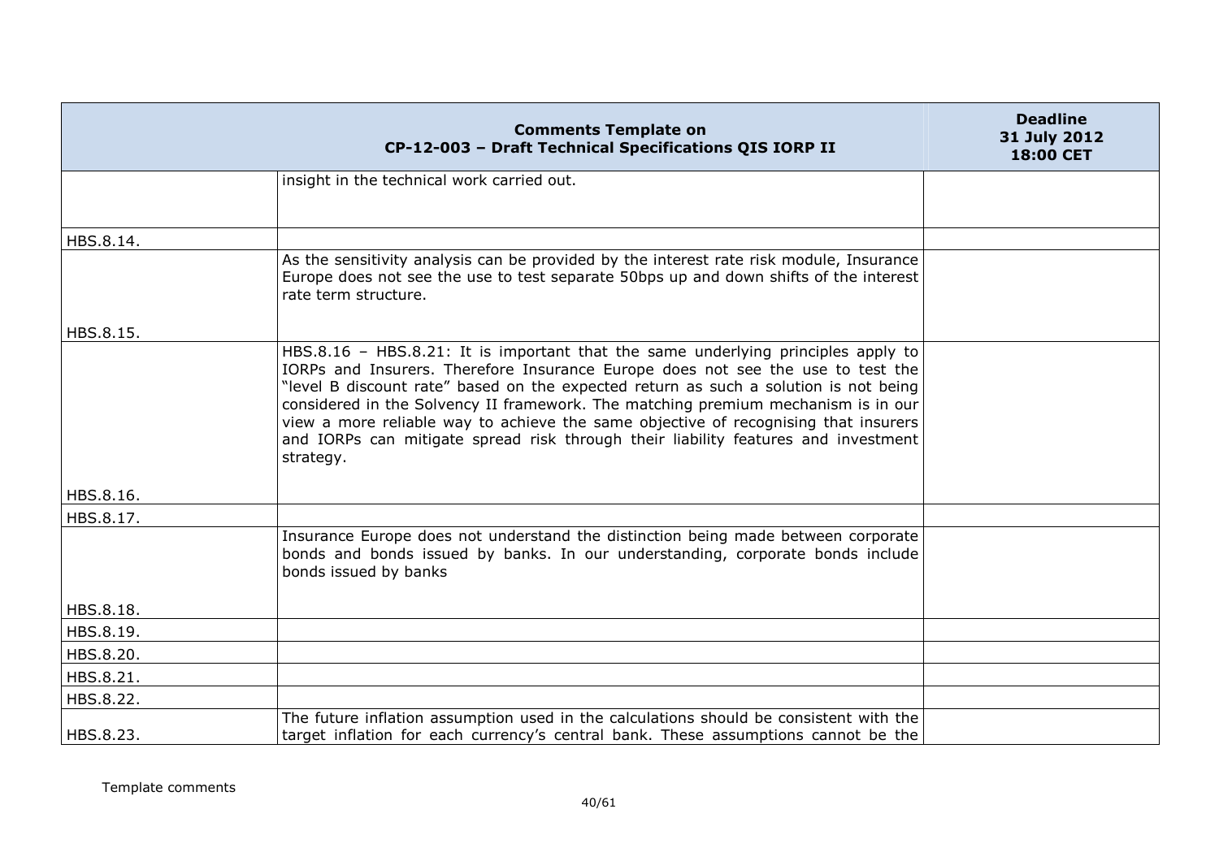| Comments Template on CP-12-003 – Draft Technical Specifications QIS IORP II | | Deadline 31 July 2012 18:00 CET |
|---|---|---|
| | insight in the technical work carried out. | |
| HBS.8.14. | | |
| HBS.8.15. | As the sensitivity analysis can be provided by the interest rate risk module, Insurance Europe does not see the use to test separate 50bps up and down shifts of the interest rate term structure. | |
| HBS.8.16. | HBS.8.16 – HBS.8.21: It is important that the same underlying principles apply to IORPs and Insurers. Therefore Insurance Europe does not see the use to test the "level B discount rate" based on the expected return as such a solution is not being considered in the Solvency II framework. The matching premium mechanism is in our view a more reliable way to achieve the same objective of recognising that insurers and IORPs can mitigate spread risk through their liability features and investment strategy. | |
| HBS.8.17. | | |
| HBS.8.18. | Insurance Europe does not understand the distinction being made between corporate bonds and bonds issued by banks. In our understanding, corporate bonds include bonds issued by banks | |
| HBS.8.19. | | |
| HBS.8.20. | | |
| HBS.8.21. | | |
| HBS.8.22. | | |
| HBS.8.23. | The future inflation assumption used in the calculations should be consistent with the target inflation for each currency's central bank. These assumptions cannot be the | |

Template comments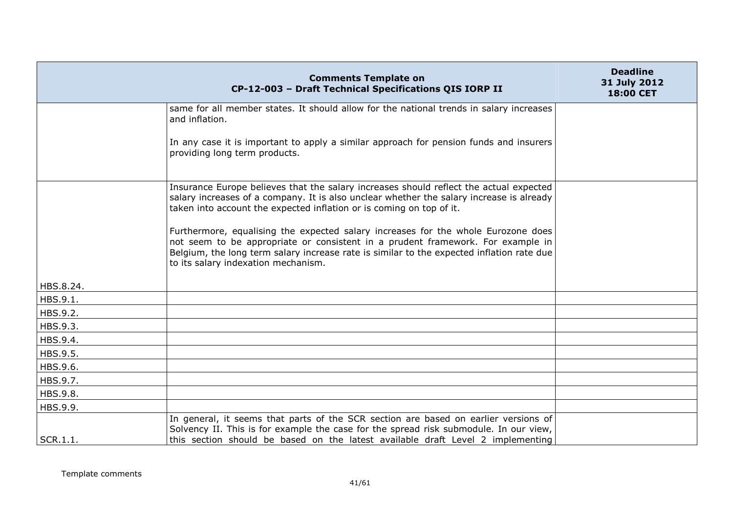| Comments Template on CP-12-003 – Draft Technical Specifications QIS IORP II | | Deadline 31 July 2012 18:00 CET |
|---|---|---|
| | same for all member states. It should allow for the national trends in salary increases and inflation.<br><br>In any case it is important to apply a similar approach for pension funds and insurers providing long term products. | |
| HBS.8.24. | Insurance Europe believes that the salary increases should reflect the actual expected salary increases of a company. It is also unclear whether the salary increase is already taken into account the expected inflation or is coming on top of it.<br><br>Furthermore, equalising the expected salary increases for the whole Eurozone does not seem to be appropriate or consistent in a prudent framework. For example in Belgium, the long term salary increase rate is similar to the expected inflation rate due to its salary indexation mechanism. | |
| HBS.9.1. | | |
| HBS.9.2. | | |
| HBS.9.3. | | |
| HBS.9.4. | | |
| HBS.9.5. | | |
| HBS.9.6. | | |
| HBS.9.7. | | |
| HBS.9.8. | | |
| HBS.9.9. | | |
| SCR.1.1. | In general, it seems that parts of the SCR section are based on earlier versions of Solvency II. This is for example the case for the spread risk submodule. In our view, this section should be based on the latest available draft Level 2 implementing | |

Template comments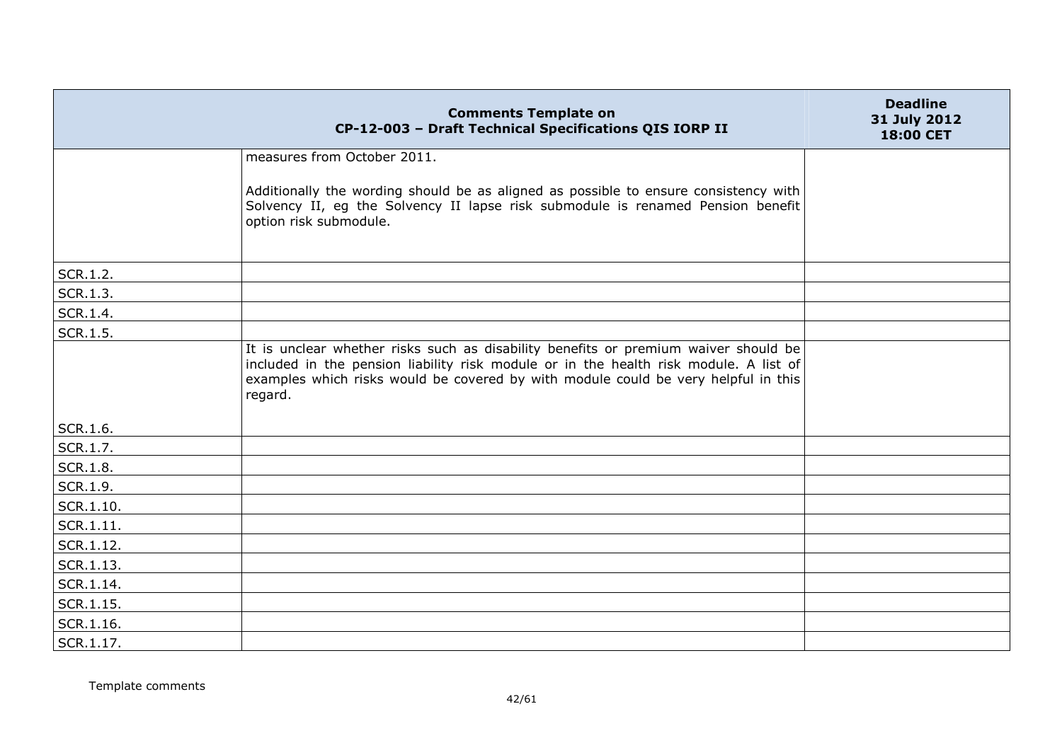| Comments Template on CP-12-003 – Draft Technical Specifications QIS IORP II | | Deadline 31 July 2012 18:00 CET |
|---|---|---|
| | measures from October 2011.<br><br>Additionally the wording should be as aligned as possible to ensure consistency with Solvency II, eg the Solvency II lapse risk submodule is renamed Pension benefit option risk submodule. | |
| SCR.1.2. | | |
| SCR.1.3. | | |
| SCR.1.4. | | |
| SCR.1.5. | | |
| SCR.1.6. | It is unclear whether risks such as disability benefits or premium waiver should be included in the pension liability risk module or in the health risk module. A list of examples which risks would be covered by with module could be very helpful in this regard. | |
| SCR.1.7. | | |
| SCR.1.8. | | |
| SCR.1.9. | | |
| SCR.1.10. | | |
| SCR.1.11. | | |
| SCR.1.12. | | |
| SCR.1.13. | | |
| SCR.1.14. | | |
| SCR.1.15. | | |
| SCR.1.16. | | |
| SCR.1.17. | | |

Template comments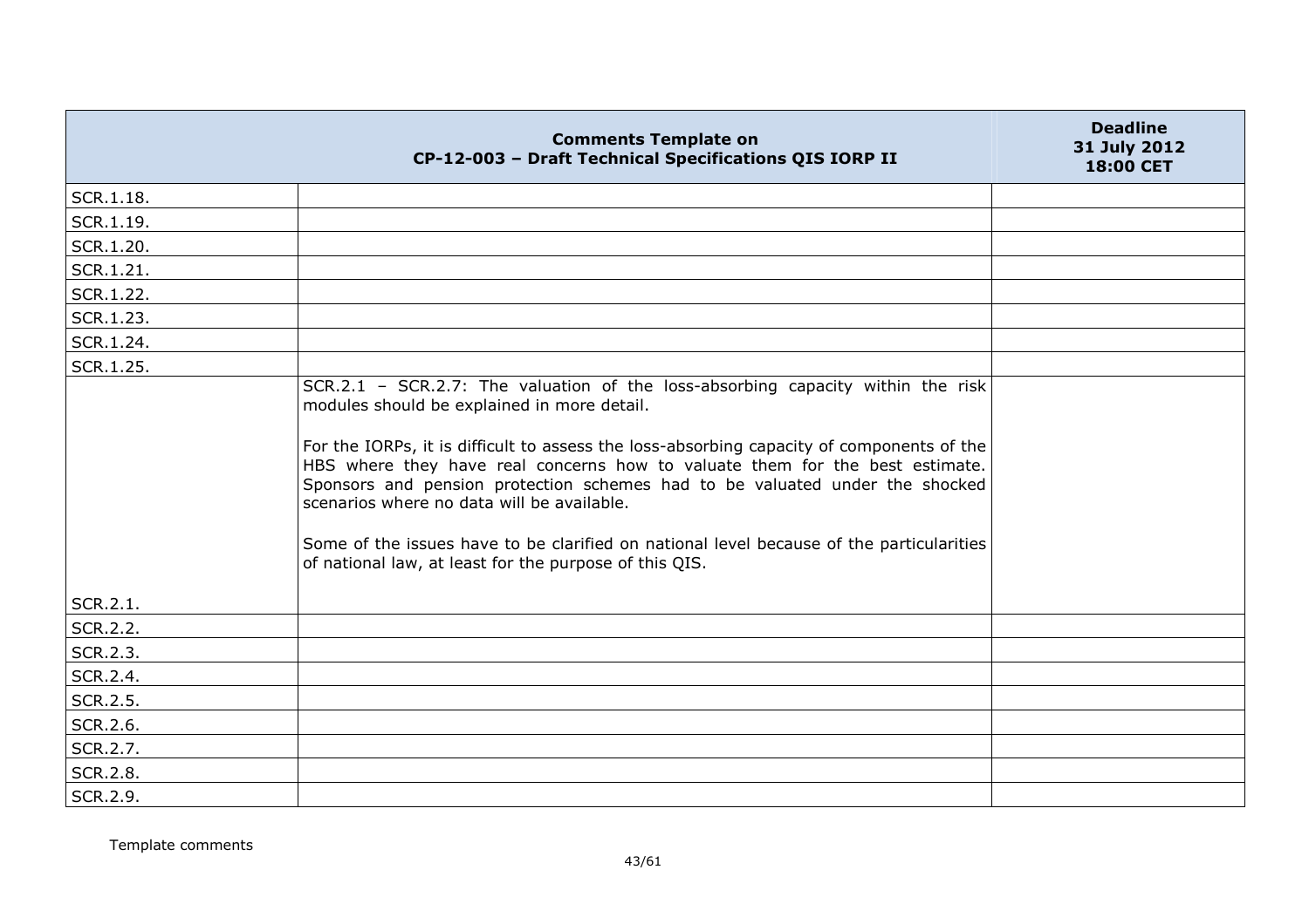| Comments Template on CP-12-003 – Draft Technical Specifications QIS IORP II | | Deadline 31 July 2012 18:00 CET |
|---|---|---|
| SCR.1.18. | | |
| SCR.1.19. | | |
| SCR.1.20. | | |
| SCR.1.21. | | |
| SCR.1.22. | | |
| SCR.1.23. | | |
| SCR.1.24. | | |
| SCR.1.25. | | |
| SCR.2.1. | SCR.2.1 – SCR.2.7: The valuation of the loss-absorbing capacity within the risk modules should be explained in more detail.<br><br>For the IORPs, it is difficult to assess the loss-absorbing capacity of components of the HBS where they have real concerns how to valuate them for the best estimate. Sponsors and pension protection schemes had to be valuated under the shocked scenarios where no data will be available.<br><br>Some of the issues have to be clarified on national level because of the particularities of national law, at least for the purpose of this QIS. | |
| SCR.2.2. | | |
| SCR.2.3. | | |
| SCR.2.4. | | |
| SCR.2.5. | | |
| SCR.2.6. | | |
| SCR.2.7. | | |
| SCR.2.8. | | |
| SCR.2.9. | | |

Template comments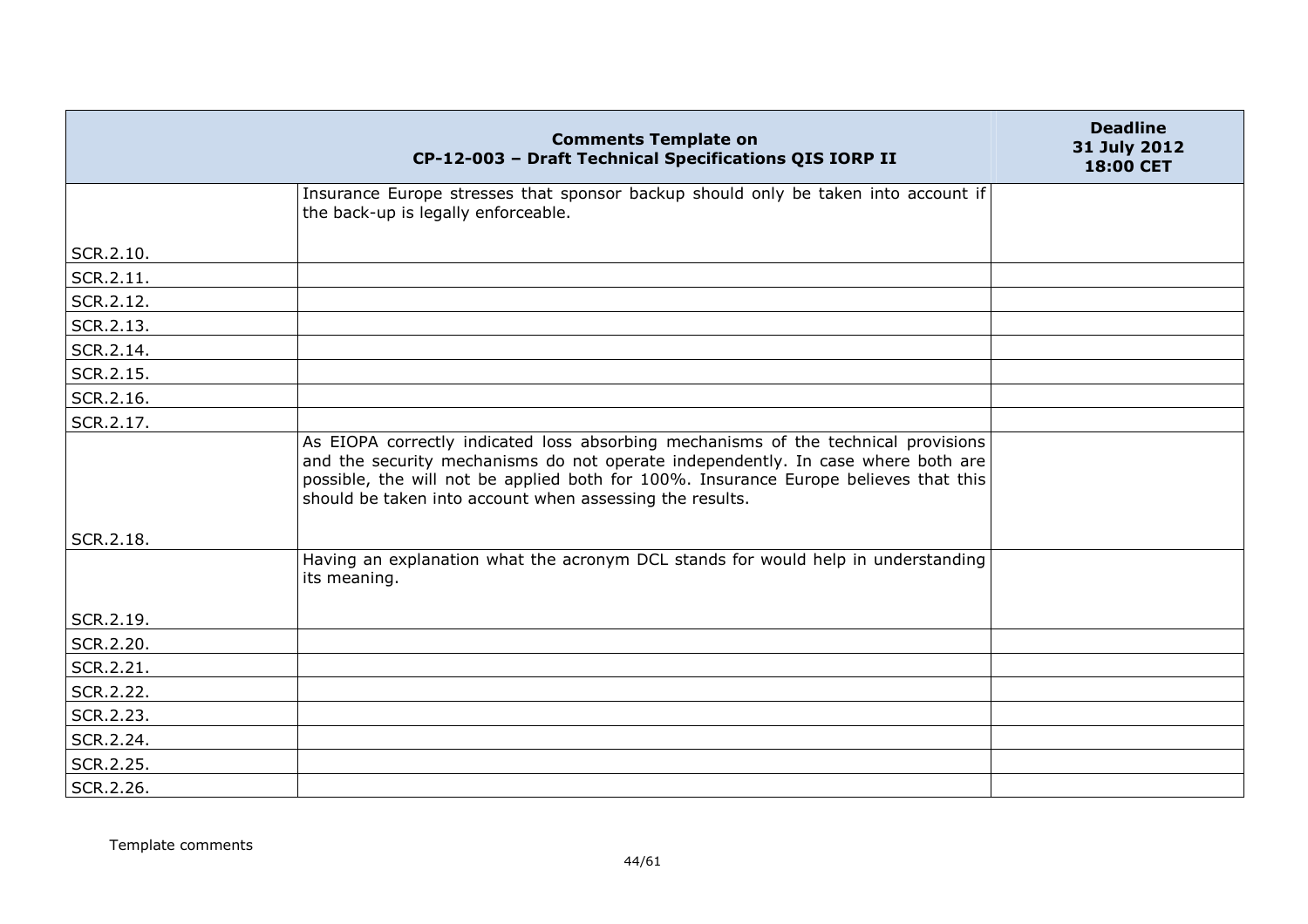| Comments Template on CP-12-003 – Draft Technical Specifications QIS IORP II | | Deadline 31 July 2012 18:00 CET |
|---|---|---|
| SCR.2.10. | Insurance Europe stresses that sponsor backup should only be taken into account if the back-up is legally enforceable. | |
| SCR.2.11. | | |
| SCR.2.12. | | |
| SCR.2.13. | | |
| SCR.2.14. | | |
| SCR.2.15. | | |
| SCR.2.16. | | |
| SCR.2.17. | | |
| SCR.2.18. | As EIOPA correctly indicated loss absorbing mechanisms of the technical provisions and the security mechanisms do not operate independently. In case where both are possible, the will not be applied both for 100%. Insurance Europe believes that this should be taken into account when assessing the results. | |
| SCR.2.19. | Having an explanation what the acronym DCL stands for would help in understanding its meaning. | |
| SCR.2.20. | | |
| SCR.2.21. | | |
| SCR.2.22. | | |
| SCR.2.23. | | |
| SCR.2.24. | | |
| SCR.2.25. | | |
| SCR.2.26. | | |

Template comments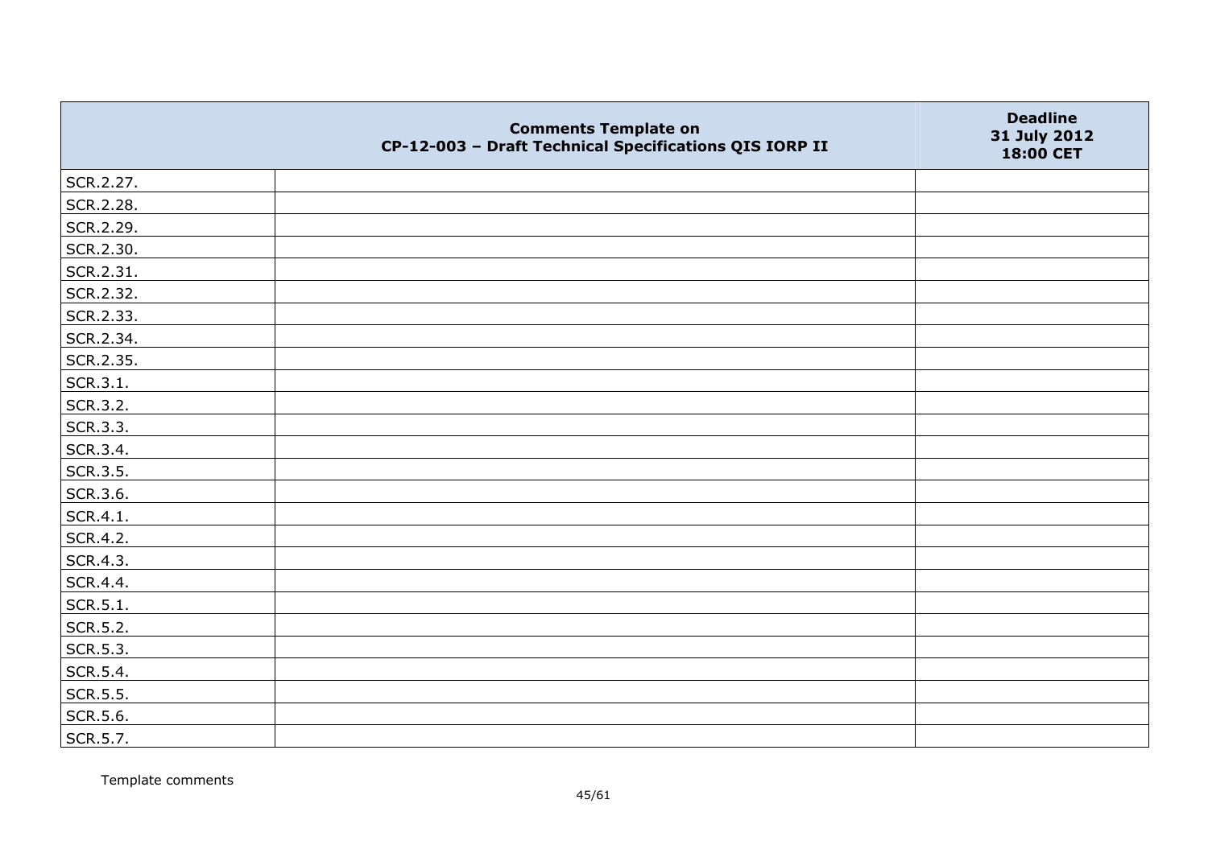| | Comments Template on CP-12-003 – Draft Technical Specifications QIS IORP II | Deadline 31 July 2012 18:00 CET |
|---|---|---|
| SCR.2.27. | | |
| SCR.2.28. | | |
| SCR.2.29. | | |
| SCR.2.30. | | |
| SCR.2.31. | | |
| SCR.2.32. | | |
| SCR.2.33. | | |
| SCR.2.34. | | |
| SCR.2.35. | | |
| SCR.3.1. | | |
| SCR.3.2. | | |
| SCR.3.3. | | |
| SCR.3.4. | | |
| SCR.3.5. | | |
| SCR.3.6. | | |
| SCR.4.1. | | |
| SCR.4.2. | | |
| SCR.4.3. | | |
| SCR.4.4. | | |
| SCR.5.1. | | |
| SCR.5.2. | | |
| SCR.5.3. | | |
| SCR.5.4. | | |
| SCR.5.5. | | |
| SCR.5.6. | | |
| SCR.5.7. | | |

Template comments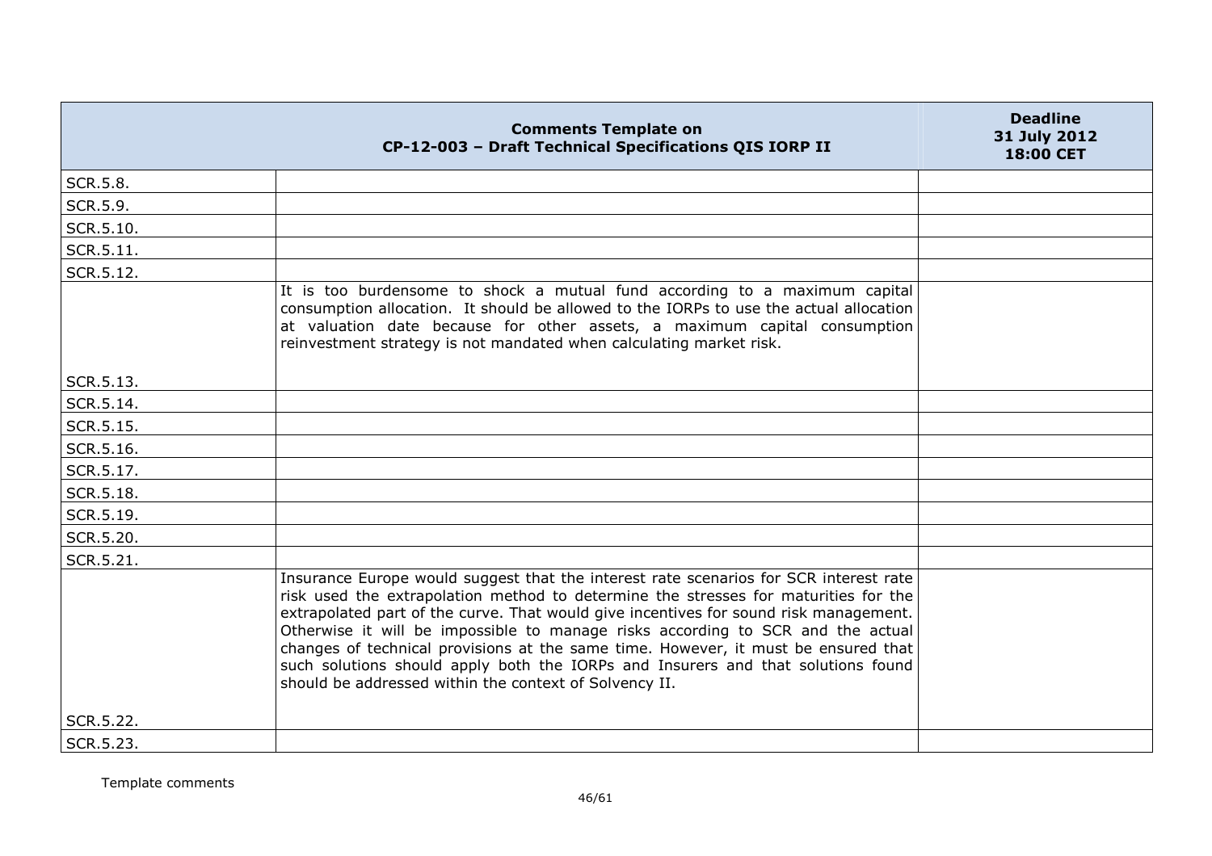| | Comments Template on CP-12-003 – Draft Technical Specifications QIS IORP II | Deadline 31 July 2012 18:00 CET |
|---|---|---|
| SCR.5.8. | | |
| SCR.5.9. | | |
| SCR.5.10. | | |
| SCR.5.11. | | |
| SCR.5.12. | | |
| SCR.5.13. | It is too burdensome to shock a mutual fund according to a maximum capital consumption allocation. It should be allowed to the IORPs to use the actual allocation at valuation date because for other assets, a maximum capital consumption reinvestment strategy is not mandated when calculating market risk. | |
| SCR.5.14. | | |
| SCR.5.15. | | |
| SCR.5.16. | | |
| SCR.5.17. | | |
| SCR.5.18. | | |
| SCR.5.19. | | |
| SCR.5.20. | | |
| SCR.5.21. | | |
| SCR.5.22. | Insurance Europe would suggest that the interest rate scenarios for SCR interest rate risk used the extrapolation method to determine the stresses for maturities for the extrapolated part of the curve. That would give incentives for sound risk management. Otherwise it will be impossible to manage risks according to SCR and the actual changes of technical provisions at the same time. However, it must be ensured that such solutions should apply both the IORPs and Insurers and that solutions found should be addressed within the context of Solvency II. | |
| SCR.5.23. | | |

Template comments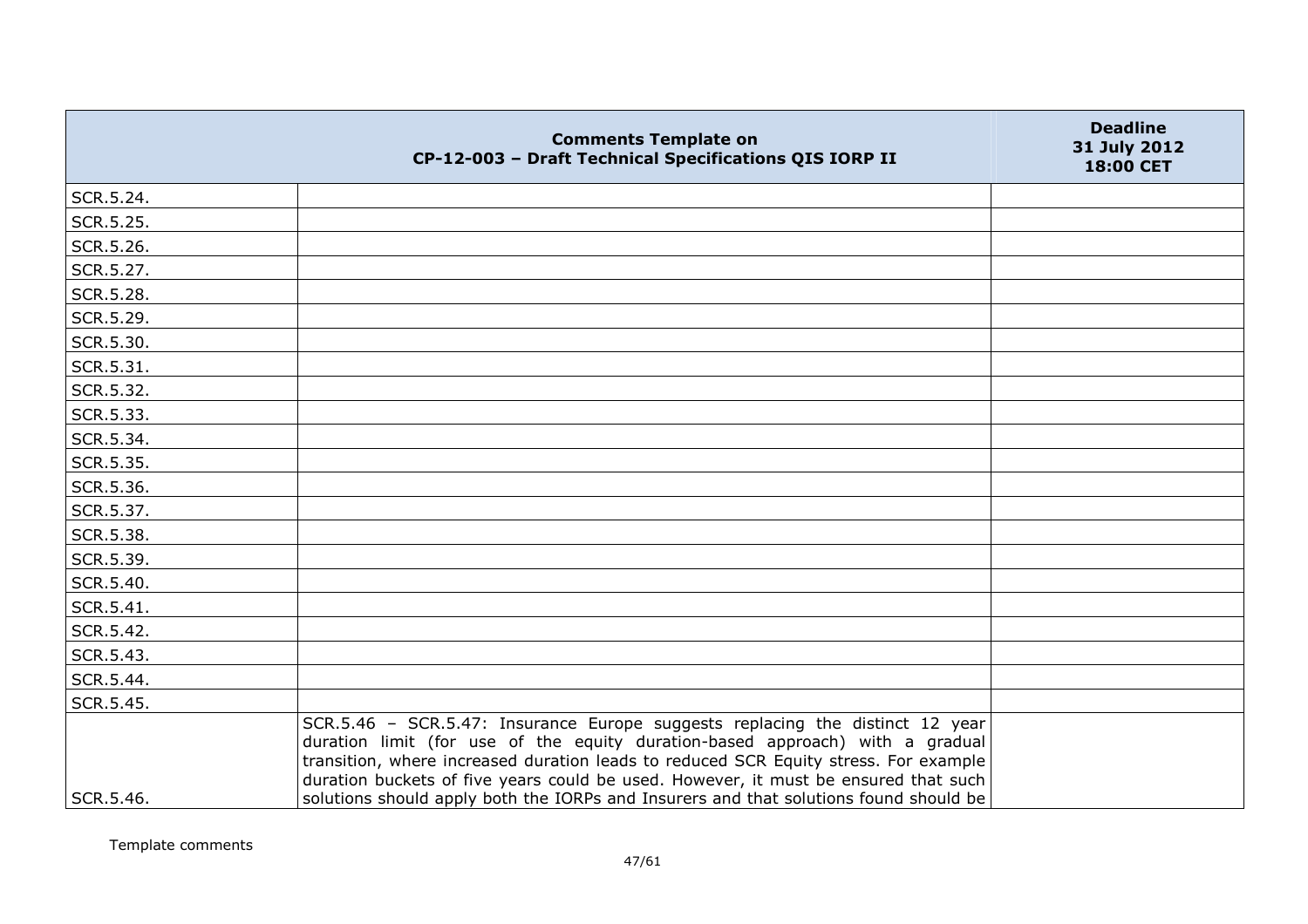| | Comments Template on CP-12-003 – Draft Technical Specifications QIS IORP II | Deadline 31 July 2012 18:00 CET |
|---|---|---|
| SCR.5.24. | | |
| SCR.5.25. | | |
| SCR.5.26. | | |
| SCR.5.27. | | |
| SCR.5.28. | | |
| SCR.5.29. | | |
| SCR.5.30. | | |
| SCR.5.31. | | |
| SCR.5.32. | | |
| SCR.5.33. | | |
| SCR.5.34. | | |
| SCR.5.35. | | |
| SCR.5.36. | | |
| SCR.5.37. | | |
| SCR.5.38. | | |
| SCR.5.39. | | |
| SCR.5.40. | | |
| SCR.5.41. | | |
| SCR.5.42. | | |
| SCR.5.43. | | |
| SCR.5.44. | | |
| SCR.5.45. | | |
| SCR.5.46. | SCR.5.46 – SCR.5.47: Insurance Europe suggests replacing the distinct 12 year duration limit (for use of the equity duration-based approach) with a gradual transition, where increased duration leads to reduced SCR Equity stress. For example duration buckets of five years could be used. However, it must be ensured that such solutions should apply both the IORPs and Insurers and that solutions found should be | |

Template comments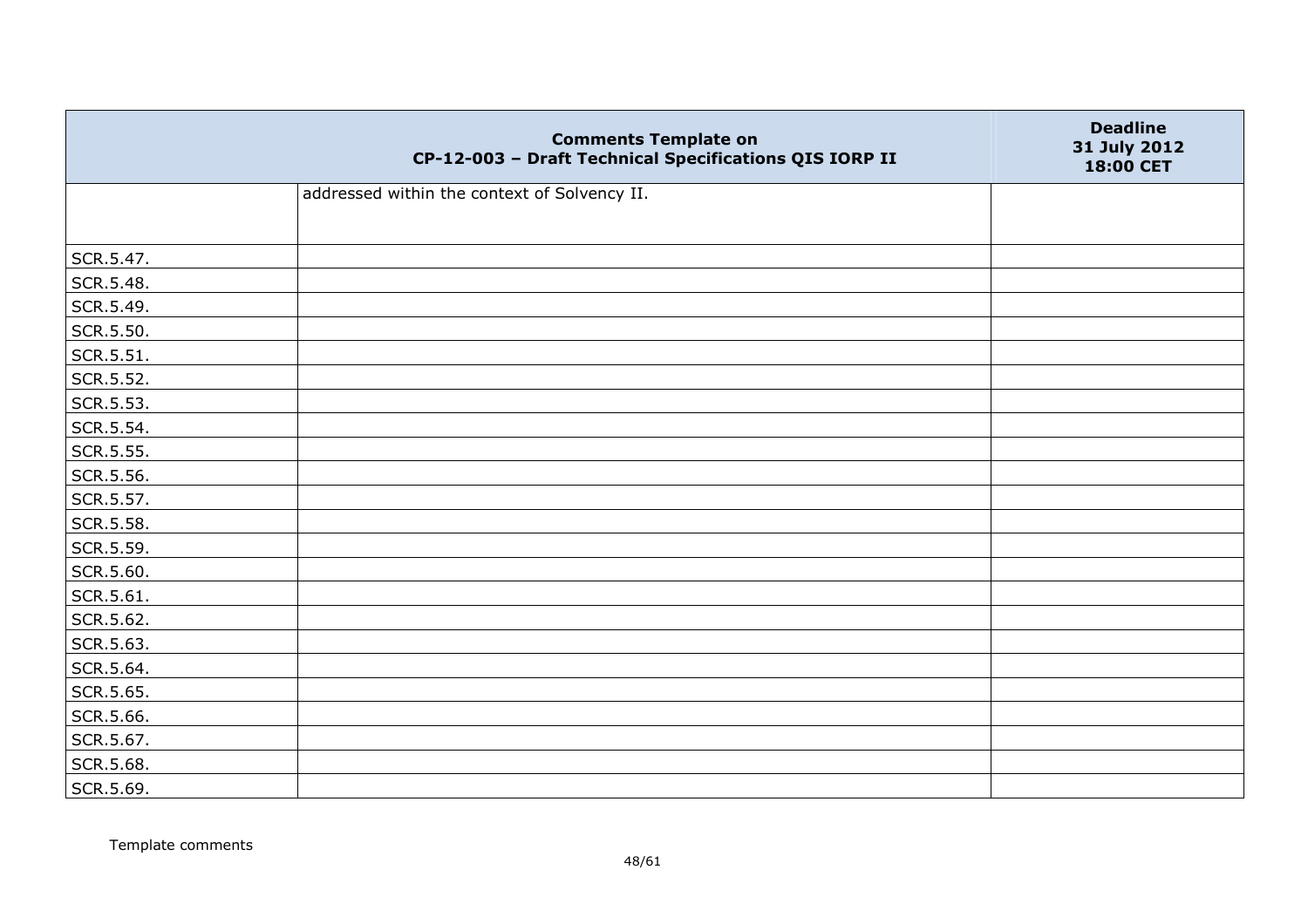| | Comments Template on CP-12-003 – Draft Technical Specifications QIS IORP II | Deadline 31 July 2012 18:00 CET |
|---|---|---|
| | addressed within the context of Solvency II. | |
| SCR.5.47. | | |
| SCR.5.48. | | |
| SCR.5.49. | | |
| SCR.5.50. | | |
| SCR.5.51. | | |
| SCR.5.52. | | |
| SCR.5.53. | | |
| SCR.5.54. | | |
| SCR.5.55. | | |
| SCR.5.56. | | |
| SCR.5.57. | | |
| SCR.5.58. | | |
| SCR.5.59. | | |
| SCR.5.60. | | |
| SCR.5.61. | | |
| SCR.5.62. | | |
| SCR.5.63. | | |
| SCR.5.64. | | |
| SCR.5.65. | | |
| SCR.5.66. | | |
| SCR.5.67. | | |
| SCR.5.68. | | |
| SCR.5.69. | | |

Template comments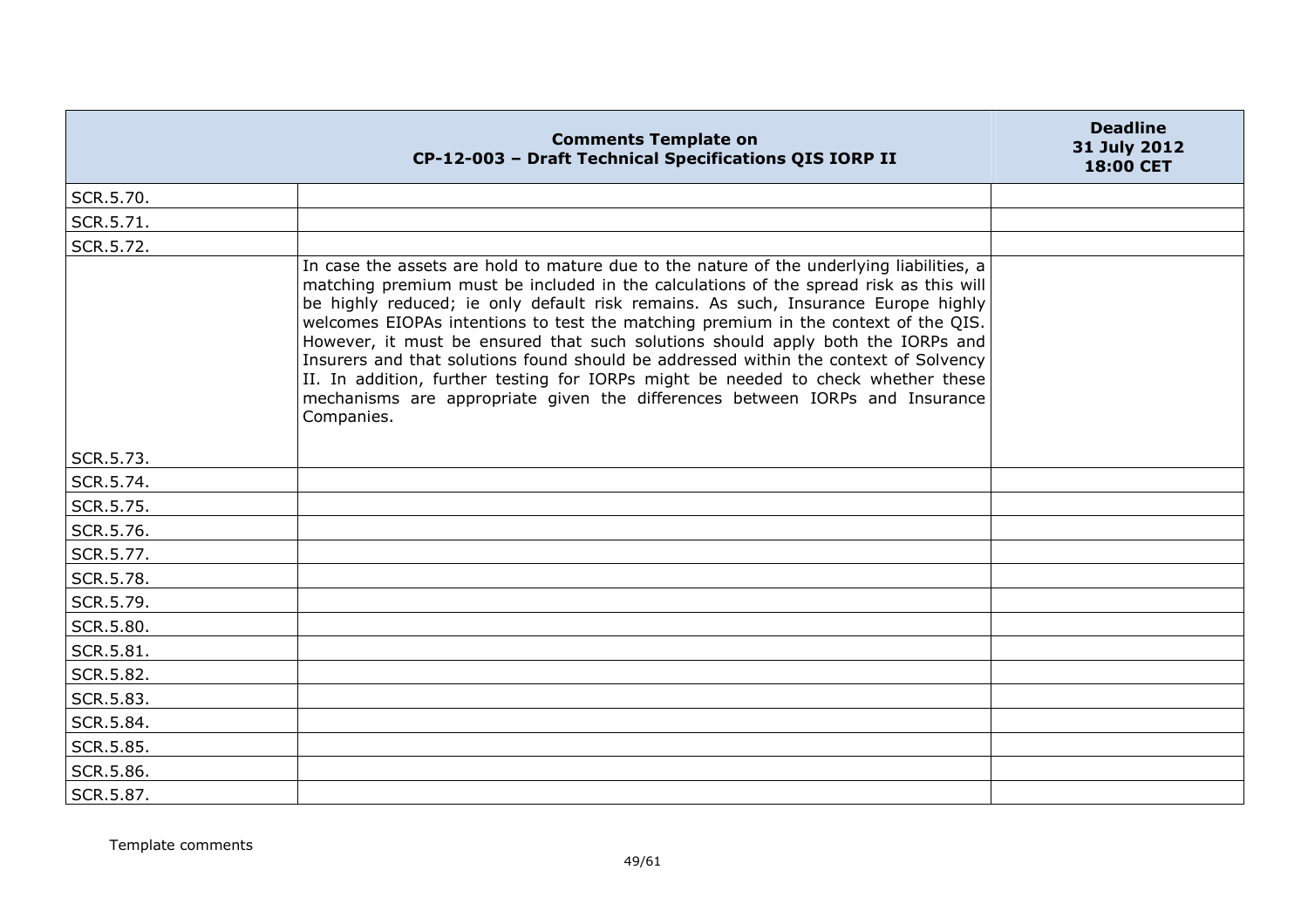|  | Comments Template on CP-12-003 – Draft Technical Specifications QIS IORP II | Deadline 31 July 2012 18:00 CET |
|---|---|---|
| SCR.5.70. |  |  |
| SCR.5.71. |  |  |
| SCR.5.72. |  |  |
| SCR.5.73. | In case the assets are hold to mature due to the nature of the underlying liabilities, a matching premium must be included in the calculations of the spread risk as this will be highly reduced; ie only default risk remains. As such, Insurance Europe highly welcomes EIOPAs intentions to test the matching premium in the context of the QIS. However, it must be ensured that such solutions should apply both the IORPs and Insurers and that solutions found should be addressed within the context of Solvency II. In addition, further testing for IORPs might be needed to check whether these mechanisms are appropriate given the differences between IORPs and Insurance Companies. |  |
| SCR.5.74. |  |  |
| SCR.5.75. |  |  |
| SCR.5.76. |  |  |
| SCR.5.77. |  |  |
| SCR.5.78. |  |  |
| SCR.5.79. |  |  |
| SCR.5.80. |  |  |
| SCR.5.81. |  |  |
| SCR.5.82. |  |  |
| SCR.5.83. |  |  |
| SCR.5.84. |  |  |
| SCR.5.85. |  |  |
| SCR.5.86. |  |  |
| SCR.5.87. |  |  |

Template comments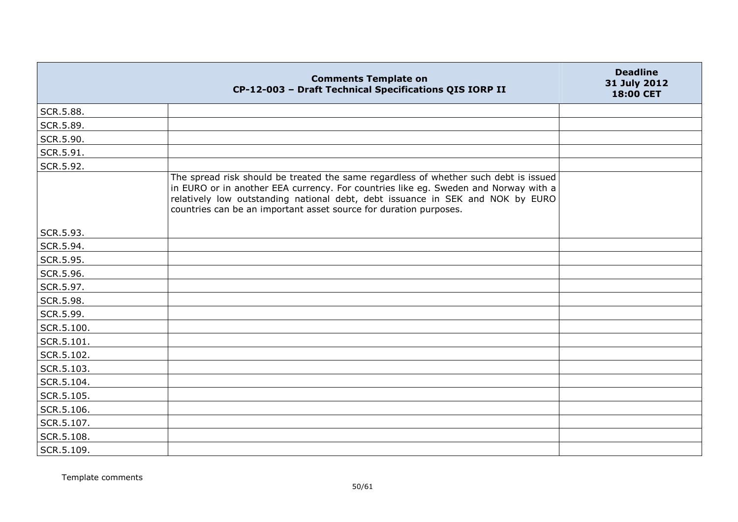| | Comments Template on CP-12-003 – Draft Technical Specifications QIS IORP II | Deadline 31 July 2012 18:00 CET |
|---|---|---|
| SCR.5.88. | | |
| SCR.5.89. | | |
| SCR.5.90. | | |
| SCR.5.91. | | |
| SCR.5.92. | | |
| SCR.5.93. | The spread risk should be treated the same regardless of whether such debt is issued in EURO or in another EEA currency. For countries like eg. Sweden and Norway with a relatively low outstanding national debt, debt issuance in SEK and NOK by EURO countries can be an important asset source for duration purposes. | |
| SCR.5.94. | | |
| SCR.5.95. | | |
| SCR.5.96. | | |
| SCR.5.97. | | |
| SCR.5.98. | | |
| SCR.5.99. | | |
| SCR.5.100. | | |
| SCR.5.101. | | |
| SCR.5.102. | | |
| SCR.5.103. | | |
| SCR.5.104. | | |
| SCR.5.105. | | |
| SCR.5.106. | | |
| SCR.5.107. | | |
| SCR.5.108. | | |
| SCR.5.109. | | |

Template comments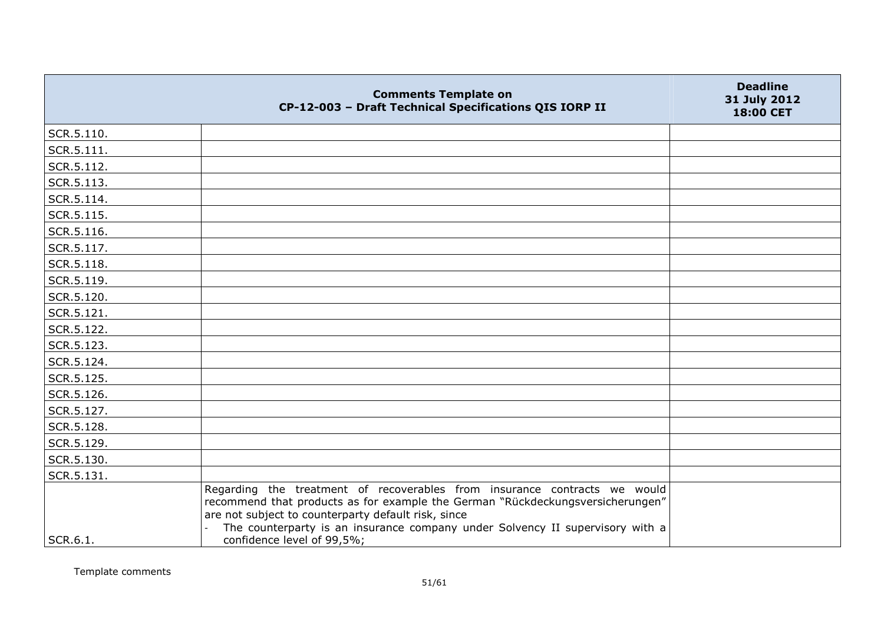| Comments Template on CP-12-003 – Draft Technical Specifications QIS IORP II | | Deadline 31 July 2012 18:00 CET |
|---|---|---|
| SCR.5.110. | | |
| SCR.5.111. | | |
| SCR.5.112. | | |
| SCR.5.113. | | |
| SCR.5.114. | | |
| SCR.5.115. | | |
| SCR.5.116. | | |
| SCR.5.117. | | |
| SCR.5.118. | | |
| SCR.5.119. | | |
| SCR.5.120. | | |
| SCR.5.121. | | |
| SCR.5.122. | | |
| SCR.5.123. | | |
| SCR.5.124. | | |
| SCR.5.125. | | |
| SCR.5.126. | | |
| SCR.5.127. | | |
| SCR.5.128. | | |
| SCR.5.129. | | |
| SCR.5.130. | | |
| SCR.5.131. | | |
| SCR.6.1. | Regarding the treatment of recoverables from insurance contracts we would recommend that products as for example the German "Rückdeckungsversicherungen" are not subject to counterparty default risk, since<br>- The counterparty is an insurance company under Solvency II supervisory with a confidence level of 99,5%; | |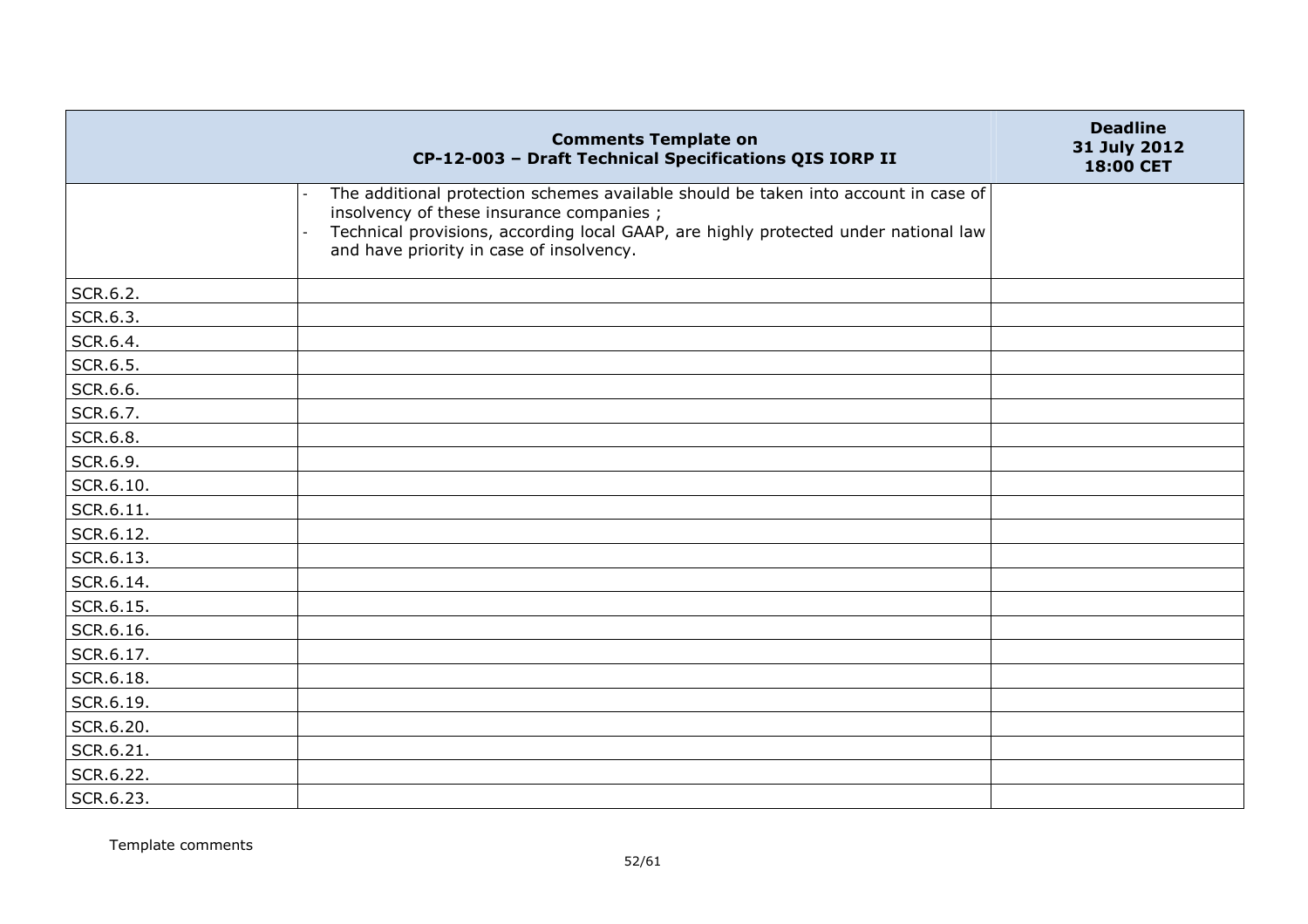| Comments Template on CP-12-003 – Draft Technical Specifications QIS IORP II | | Deadline 31 July 2012 18:00 CET |
|---|---|---|
| | - The additional protection schemes available should be taken into account in case of insolvency of these insurance companies ;<br>- Technical provisions, according local GAAP, are highly protected under national law and have priority in case of insolvency. | |
| SCR.6.2. | | |
| SCR.6.3. | | |
| SCR.6.4. | | |
| SCR.6.5. | | |
| SCR.6.6. | | |
| SCR.6.7. | | |
| SCR.6.8. | | |
| SCR.6.9. | | |
| SCR.6.10. | | |
| SCR.6.11. | | |
| SCR.6.12. | | |
| SCR.6.13. | | |
| SCR.6.14. | | |
| SCR.6.15. | | |
| SCR.6.16. | | |
| SCR.6.17. | | |
| SCR.6.18. | | |
| SCR.6.19. | | |
| SCR.6.20. | | |
| SCR.6.21. | | |
| SCR.6.22. | | |
| SCR.6.23. | | |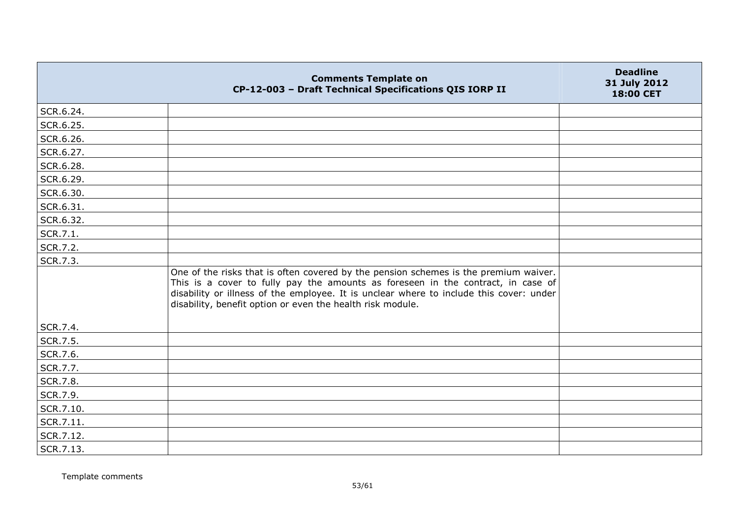| | Comments Template on CP-12-003 – Draft Technical Specifications QIS IORP II | Deadline 31 July 2012 18:00 CET |
|---|---|---|
| SCR.6.24. | | |
| SCR.6.25. | | |
| SCR.6.26. | | |
| SCR.6.27. | | |
| SCR.6.28. | | |
| SCR.6.29. | | |
| SCR.6.30. | | |
| SCR.6.31. | | |
| SCR.6.32. | | |
| SCR.7.1. | | |
| SCR.7.2. | | |
| SCR.7.3. | | |
| SCR.7.4. | One of the risks that is often covered by the pension schemes is the premium waiver. This is a cover to fully pay the amounts as foreseen in the contract, in case of disability or illness of the employee. It is unclear where to include this cover: under disability, benefit option or even the health risk module. | |
| SCR.7.5. | | |
| SCR.7.6. | | |
| SCR.7.7. | | |
| SCR.7.8. | | |
| SCR.7.9. | | |
| SCR.7.10. | | |
| SCR.7.11. | | |
| SCR.7.12. | | |
| SCR.7.13. | | |

Template comments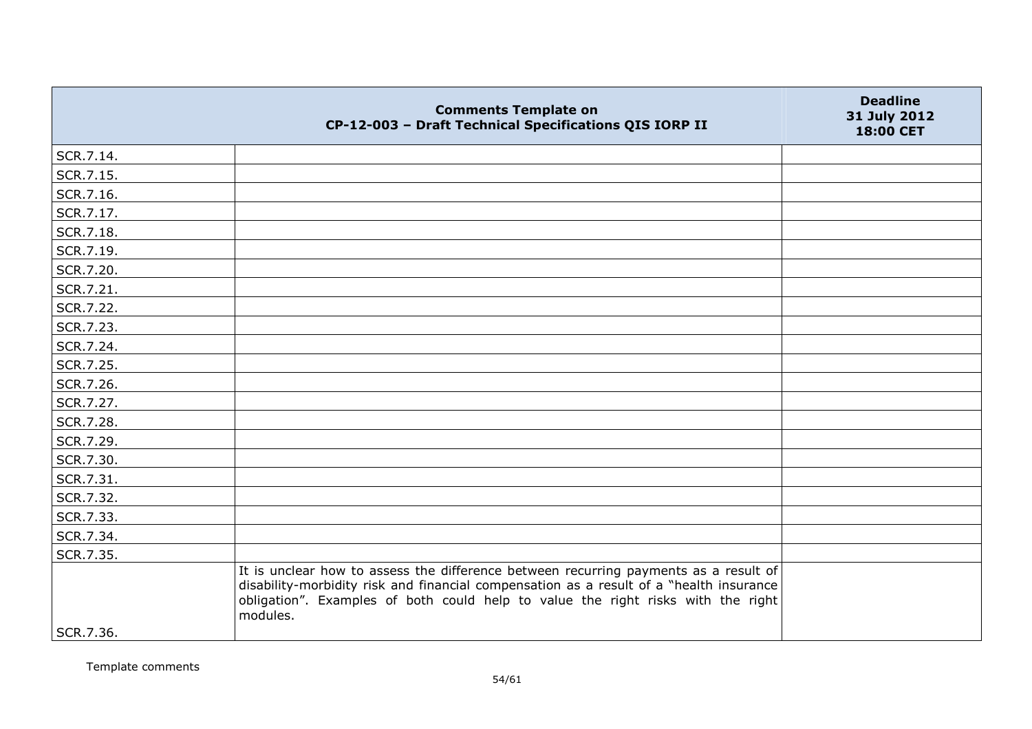|  | Comments Template on<br>CP-12-003 – Draft Technical Specifications QIS IORP II | Deadline<br>31 July 2012<br>18:00 CET |
|---|---|---|
| SCR.7.14. |  |  |
| SCR.7.15. |  |  |
| SCR.7.16. |  |  |
| SCR.7.17. |  |  |
| SCR.7.18. |  |  |
| SCR.7.19. |  |  |
| SCR.7.20. |  |  |
| SCR.7.21. |  |  |
| SCR.7.22. |  |  |
| SCR.7.23. |  |  |
| SCR.7.24. |  |  |
| SCR.7.25. |  |  |
| SCR.7.26. |  |  |
| SCR.7.27. |  |  |
| SCR.7.28. |  |  |
| SCR.7.29. |  |  |
| SCR.7.30. |  |  |
| SCR.7.31. |  |  |
| SCR.7.32. |  |  |
| SCR.7.33. |  |  |
| SCR.7.34. |  |  |
| SCR.7.35. |  |  |
| SCR.7.36. | It is unclear how to assess the difference between recurring payments as a result of disability-morbidity risk and financial compensation as a result of a "health insurance obligation". Examples of both could help to value the right risks with the right modules. |  |

Template comments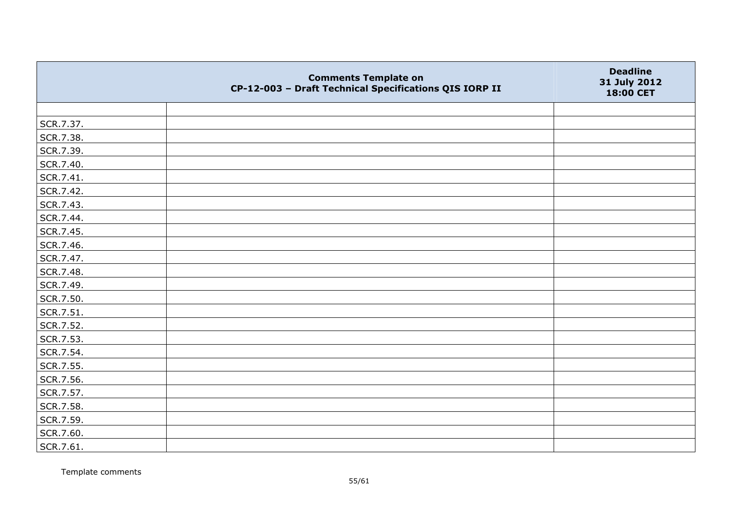| | Comments Template on CP-12-003 – Draft Technical Specifications QIS IORP II | Deadline 31 July 2012 18:00 CET |
|---|---|---|
| | | |
| SCR.7.37. | | |
| SCR.7.38. | | |
| SCR.7.39. | | |
| SCR.7.40. | | |
| SCR.7.41. | | |
| SCR.7.42. | | |
| SCR.7.43. | | |
| SCR.7.44. | | |
| SCR.7.45. | | |
| SCR.7.46. | | |
| SCR.7.47. | | |
| SCR.7.48. | | |
| SCR.7.49. | | |
| SCR.7.50. | | |
| SCR.7.51. | | |
| SCR.7.52. | | |
| SCR.7.53. | | |
| SCR.7.54. | | |
| SCR.7.55. | | |
| SCR.7.56. | | |
| SCR.7.57. | | |
| SCR.7.58. | | |
| SCR.7.59. | | |
| SCR.7.60. | | |
| SCR.7.61. | | |

Template comments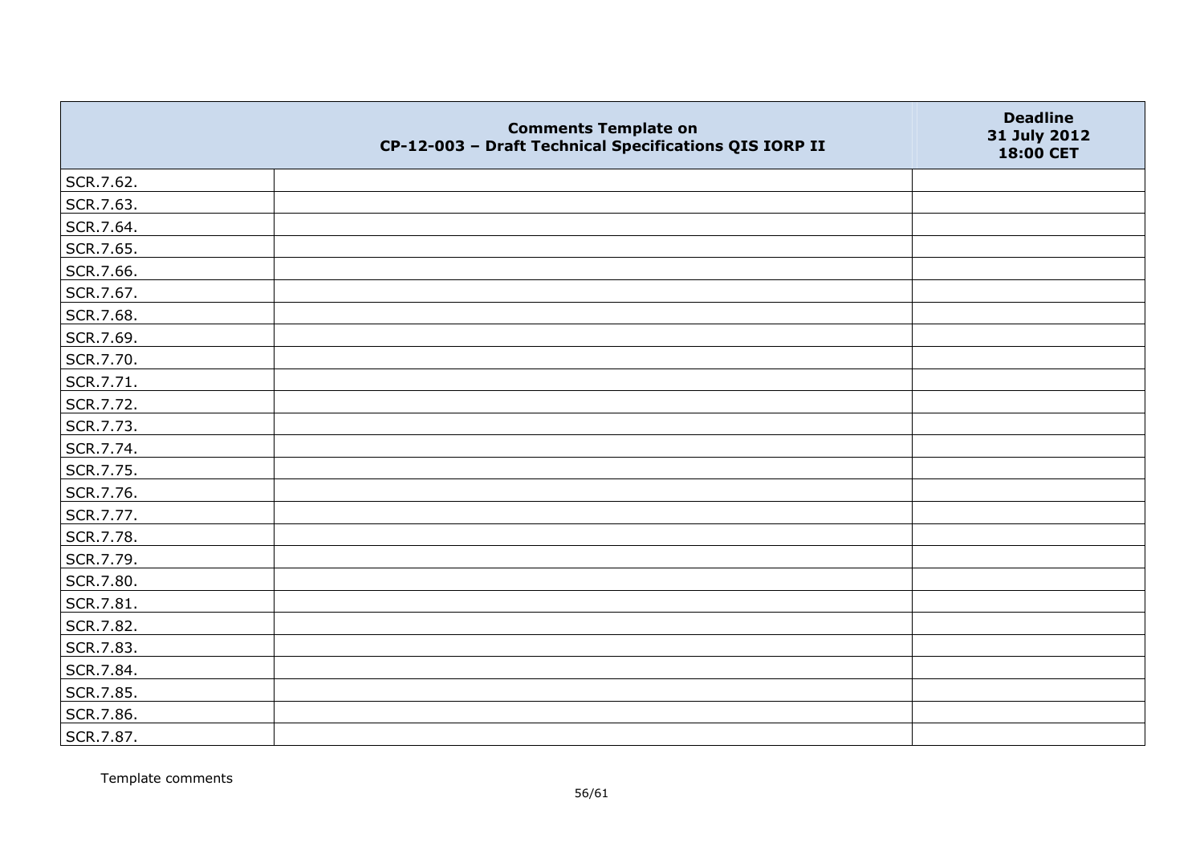| | Comments Template on CP-12-003 – Draft Technical Specifications QIS IORP II | Deadline 31 July 2012 18:00 CET |
|---|---|---|
| SCR.7.62. | | |
| SCR.7.63. | | |
| SCR.7.64. | | |
| SCR.7.65. | | |
| SCR.7.66. | | |
| SCR.7.67. | | |
| SCR.7.68. | | |
| SCR.7.69. | | |
| SCR.7.70. | | |
| SCR.7.71. | | |
| SCR.7.72. | | |
| SCR.7.73. | | |
| SCR.7.74. | | |
| SCR.7.75. | | |
| SCR.7.76. | | |
| SCR.7.77. | | |
| SCR.7.78. | | |
| SCR.7.79. | | |
| SCR.7.80. | | |
| SCR.7.81. | | |
| SCR.7.82. | | |
| SCR.7.83. | | |
| SCR.7.84. | | |
| SCR.7.85. | | |
| SCR.7.86. | | |
| SCR.7.87. | | |

Template comments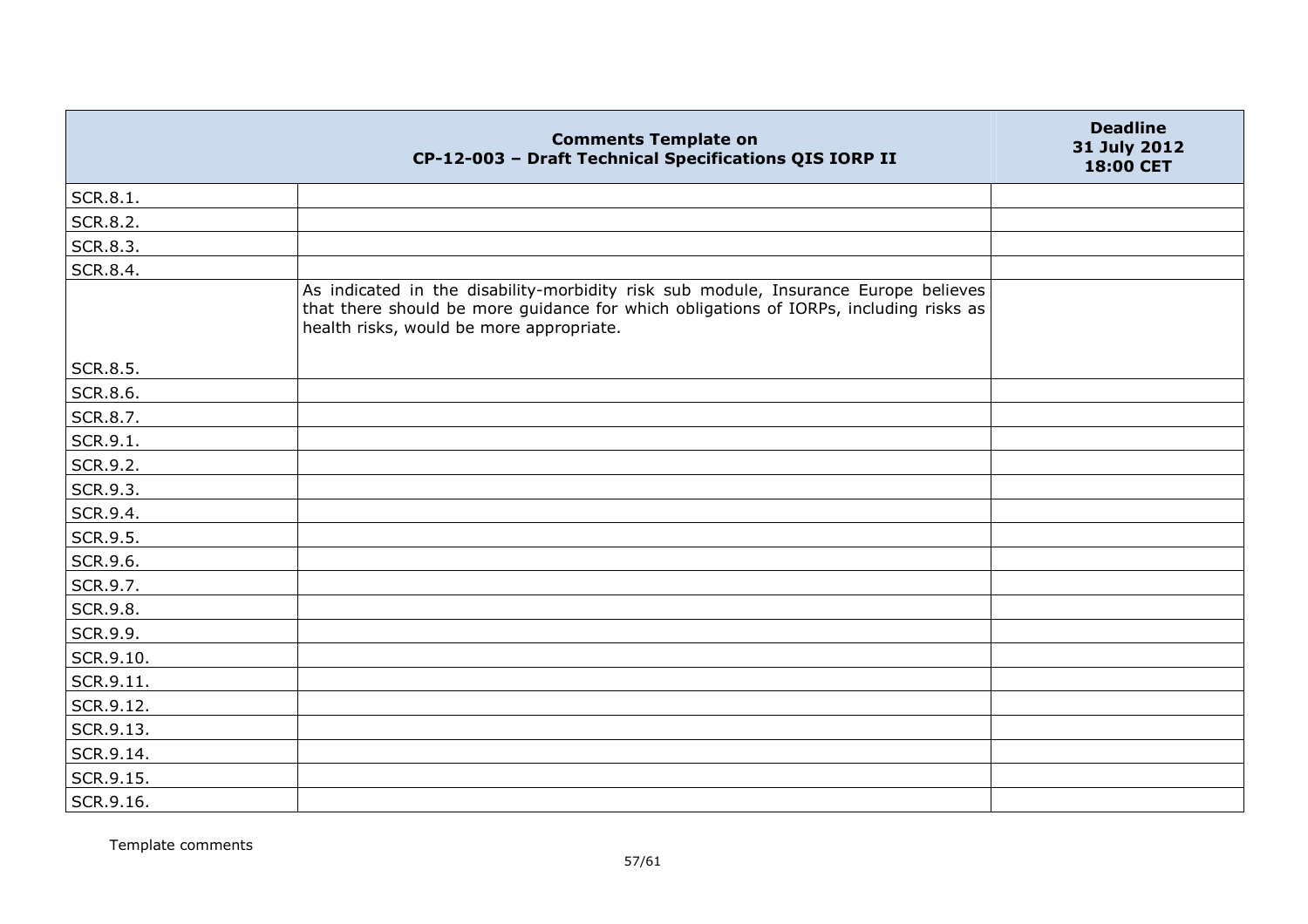| Comments Template on CP-12-003 – Draft Technical Specifications QIS IORP II | | Deadline 31 July 2012 18:00 CET |
|---|---|---|
| SCR.8.1. | | |
| SCR.8.2. | | |
| SCR.8.3. | | |
| SCR.8.4. | | |
| SCR.8.5. | As indicated in the disability-morbidity risk sub module, Insurance Europe believes that there should be more guidance for which obligations of IORPs, including risks as health risks, would be more appropriate. | |
| SCR.8.6. | | |
| SCR.8.7. | | |
| SCR.9.1. | | |
| SCR.9.2. | | |
| SCR.9.3. | | |
| SCR.9.4. | | |
| SCR.9.5. | | |
| SCR.9.6. | | |
| SCR.9.7. | | |
| SCR.9.8. | | |
| SCR.9.9. | | |
| SCR.9.10. | | |
| SCR.9.11. | | |
| SCR.9.12. | | |
| SCR.9.13. | | |
| SCR.9.14. | | |
| SCR.9.15. | | |
| SCR.9.16. | | |

Template comments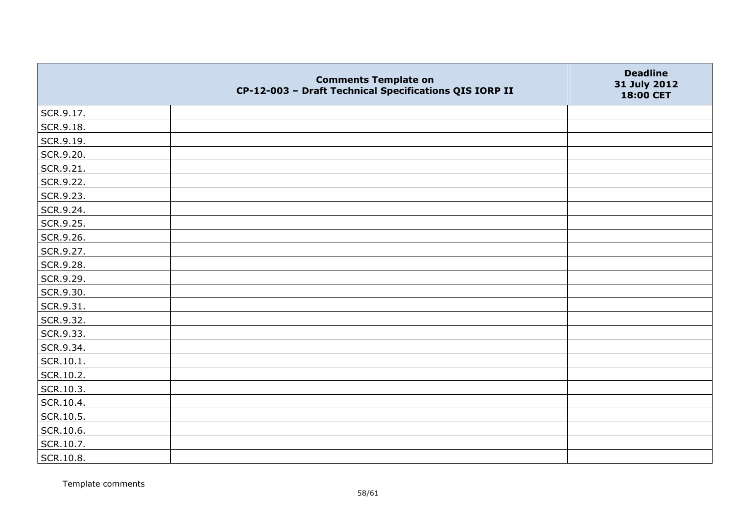| | Comments Template on CP-12-003 – Draft Technical Specifications QIS IORP II | Deadline 31 July 2012 18:00 CET |
|---|---|---|
| SCR.9.17. | | |
| SCR.9.18. | | |
| SCR.9.19. | | |
| SCR.9.20. | | |
| SCR.9.21. | | |
| SCR.9.22. | | |
| SCR.9.23. | | |
| SCR.9.24. | | |
| SCR.9.25. | | |
| SCR.9.26. | | |
| SCR.9.27. | | |
| SCR.9.28. | | |
| SCR.9.29. | | |
| SCR.9.30. | | |
| SCR.9.31. | | |
| SCR.9.32. | | |
| SCR.9.33. | | |
| SCR.9.34. | | |
| SCR.10.1. | | |
| SCR.10.2. | | |
| SCR.10.3. | | |
| SCR.10.4. | | |
| SCR.10.5. | | |
| SCR.10.6. | | |
| SCR.10.7. | | |
| SCR.10.8. | | |

Template comments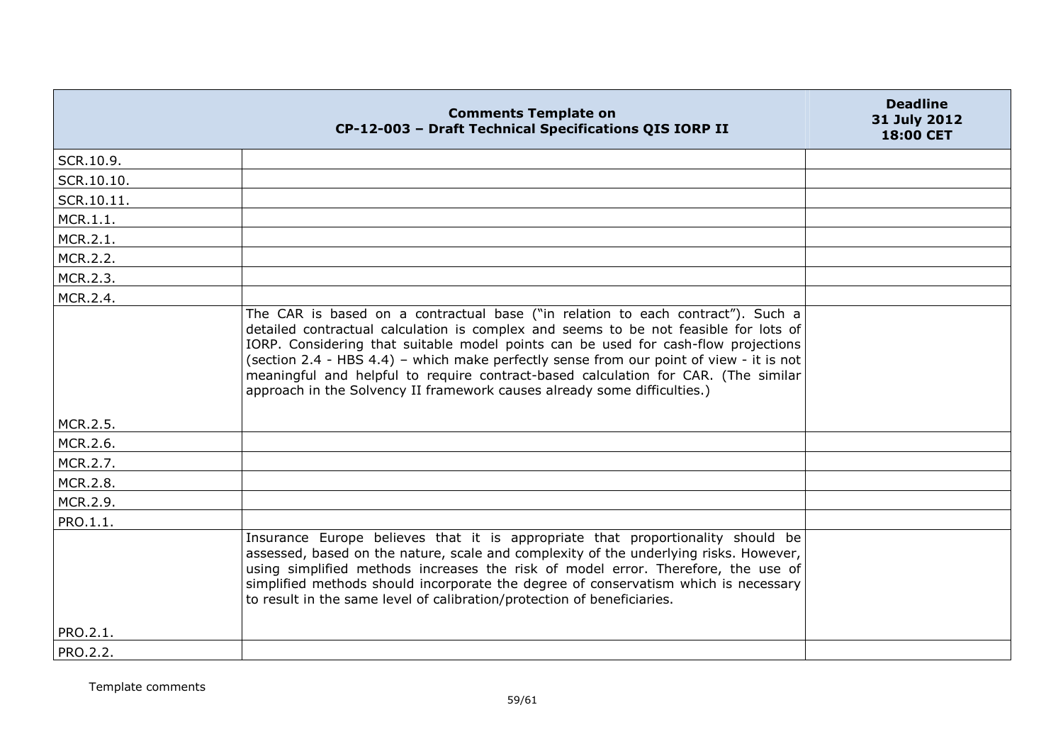| | Comments Template on CP-12-003 – Draft Technical Specifications QIS IORP II | Deadline 31 July 2012 18:00 CET |
|---|---|---|
| SCR.10.9. | | |
| SCR.10.10. | | |
| SCR.10.11. | | |
| MCR.1.1. | | |
| MCR.2.1. | | |
| MCR.2.2. | | |
| MCR.2.3. | | |
| MCR.2.4. | | |
| MCR.2.5. | The CAR is based on a contractual base ("in relation to each contract"). Such a detailed contractual calculation is complex and seems to be not feasible for lots of IORP. Considering that suitable model points can be used for cash-flow projections (section 2.4 - HBS 4.4) – which make perfectly sense from our point of view - it is not meaningful and helpful to require contract-based calculation for CAR. (The similar approach in the Solvency II framework causes already some difficulties.) | |
| MCR.2.6. | | |
| MCR.2.7. | | |
| MCR.2.8. | | |
| MCR.2.9. | | |
| PRO.1.1. | | |
| PRO.2.1. | Insurance Europe believes that it is appropriate that proportionality should be assessed, based on the nature, scale and complexity of the underlying risks. However, using simplified methods increases the risk of model error. Therefore, the use of simplified methods should incorporate the degree of conservatism which is necessary to result in the same level of calibration/protection of beneficiaries. | |
| PRO.2.2. | | |

Template comments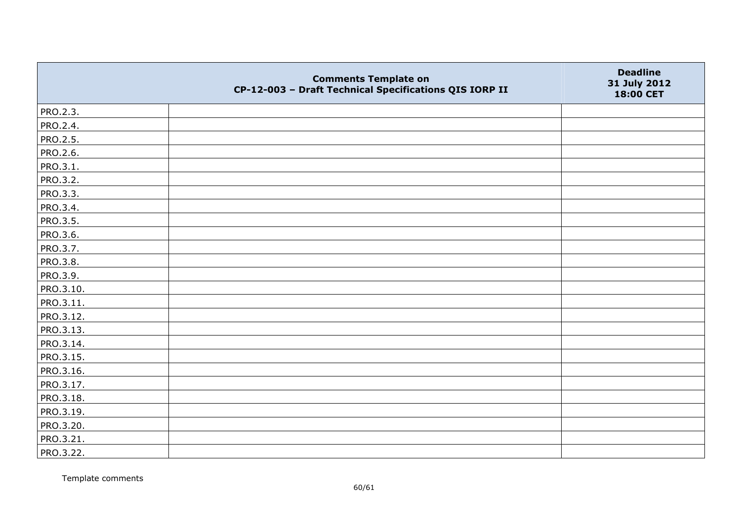|  | Comments Template on<br>CP-12-003 – Draft Technical Specifications QIS IORP II | Deadline<br>31 July 2012<br>18:00 CET |
|---|---|---|
| PRO.2.3. |  |  |
| PRO.2.4. |  |  |
| PRO.2.5. |  |  |
| PRO.2.6. |  |  |
| PRO.3.1. |  |  |
| PRO.3.2. |  |  |
| PRO.3.3. |  |  |
| PRO.3.4. |  |  |
| PRO.3.5. |  |  |
| PRO.3.6. |  |  |
| PRO.3.7. |  |  |
| PRO.3.8. |  |  |
| PRO.3.9. |  |  |
| PRO.3.10. |  |  |
| PRO.3.11. |  |  |
| PRO.3.12. |  |  |
| PRO.3.13. |  |  |
| PRO.3.14. |  |  |
| PRO.3.15. |  |  |
| PRO.3.16. |  |  |
| PRO.3.17. |  |  |
| PRO.3.18. |  |  |
| PRO.3.19. |  |  |
| PRO.3.20. |  |  |
| PRO.3.21. |  |  |
| PRO.3.22. |  |  |

Template comments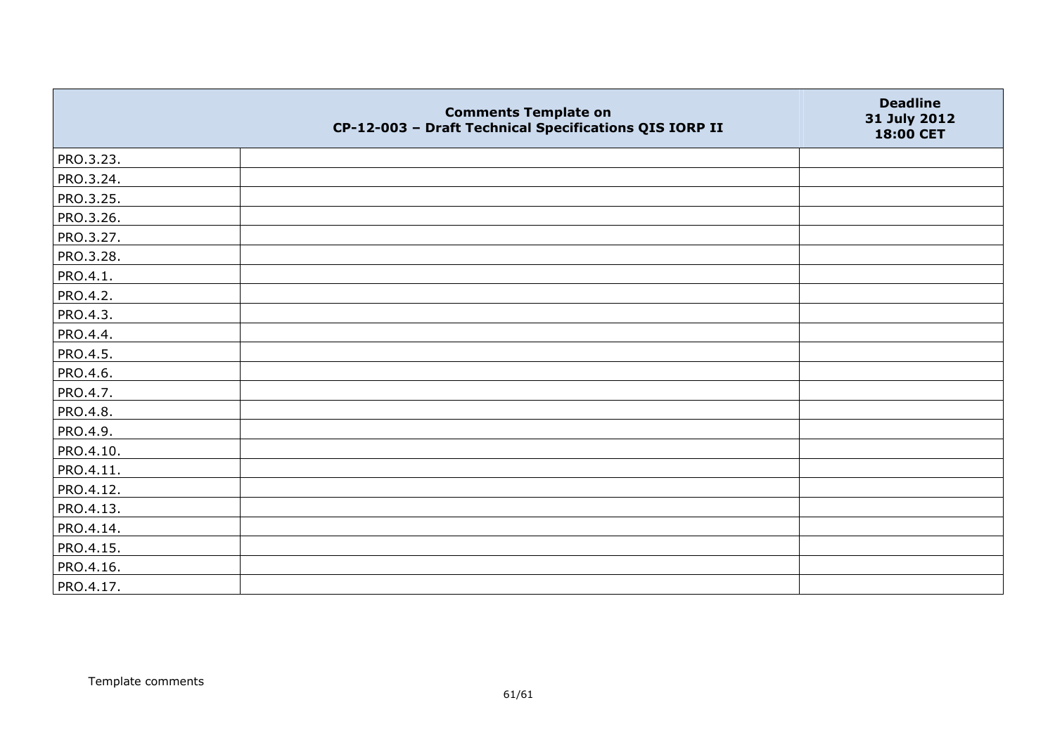| | Comments Template on CP-12-003 – Draft Technical Specifications QIS IORP II | Deadline 31 July 2012 18:00 CET |
|---|---|---|
| PRO.3.23. | | |
| PRO.3.24. | | |
| PRO.3.25. | | |
| PRO.3.26. | | |
| PRO.3.27. | | |
| PRO.3.28. | | |
| PRO.4.1. | | |
| PRO.4.2. | | |
| PRO.4.3. | | |
| PRO.4.4. | | |
| PRO.4.5. | | |
| PRO.4.6. | | |
| PRO.4.7. | | |
| PRO.4.8. | | |
| PRO.4.9. | | |
| PRO.4.10. | | |
| PRO.4.11. | | |
| PRO.4.12. | | |
| PRO.4.13. | | |
| PRO.4.14. | | |
| PRO.4.15. | | |
| PRO.4.16. | | |
| PRO.4.17. | | |